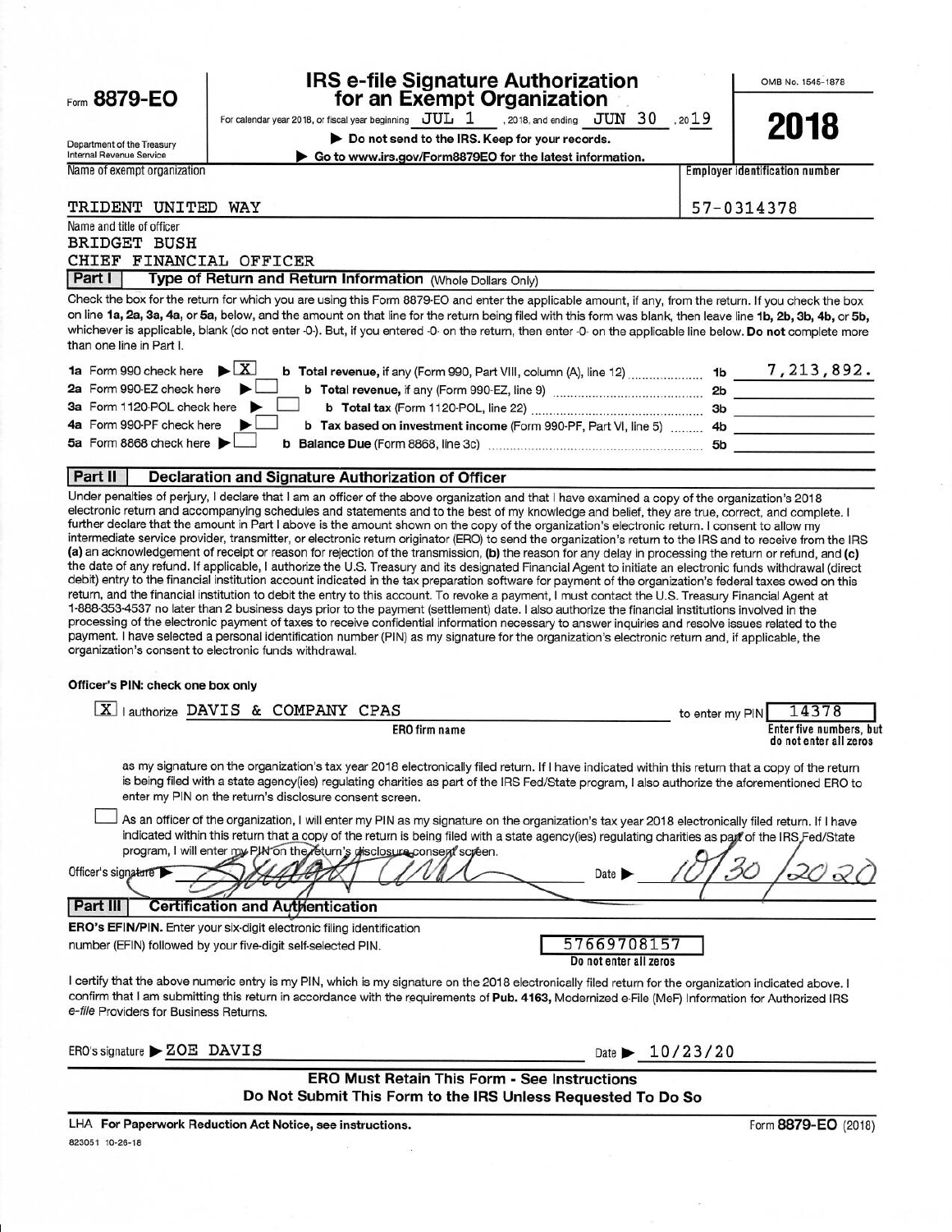Form **8879-EO**

Department of the Treasury
Internal Revenue Service

# IRS e-file Signature Authorization for an Exempt Organization

For calendar year 2018, or fiscal year beginning JUL 1, 2018, and ending JUN 30, 2019

▶ Do not send to the IRS. Keep for your records.

▶ Go to www.irs.gov/Form8879EO for the latest information.

OMB No. 1545-1878

**2018**

Name of exempt organization: TRIDENT UNITED WAY

Employer identification number: 57-0314378

Name and title of officer:
BRIDGET BUSH
CHIEF FINANCIAL OFFICER

## Part I — Type of Return and Return Information (Whole Dollars Only)

Check the box for the return for which you are using this Form 8879-EO and enter the applicable amount, if any, from the return. If you check the box on line **1a, 2a, 3a, 4a,** or **5a,** below, and the amount on that line for the return being filed with this form was blank, then leave line **1b, 2b, 3b, 4b,** or **5b,** whichever is applicable, blank (do not enter -0-). But, if you entered -0- on the return, then enter -0- on the applicable line below. **Do not** complete more than one line in Part I.

| | | | |
|---|---|---|---|
| **1a** Form 990 check here ▶ [X] | **b Total revenue,** if any (Form 990, Part VIII, column (A), line 12) | **1b** | 7,213,892. |
| **2a** Form 990-EZ check here ▶ [ ] | **b Total revenue,** if any (Form 990-EZ, line 9) | **2b** | |
| **3a** Form 1120-POL check here ▶ [ ] | **b Total tax** (Form 1120-POL, line 22) | **3b** | |
| **4a** Form 990-PF check here ▶ [ ] | **b Tax based on investment income** (Form 990-PF, Part VI, line 5) | **4b** | |
| **5a** Form 8868 check here ▶ [ ] | **b Balance Due** (Form 8868, line 3c) | **5b** | |

## Part II — Declaration and Signature Authorization of Officer

Under penalties of perjury, I declare that I am an officer of the above organization and that I have examined a copy of the organization's 2018 electronic return and accompanying schedules and statements and to the best of my knowledge and belief, they are true, correct, and complete. I further declare that the amount in Part I above is the amount shown on the copy of the organization's electronic return. I consent to allow my intermediate service provider, transmitter, or electronic return originator (ERO) to send the organization's return to the IRS and to receive from the IRS **(a)** an acknowledgement of receipt or reason for rejection of the transmission, **(b)** the reason for any delay in processing the return or refund, and **(c)** the date of any refund. If applicable, I authorize the U.S. Treasury and its designated Financial Agent to initiate an electronic funds withdrawal (direct debit) entry to the financial institution account indicated in the tax preparation software for payment of the organization's federal taxes owed on this return, and the financial institution to debit the entry to this account. To revoke a payment, I must contact the U.S. Treasury Financial Agent at 1-888-353-4537 no later than 2 business days prior to the payment (settlement) date. I also authorize the financial institutions involved in the processing of the electronic payment of taxes to receive confidential information necessary to answer inquiries and resolve issues related to the payment. I have selected a personal identification number (PIN) as my signature for the organization's electronic return and, if applicable, the organization's consent to electronic funds withdrawal.

**Officer's PIN: check one box only**

[X] I authorize DAVIS & COMPANY CPAS (ERO firm name) to enter my PIN 14378 (Enter five numbers, but do not enter all zeros)

as my signature on the organization's tax year 2018 electronically filed return. If I have indicated within this return that a copy of the return is being filed with a state agency(ies) regulating charities as part of the IRS Fed/State program, I also authorize the aforementioned ERO to enter my PIN on the return's disclosure consent screen.

[ ] As an officer of the organization, I will enter my PIN as my signature on the organization's tax year 2018 electronically filed return. If I have indicated within this return that a copy of the return is being filed with a state agency(ies) regulating charities as part of the IRS Fed/State program, I will enter my PIN on the return's disclosure consent screen.

Officer's signature ▶ [signature] Date ▶ 10/30/2020

## Part III — Certification and Authentication

**ERO's EFIN/PIN.** Enter your six-digit electronic filing identification number (EFIN) followed by your five-digit self-selected PIN.

57669708157 (Do not enter all zeros)

I certify that the above numeric entry is my PIN, which is my signature on the 2018 electronically filed return for the organization indicated above. I confirm that I am submitting this return in accordance with the requirements of **Pub. 4163,** Modernized e-File (MeF) Information for Authorized IRS *e-file* Providers for Business Returns.

ERO's signature ▶ ZOE DAVIS Date ▶ 10/23/20

**ERO Must Retain This Form - See Instructions**
**Do Not Submit This Form to the IRS Unless Requested To Do So**

LHA **For Paperwork Reduction Act Notice, see instructions.**

823051 10-26-18

Form **8879-EO** (2018)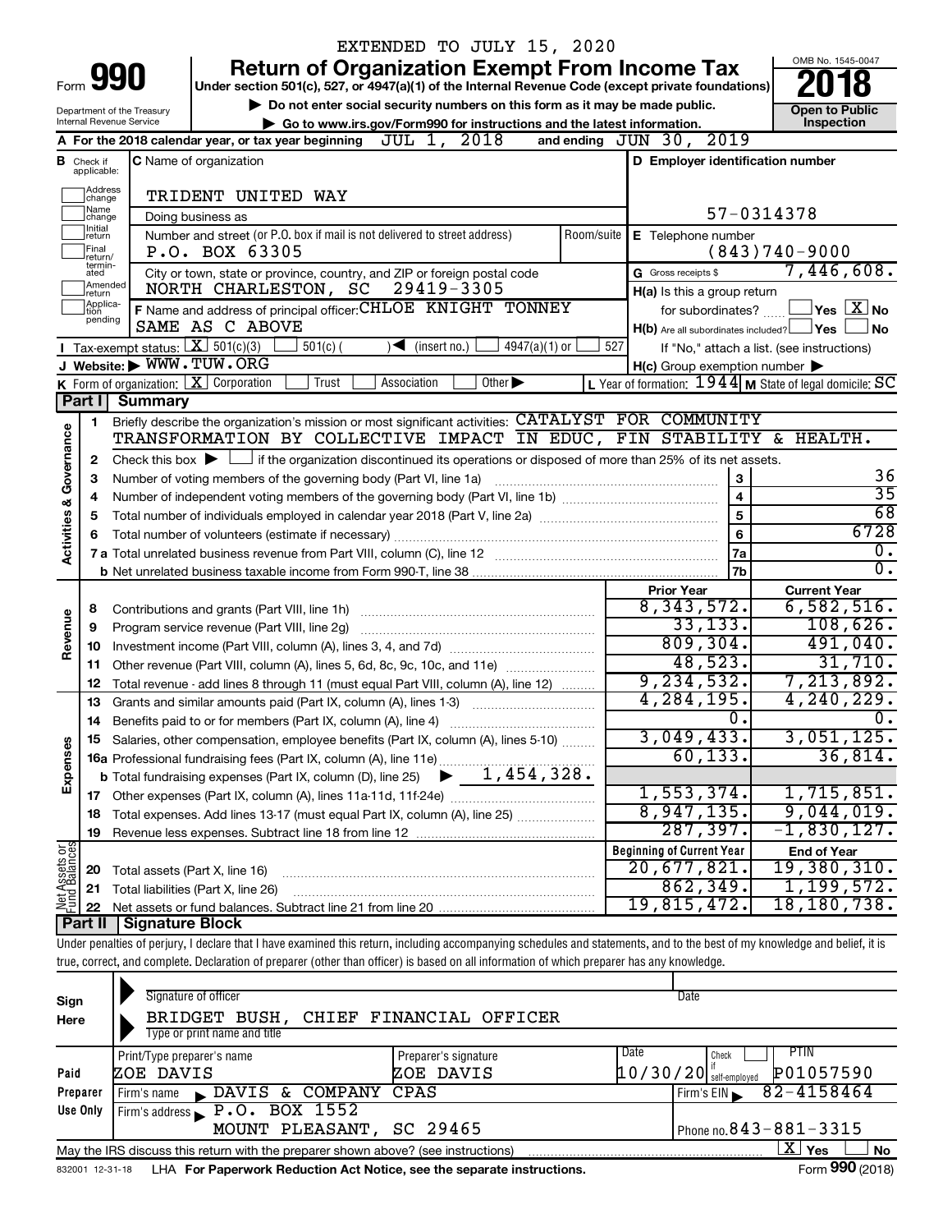EXTENDED TO JULY 15, 2020

# Form 990 — Return of Organization Exempt From Income Tax (2018)

Under section 501(c), 527, or 4947(a)(1) of the Internal Revenue Code (except private foundations)

▶ Do not enter social security numbers on this form as it may be made public.

▶ Go to www.irs.gov/Form990 for instructions and the latest information.

Department of the Treasury
Internal Revenue Service

OMB No. 1545-0047

**Open to Public Inspection**

**A** For the 2018 calendar year, or tax year beginning JUL 1, 2018 and ending JUN 30, 2019

**B** Check if applicable: Address change, Name change, Initial return, Final return/terminated, Amended return, Application pending

**C** Name of organization: TRIDENT UNITED WAY

Doing business as

Number and street (or P.O. box if mail is not delivered to street address): P.O. BOX 63305 Room/suite

City or town, state or province, country, and ZIP or foreign postal code: NORTH CHARLESTON, SC 29419-3305

**D** Employer identification number: 57-0314378

**E** Telephone number: (843)740-9000

**G** Gross receipts $ 7,446,608.

**F** Name and address of principal officer: CHLOE KNIGHT TONNEY
SAME AS C ABOVE

**H(a)** Is this a group return for subordinates? ☐ Yes ☒ No

**H(b)** Are all subordinates included? ☐ Yes ☐ No
If "No," attach a list. (see instructions)

**H(c)** Group exemption number ▶

**I** Tax-exempt status: ☒ 501(c)(3) ☐ 501(c) ( ) ◀ (insert no.) ☐ 4947(a)(1) or ☐ 527

**J** Website: ▶ WWW.TUW.ORG

**K** Form of organization: ☒ Corporation ☐ Trust ☐ Association ☐ Other ▶

**L** Year of formation: 1944 **M** State of legal domicile: SC

## Part I Summary

**Activities & Governance**

1. Briefly describe the organization's mission or most significant activities: CATALYST FOR COMMUNITY TRANSFORMATION BY COLLECTIVE IMPACT IN EDUC, FIN STABILITY & HEALTH.
2. Check this box ▶ ☐ if the organization discontinued its operations or disposed of more than 25% of its net assets.

| | | | |
|---|---|---|---|
| 3 | Number of voting members of the governing body (Part VI, line 1a) | 3 | 36 |
| 4 | Number of independent voting members of the governing body (Part VI, line 1b) | 4 | 35 |
| 5 | Total number of individuals employed in calendar year 2018 (Part V, line 2a) | 5 | 68 |
| 6 | Total number of volunteers (estimate if necessary) | 6 | 6728 |
| 7a | Total unrelated business revenue from Part VIII, column (C), line 12 | 7a | 0. |
| b | Net unrelated business taxable income from Form 990-T, line 38 | 7b | 0. |

| | | Prior Year | Current Year |
|---|---|---|---|
| **Revenue** | | | |
| 8 | Contributions and grants (Part VIII, line 1h) | 8,343,572. | 6,582,516. |
| 9 | Program service revenue (Part VIII, line 2g) | 33,133. | 108,626. |
| 10 | Investment income (Part VIII, column (A), lines 3, 4, and 7d) | 809,304. | 491,040. |
| 11 | Other revenue (Part VIII, column (A), lines 5, 6d, 8c, 9c, 10c, and 11e) | 48,523. | 31,710. |
| 12 | Total revenue - add lines 8 through 11 (must equal Part VIII, column (A), line 12) | 9,234,532. | 7,213,892. |
| **Expenses** | | | |
| 13 | Grants and similar amounts paid (Part IX, column (A), lines 1-3) | 4,284,195. | 4,240,229. |
| 14 | Benefits paid to or for members (Part IX, column (A), line 4) | 0. | 0. |
| 15 | Salaries, other compensation, employee benefits (Part IX, column (A), lines 5-10) | 3,049,433. | 3,051,125. |
| 16a | Professional fundraising fees (Part IX, column (A), line 11e) | 60,133. | 36,814. |
| b | Total fundraising expenses (Part IX, column (D), line 25) ▶ 1,454,328. | | |
| 17 | Other expenses (Part IX, column (A), lines 11a-11d, 11f-24e) | 1,553,374. | 1,715,851. |
| 18 | Total expenses. Add lines 13-17 (must equal Part IX, column (A), line 25) | 8,947,135. | 9,044,019. |
| 19 | Revenue less expenses. Subtract line 18 from line 12 | 287,397. | -1,830,127. |

| | **Net Assets or Fund Balances** | Beginning of Current Year | End of Year |
|---|---|---|---|
| 20 | Total assets (Part X, line 16) | 20,677,821. | 19,380,310. |
| 21 | Total liabilities (Part X, line 26) | 862,349. | 1,199,572. |
| 22 | Net assets or fund balances. Subtract line 21 from line 20 | 19,815,472. | 18,180,738. |

## Part II Signature Block

Under penalties of perjury, I declare that I have examined this return, including accompanying schedules and statements, and to the best of my knowledge and belief, it is true, correct, and complete. Declaration of preparer (other than officer) is based on all information of which preparer has any knowledge.

**Sign Here**

Signature of officer — Date

BRIDGET BUSH, CHIEF FINANCIAL OFFICER
Type or print name and title

**Paid Preparer Use Only**

| Print/Type preparer's name | Preparer's signature | Date | Check ☐ if self-employed | PTIN |
|---|---|---|---|---|
| ZOE DAVIS | ZOE DAVIS | 10/30/20 | | P01057590 |

Firm's name ▶ DAVIS & COMPANY CPAS — Firm's EIN ▶ 82-4158464

Firm's address ▶ P.O. BOX 1552
MOUNT PLEASANT, SC 29465 — Phone no. 843-881-3315

May the IRS discuss this return with the preparer shown above? (see instructions) ☒ Yes ☐ No

832001 12-31-18 LHA For Paperwork Reduction Act Notice, see the separate instructions. Form **990** (2018)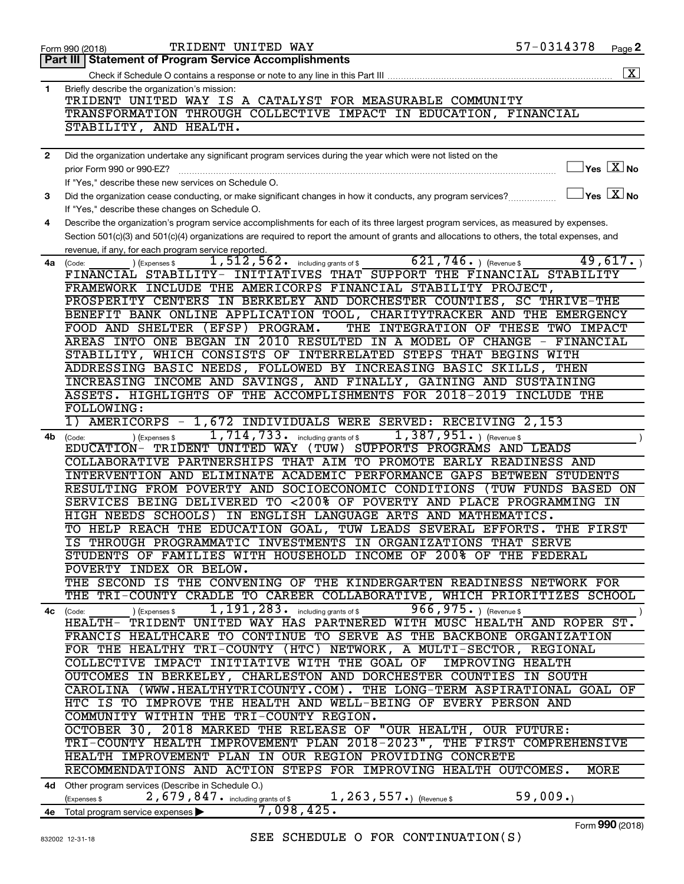Form 990 (2018) TRIDENT UNITED WAY 57-0314378

## Part III | Statement of Program Service Accomplishments

Check if Schedule O contains a response or note to any line in this Part III [X]

**1** Briefly describe the organization's mission:

TRIDENT UNITED WAY IS A CATALYST FOR MEASURABLE COMMUNITY TRANSFORMATION THROUGH COLLECTIVE IMPACT IN EDUCATION, FINANCIAL STABILITY, AND HEALTH.

**2** Did the organization undertake any significant program services during the year which were not listed on the prior Form 990 or 990-EZ? [ ] Yes [X] No

If "Yes," describe these new services on Schedule O.

**3** Did the organization cease conducting, or make significant changes in how it conducts, any program services? [ ] Yes [X] No

If "Yes," describe these changes on Schedule O.

**4** Describe the organization's program service accomplishments for each of its three largest program services, as measured by expenses. Section 501(c)(3) and 501(c)(4) organizations are required to report the amount of grants and allocations to others, the total expenses, and revenue, if any, for each program service reported.

**4a** (Code: ) (Expenses $ 1,512,562. including grants of $ 621,746. ) (Revenue $ 49,617. )

FINANCIAL STABILITY- INITIATIVES THAT SUPPORT THE FINANCIAL STABILITY FRAMEWORK INCLUDE THE AMERICORPS FINANCIAL STABILITY PROJECT, PROSPERITY CENTERS IN BERKELEY AND DORCHESTER COUNTIES, SC THRIVE-THE BENEFIT BANK ONLINE APPLICATION TOOL, CHARITYTRACKER AND THE EMERGENCY FOOD AND SHELTER (EFSP) PROGRAM. THE INTEGRATION OF THESE TWO IMPACT AREAS INTO ONE BEGAN IN 2010 RESULTED IN A MODEL OF CHANGE - FINANCIAL STABILITY, WHICH CONSISTS OF INTERRELATED STEPS THAT BEGINS WITH ADDRESSING BASIC NEEDS, FOLLOWED BY INCREASING BASIC SKILLS, THEN INCREASING INCOME AND SAVINGS, AND FINALLY, GAINING AND SUSTAINING ASSETS. HIGHLIGHTS OF THE ACCOMPLISHMENTS FOR 2018-2019 INCLUDE THE FOLLOWING:

1) AMERICORPS - 1,672 INDIVIDUALS WERE SERVED: RECEIVING 2,153

**4b** (Code: ) (Expenses $ 1,714,733. including grants of $ 1,387,951. ) (Revenue $ )

EDUCATION- TRIDENT UNITED WAY (TUW) SUPPORTS PROGRAMS AND LEADS COLLABORATIVE PARTNERSHIPS THAT AIM TO PROMOTE EARLY READINESS AND INTERVENTION AND ELIMINATE ACADEMIC PERFORMANCE GAPS BETWEEN STUDENTS RESULTING FROM POVERTY AND SOCIOECONOMIC CONDITIONS (TUW FUNDS BASED ON SERVICES BEING DELIVERED TO <200% OF POVERTY AND PLACE PROGRAMMING IN HIGH NEEDS SCHOOLS) IN ENGLISH LANGUAGE ARTS AND MATHEMATICS.

TO HELP REACH THE EDUCATION GOAL, TUW LEADS SEVERAL EFFORTS. THE FIRST IS THROUGH PROGRAMMATIC INVESTMENTS IN ORGANIZATIONS THAT SERVE STUDENTS OF FAMILIES WITH HOUSEHOLD INCOME OF 200% OF THE FEDERAL POVERTY INDEX OR BELOW.

THE SECOND IS THE CONVENING OF THE KINDERGARTEN READINESS NETWORK FOR THE TRI-COUNTY CRADLE TO CAREER COLLABORATIVE, WHICH PRIORITIZES SCHOOL

**4c** (Code: ) (Expenses $ 1,191,283. including grants of $ 966,975. ) (Revenue $ )

HEALTH- TRIDENT UNITED WAY HAS PARTNERED WITH MUSC HEALTH AND ROPER ST. FRANCIS HEALTHCARE TO CONTINUE TO SERVE AS THE BACKBONE ORGANIZATION FOR THE HEALTHY TRI-COUNTY (HTC) NETWORK, A MULTI-SECTOR, REGIONAL COLLECTIVE IMPACT INITIATIVE WITH THE GOAL OF IMPROVING HEALTH OUTCOMES IN BERKELEY, CHARLESTON AND DORCHESTER COUNTIES IN SOUTH CAROLINA (WWW.HEALTHYTRICOUNTY.COM). THE LONG-TERM ASPIRATIONAL GOAL OF HTC IS TO IMPROVE THE HEALTH AND WELL-BEING OF EVERY PERSON AND COMMUNITY WITHIN THE TRI-COUNTY REGION.

OCTOBER 30, 2018 MARKED THE RELEASE OF "OUR HEALTH, OUR FUTURE: TRI-COUNTY HEALTH IMPROVEMENT PLAN 2018-2023", THE FIRST COMPREHENSIVE HEALTH IMPROVEMENT PLAN IN OUR REGION PROVIDING CONCRETE RECOMMENDATIONS AND ACTION STEPS FOR IMPROVING HEALTH OUTCOMES. MORE

**4d** Other program services (Describe in Schedule O.)

(Expenses $ 2,679,847. including grants of $ 1,263,557.) (Revenue $ 59,009.)

**4e** Total program service expenses ▶ 7,098,425.

SEE SCHEDULE O FOR CONTINUATION(S)

Form 990 (2018)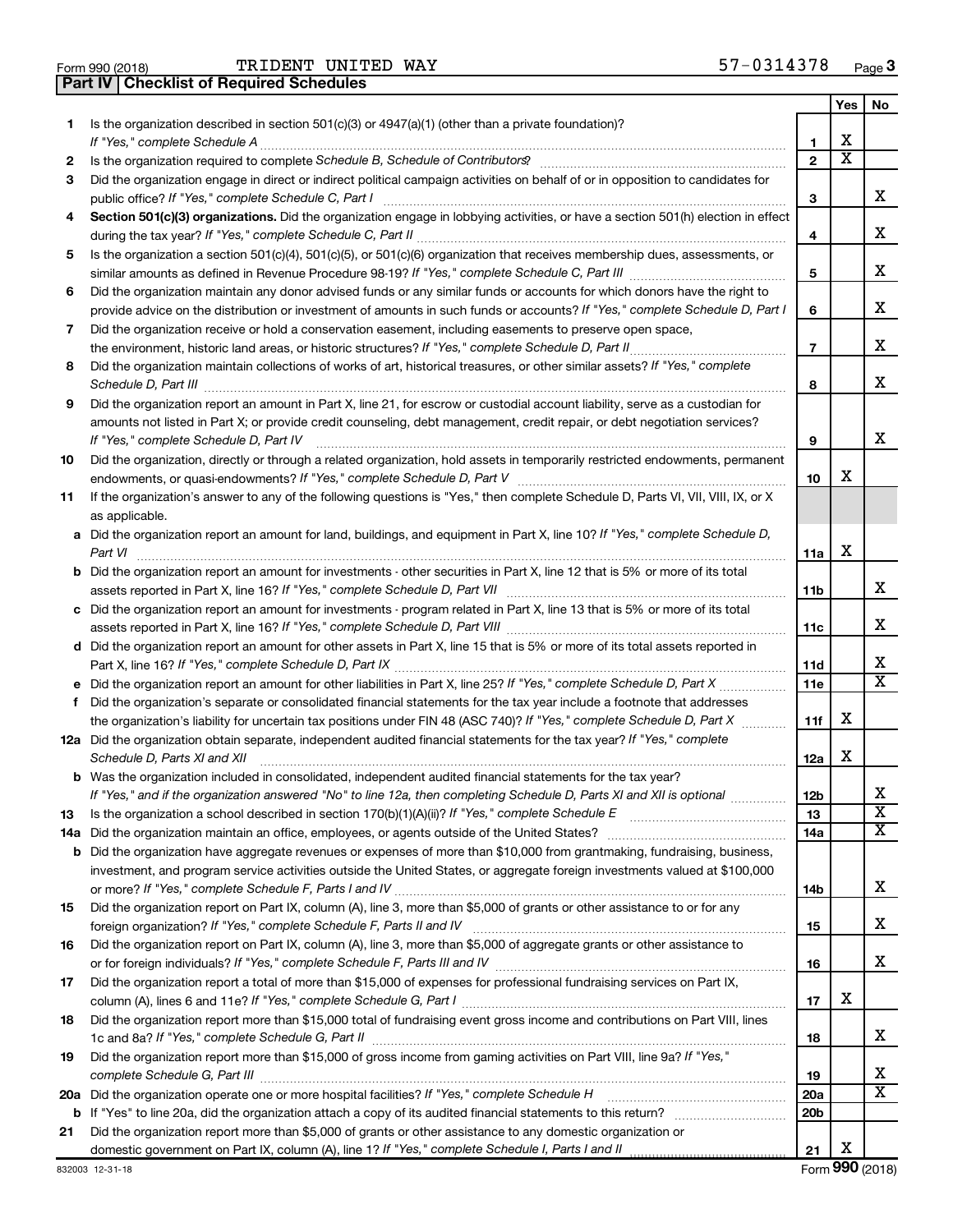Form 990 (2018) TRIDENT UNITED WAY 57-0314378 Page 3

**Part IV | Checklist of Required Schedules**

| | | | Yes | No |
|---|---|---|---|---|
| 1 | Is the organization described in section 501(c)(3) or 4947(a)(1) (other than a private foundation)? *If "Yes," complete Schedule A* | 1 | X | |
| 2 | Is the organization required to complete *Schedule B, Schedule of Contributors*? | 2 | X | |
| 3 | Did the organization engage in direct or indirect political campaign activities on behalf of or in opposition to candidates for public office? *If "Yes," complete Schedule C, Part I* | 3 | | X |
| 4 | **Section 501(c)(3) organizations.** Did the organization engage in lobbying activities, or have a section 501(h) election in effect during the tax year? *If "Yes," complete Schedule C, Part II* | 4 | | X |
| 5 | Is the organization a section 501(c)(4), 501(c)(5), or 501(c)(6) organization that receives membership dues, assessments, or similar amounts as defined in Revenue Procedure 98-19? *If "Yes," complete Schedule C, Part III* | 5 | | X |
| 6 | Did the organization maintain any donor advised funds or any similar funds or accounts for which donors have the right to provide advice on the distribution or investment of amounts in such funds or accounts? *If "Yes," complete Schedule D, Part I* | 6 | | X |
| 7 | Did the organization receive or hold a conservation easement, including easements to preserve open space, the environment, historic land areas, or historic structures? *If "Yes," complete Schedule D, Part II* | 7 | | X |
| 8 | Did the organization maintain collections of works of art, historical treasures, or other similar assets? *If "Yes," complete Schedule D, Part III* | 8 | | X |
| 9 | Did the organization report an amount in Part X, line 21, for escrow or custodial account liability, serve as a custodian for amounts not listed in Part X; or provide credit counseling, debt management, credit repair, or debt negotiation services? *If "Yes," complete Schedule D, Part IV* | 9 | | X |
| 10 | Did the organization, directly or through a related organization, hold assets in temporarily restricted endowments, permanent endowments, or quasi-endowments? *If "Yes," complete Schedule D, Part V* | 10 | X | |
| 11 | If the organization's answer to any of the following questions is "Yes," then complete Schedule D, Parts VI, VII, VIII, IX, or X as applicable. | | | |
| a | Did the organization report an amount for land, buildings, and equipment in Part X, line 10? *If "Yes," complete Schedule D, Part VI* | 11a | X | |
| b | Did the organization report an amount for investments - other securities in Part X, line 12 that is 5% or more of its total assets reported in Part X, line 16? *If "Yes," complete Schedule D, Part VII* | 11b | | X |
| c | Did the organization report an amount for investments - program related in Part X, line 13 that is 5% or more of its total assets reported in Part X, line 16? *If "Yes," complete Schedule D, Part VIII* | 11c | | X |
| d | Did the organization report an amount for other assets in Part X, line 15 that is 5% or more of its total assets reported in Part X, line 16? *If "Yes," complete Schedule D, Part IX* | 11d | | X |
| e | Did the organization report an amount for other liabilities in Part X, line 25? *If "Yes," complete Schedule D, Part X* | 11e | | X |
| f | Did the organization's separate or consolidated financial statements for the tax year include a footnote that addresses the organization's liability for uncertain tax positions under FIN 48 (ASC 740)? *If "Yes," complete Schedule D, Part X* | 11f | X | |
| 12a | Did the organization obtain separate, independent audited financial statements for the tax year? *If "Yes," complete Schedule D, Parts XI and XII* | 12a | X | |
| b | Was the organization included in consolidated, independent audited financial statements for the tax year? *If "Yes," and if the organization answered "No" to line 12a, then completing Schedule D, Parts XI and XII is optional* | 12b | | X |
| 13 | Is the organization a school described in section 170(b)(1)(A)(ii)? *If "Yes," complete Schedule E* | 13 | | X |
| 14a | Did the organization maintain an office, employees, or agents outside of the United States? | 14a | | X |
| b | Did the organization have aggregate revenues or expenses of more than $10,000 from grantmaking, fundraising, business, investment, and program service activities outside the United States, or aggregate foreign investments valued at $100,000 or more? *If "Yes," complete Schedule F, Parts I and IV* | 14b | | X |
| 15 | Did the organization report on Part IX, column (A), line 3, more than $5,000 of grants or other assistance to or for any foreign organization? *If "Yes," complete Schedule F, Parts II and IV* | 15 | | X |
| 16 | Did the organization report on Part IX, column (A), line 3, more than $5,000 of aggregate grants or other assistance to or for foreign individuals? *If "Yes," complete Schedule F, Parts III and IV* | 16 | | X |
| 17 | Did the organization report a total of more than $15,000 of expenses for professional fundraising services on Part IX, column (A), lines 6 and 11e? *If "Yes," complete Schedule G, Part I* | 17 | X | |
| 18 | Did the organization report more than $15,000 total of fundraising event gross income and contributions on Part VIII, lines 1c and 8a? *If "Yes," complete Schedule G, Part II* | 18 | | X |
| 19 | Did the organization report more than $15,000 of gross income from gaming activities on Part VIII, line 9a? *If "Yes," complete Schedule G, Part III* | 19 | | X |
| 20a | Did the organization operate one or more hospital facilities? *If "Yes," complete Schedule H* | 20a | | X |
| b | If "Yes" to line 20a, did the organization attach a copy of its audited financial statements to this return? | 20b | | |
| 21 | Did the organization report more than $5,000 of grants or other assistance to any domestic organization or domestic government on Part IX, column (A), line 1? *If "Yes," complete Schedule I, Parts I and II* | 21 | X | |

832003 12-31-18 Form **990** (2018)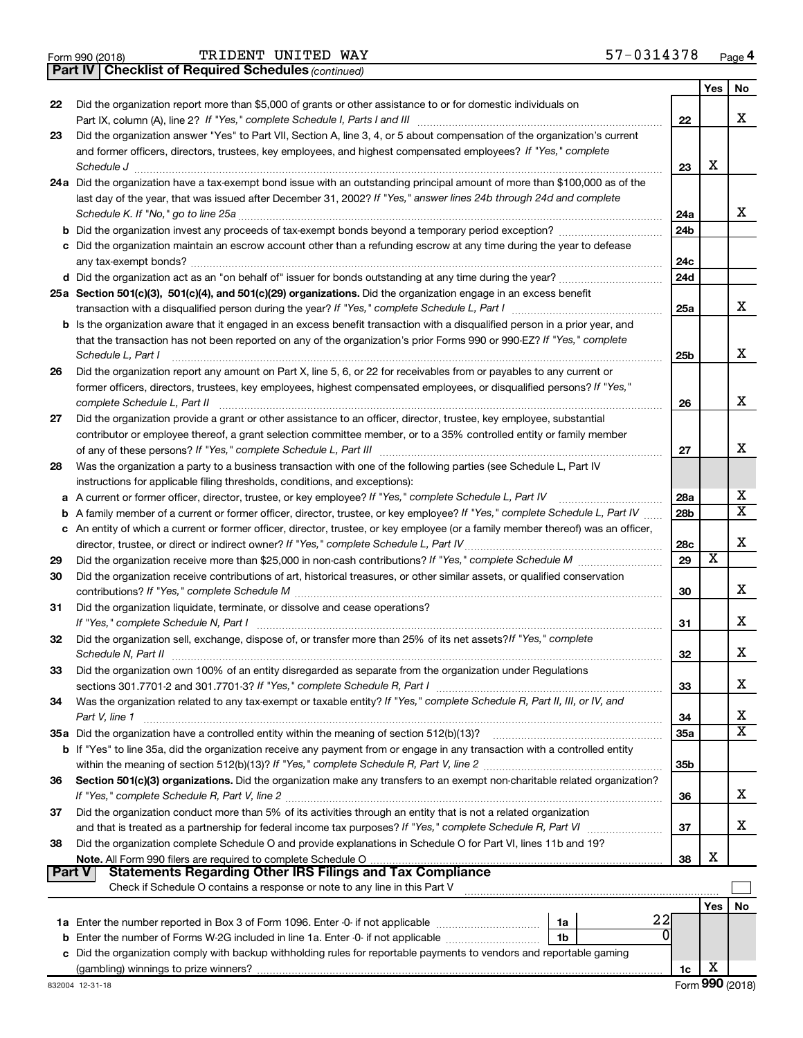Form 990 (2018) TRIDENT UNITED WAY 57-0314378 Page 4

**Part IV | Checklist of Required Schedules** *(continued)*

| | | | Yes | No |
|---|---|---|---|---|
| 22 | Did the organization report more than $5,000 of grants or other assistance to or for domestic individuals on Part IX, column (A), line 2? *If "Yes," complete Schedule I, Parts I and III* | 22 | | X |
| 23 | Did the organization answer "Yes" to Part VII, Section A, line 3, 4, or 5 about compensation of the organization's current and former officers, directors, trustees, key employees, and highest compensated employees? *If "Yes," complete Schedule J* | 23 | X | |
| 24a | Did the organization have a tax-exempt bond issue with an outstanding principal amount of more than $100,000 as of the last day of the year, that was issued after December 31, 2002? *If "Yes," answer lines 24b through 24d and complete Schedule K. If "No," go to line 25a* | 24a | | X |
| b | Did the organization invest any proceeds of tax-exempt bonds beyond a temporary period exception? | 24b | | |
| c | Did the organization maintain an escrow account other than a refunding escrow at any time during the year to defease any tax-exempt bonds? | 24c | | |
| d | Did the organization act as an "on behalf of" issuer for bonds outstanding at any time during the year? | 24d | | |
| 25a | **Section 501(c)(3), 501(c)(4), and 501(c)(29) organizations.** Did the organization engage in an excess benefit transaction with a disqualified person during the year? *If "Yes," complete Schedule L, Part I* | 25a | | X |
| b | Is the organization aware that it engaged in an excess benefit transaction with a disqualified person in a prior year, and that the transaction has not been reported on any of the organization's prior Forms 990 or 990-EZ? *If "Yes," complete Schedule L, Part I* | 25b | | X |
| 26 | Did the organization report any amount on Part X, line 5, 6, or 22 for receivables from or payables to any current or former officers, directors, trustees, key employees, highest compensated employees, or disqualified persons? *If "Yes," complete Schedule L, Part II* | 26 | | X |
| 27 | Did the organization provide a grant or other assistance to an officer, director, trustee, key employee, substantial contributor or employee thereof, a grant selection committee member, or to a 35% controlled entity or family member of any of these persons? *If "Yes," complete Schedule L, Part III* | 27 | | X |
| 28 | Was the organization a party to a business transaction with one of the following parties (see Schedule L, Part IV instructions for applicable filing thresholds, conditions, and exceptions): | | | |
| a | A current or former officer, director, trustee, or key employee? *If "Yes," complete Schedule L, Part IV* | 28a | | X |
| b | A family member of a current or former officer, director, trustee, or key employee? *If "Yes," complete Schedule L, Part IV* | 28b | | X |
| c | An entity of which a current or former officer, director, trustee, or key employee (or a family member thereof) was an officer, director, trustee, or direct or indirect owner? *If "Yes," complete Schedule L, Part IV* | 28c | | X |
| 29 | Did the organization receive more than $25,000 in non-cash contributions? *If "Yes," complete Schedule M* | 29 | X | |
| 30 | Did the organization receive contributions of art, historical treasures, or other similar assets, or qualified conservation contributions? *If "Yes," complete Schedule M* | 30 | | X |
| 31 | Did the organization liquidate, terminate, or dissolve and cease operations? *If "Yes," complete Schedule N, Part I* | 31 | | X |
| 32 | Did the organization sell, exchange, dispose of, or transfer more than 25% of its net assets? *If "Yes," complete Schedule N, Part II* | 32 | | X |
| 33 | Did the organization own 100% of an entity disregarded as separate from the organization under Regulations sections 301.7701-2 and 301.7701-3? *If "Yes," complete Schedule R, Part I* | 33 | | X |
| 34 | Was the organization related to any tax-exempt or taxable entity? *If "Yes," complete Schedule R, Part II, III, or IV, and Part V, line 1* | 34 | | X |
| 35a | Did the organization have a controlled entity within the meaning of section 512(b)(13)? | 35a | | X |
| b | If "Yes" to line 35a, did the organization receive any payment from or engage in any transaction with a controlled entity within the meaning of section 512(b)(13)? *If "Yes," complete Schedule R, Part V, line 2* | 35b | | |
| 36 | **Section 501(c)(3) organizations.** Did the organization make any transfers to an exempt non-charitable related organization? *If "Yes," complete Schedule R, Part V, line 2* | 36 | | X |
| 37 | Did the organization conduct more than 5% of its activities through an entity that is not a related organization and that is treated as a partnership for federal income tax purposes? *If "Yes," complete Schedule R, Part VI* | 37 | | X |
| 38 | Did the organization complete Schedule O and provide explanations in Schedule O for Part VI, lines 11b and 19? **Note.** All Form 990 filers are required to complete Schedule O | 38 | X | |

**Part V | Statements Regarding Other IRS Filings and Tax Compliance**

Check if Schedule O contains a response or note to any line in this Part V ☐

| | | | | | Yes | No |
|---|---|---|---|---|---|---|
| 1a | Enter the number reported in Box 3 of Form 1096. Enter -0- if not applicable | 1a | 22 | | | |
| b | Enter the number of Forms W-2G included in line 1a. Enter -0- if not applicable | 1b | 0 | | | |
| c | Did the organization comply with backup withholding rules for reportable payments to vendors and reportable gaming (gambling) winnings to prize winners? | | | 1c | X | |

832004 12-31-18 Form **990** (2018)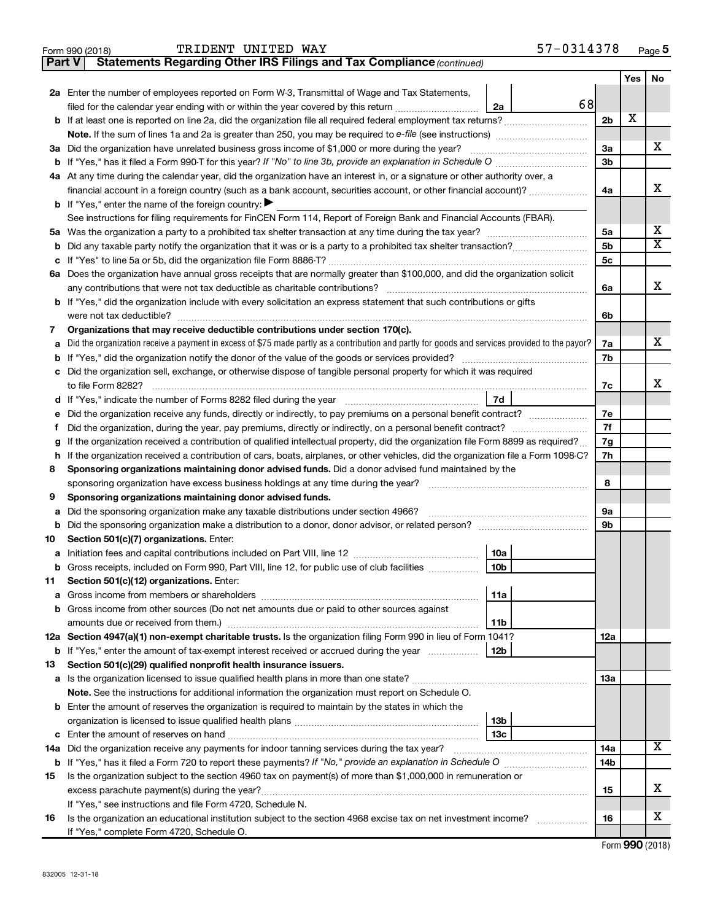Form 990 (2018) TRIDENT UNITED WAY 57-0314378 Page 5

**Part V Statements Regarding Other IRS Filings and Tax Compliance** *(continued)*

| | | | | Yes | No |
|---|---|---|---|---|---|
| **2a** | Enter the number of employees reported on Form W-3, Transmittal of Wage and Tax Statements, filed for the calendar year ending with or within the year covered by this return | 2a | 68 | | |
| **b** | If at least one is reported on line 2a, did the organization file all required federal employment tax returns? | | 2b | X | |
| | **Note.** If the sum of lines 1a and 2a is greater than 250, you may be required to *e-file* (see instructions) | | | | |
| **3a** | Did the organization have unrelated business gross income of $1,000 or more during the year? | | 3a | | X |
| **b** | If "Yes," has it filed a Form 990-T for this year? *If "No" to line 3b, provide an explanation in Schedule O* | | 3b | | |
| **4a** | At any time during the calendar year, did the organization have an interest in, or a signature or other authority over, a financial account in a foreign country (such as a bank account, securities account, or other financial account)? | | 4a | | X |
| **b** | If "Yes," enter the name of the foreign country: ▶ | | | | |
| | See instructions for filing requirements for FinCEN Form 114, Report of Foreign Bank and Financial Accounts (FBAR). | | | | |
| **5a** | Was the organization a party to a prohibited tax shelter transaction at any time during the tax year? | | 5a | | X |
| **b** | Did any taxable party notify the organization that it was or is a party to a prohibited tax shelter transaction? | | 5b | | X |
| **c** | If "Yes" to line 5a or 5b, did the organization file Form 8886-T? | | 5c | | |
| **6a** | Does the organization have annual gross receipts that are normally greater than $100,000, and did the organization solicit any contributions that were not tax deductible as charitable contributions? | | 6a | | X |
| **b** | If "Yes," did the organization include with every solicitation an express statement that such contributions or gifts were not tax deductible? | | 6b | | |
| **7** | **Organizations that may receive deductible contributions under section 170(c).** | | | | |
| **a** | Did the organization receive a payment in excess of $75 made partly as a contribution and partly for goods and services provided to the payor? | | 7a | | X |
| **b** | If "Yes," did the organization notify the donor of the value of the goods or services provided? | | 7b | | |
| **c** | Did the organization sell, exchange, or otherwise dispose of tangible personal property for which it was required to file Form 8282? | | 7c | | X |
| **d** | If "Yes," indicate the number of Forms 8282 filed during the year | 7d | | | |
| **e** | Did the organization receive any funds, directly or indirectly, to pay premiums on a personal benefit contract? | | 7e | | |
| **f** | Did the organization, during the year, pay premiums, directly or indirectly, on a personal benefit contract? | | 7f | | |
| **g** | If the organization received a contribution of qualified intellectual property, did the organization file Form 8899 as required? | | 7g | | |
| **h** | If the organization received a contribution of cars, boats, airplanes, or other vehicles, did the organization file a Form 1098-C? | | 7h | | |
| **8** | **Sponsoring organizations maintaining donor advised funds.** Did a donor advised fund maintained by the sponsoring organization have excess business holdings at any time during the year? | | 8 | | |
| **9** | **Sponsoring organizations maintaining donor advised funds.** | | | | |
| **a** | Did the sponsoring organization make any taxable distributions under section 4966? | | 9a | | |
| **b** | Did the sponsoring organization make a distribution to a donor, donor advisor, or related person? | | 9b | | |
| **10** | **Section 501(c)(7) organizations.** Enter: | | | | |
| **a** | Initiation fees and capital contributions included on Part VIII, line 12 | 10a | | | |
| **b** | Gross receipts, included on Form 990, Part VIII, line 12, for public use of club facilities | 10b | | | |
| **11** | **Section 501(c)(12) organizations.** Enter: | | | | |
| **a** | Gross income from members or shareholders | 11a | | | |
| **b** | Gross income from other sources (Do not net amounts due or paid to other sources against amounts due or received from them.) | 11b | | | |
| **12a** | **Section 4947(a)(1) non-exempt charitable trusts.** Is the organization filing Form 990 in lieu of Form 1041? | | 12a | | |
| **b** | If "Yes," enter the amount of tax-exempt interest received or accrued during the year | 12b | | | |
| **13** | **Section 501(c)(29) qualified nonprofit health insurance issuers.** | | | | |
| **a** | Is the organization licensed to issue qualified health plans in more than one state? | | 13a | | |
| | **Note.** See the instructions for additional information the organization must report on Schedule O. | | | | |
| **b** | Enter the amount of reserves the organization is required to maintain by the states in which the organization is licensed to issue qualified health plans | 13b | | | |
| **c** | Enter the amount of reserves on hand | 13c | | | |
| **14a** | Did the organization receive any payments for indoor tanning services during the tax year? | | 14a | | X |
| **b** | If "Yes," has it filed a Form 720 to report these payments? *If "No," provide an explanation in Schedule O* | | 14b | | |
| **15** | Is the organization subject to the section 4960 tax on payment(s) of more than $1,000,000 in remuneration or excess parachute payment(s) during the year? | | 15 | | X |
| | If "Yes," see instructions and file Form 4720, Schedule N. | | | | |
| **16** | Is the organization an educational institution subject to the section 4968 excise tax on net investment income? | | 16 | | X |
| | If "Yes," complete Form 4720, Schedule O. | | | | |

Form **990** (2018)

832005 12-31-18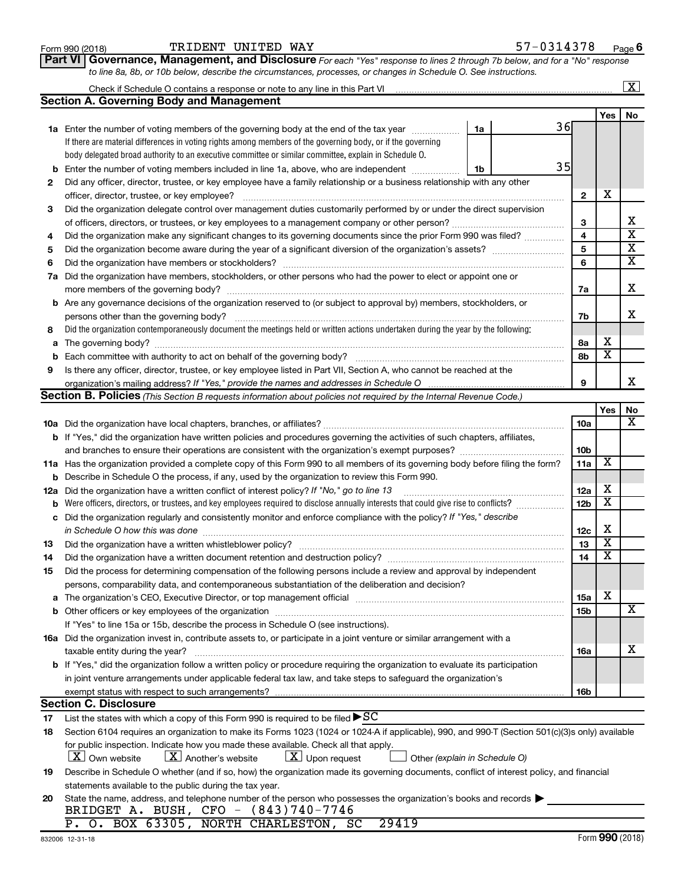Form 990 (2018) TRIDENT UNITED WAY 57-0314378 Page 6

**Part VI Governance, Management, and Disclosure** *For each "Yes" response to lines 2 through 7b below, and for a "No" response to line 8a, 8b, or 10b below, describe the circumstances, processes, or changes in Schedule O. See instructions.*

Check if Schedule O contains a response or note to any line in this Part VI ... [X]

## Section A. Governing Body and Management

| | | | | Yes | No |
|---|---|---|---|---|---|
| **1a** | Enter the number of voting members of the governing body at the end of the tax year ... If there are material differences in voting rights among members of the governing body, or if the governing body delegated broad authority to an executive committee or similar committee, explain in Schedule O. | 1a: 36 | | | |
| **b** | Enter the number of voting members included in line 1a, above, who are independent | 1b: 35 | | | |
| **2** | Did any officer, director, trustee, or key employee have a family relationship or a business relationship with any other officer, director, trustee, or key employee? | | 2 | X | |
| **3** | Did the organization delegate control over management duties customarily performed by or under the direct supervision of officers, directors, or trustees, or key employees to a management company or other person? | | 3 | | X |
| **4** | Did the organization make any significant changes to its governing documents since the prior Form 990 was filed? | | 4 | | X |
| **5** | Did the organization become aware during the year of a significant diversion of the organization's assets? | | 5 | | X |
| **6** | Did the organization have members or stockholders? | | 6 | | X |
| **7a** | Did the organization have members, stockholders, or other persons who had the power to elect or appoint one or more members of the governing body? | | 7a | | X |
| **b** | Are any governance decisions of the organization reserved to (or subject to approval by) members, stockholders, or persons other than the governing body? | | 7b | | X |
| **8** | Did the organization contemporaneously document the meetings held or written actions undertaken during the year by the following: | | | | |
| **a** | The governing body? | | 8a | X | |
| **b** | Each committee with authority to act on behalf of the governing body? | | 8b | X | |
| **9** | Is there any officer, director, trustee, or key employee listed in Part VII, Section A, who cannot be reached at the organization's mailing address? *If "Yes," provide the names and addresses in Schedule O* | | 9 | | X |

## Section B. Policies *(This Section B requests information about policies not required by the Internal Revenue Code.)*

| | | | Yes | No |
|---|---|---|---|---|
| **10a** | Did the organization have local chapters, branches, or affiliates? | 10a | | X |
| **b** | If "Yes," did the organization have written policies and procedures governing the activities of such chapters, affiliates, and branches to ensure their operations are consistent with the organization's exempt purposes? | 10b | | |
| **11a** | Has the organization provided a complete copy of this Form 990 to all members of its governing body before filing the form? | 11a | X | |
| **b** | Describe in Schedule O the process, if any, used by the organization to review this Form 990. | | | |
| **12a** | Did the organization have a written conflict of interest policy? *If "No," go to line 13* | 12a | X | |
| **b** | Were officers, directors, or trustees, and key employees required to disclose annually interests that could give rise to conflicts? | 12b | X | |
| **c** | Did the organization regularly and consistently monitor and enforce compliance with the policy? *If "Yes," describe in Schedule O how this was done* | 12c | X | |
| **13** | Did the organization have a written whistleblower policy? | 13 | X | |
| **14** | Did the organization have a written document retention and destruction policy? | 14 | X | |
| **15** | Did the process for determining compensation of the following persons include a review and approval by independent persons, comparability data, and contemporaneous substantiation of the deliberation and decision? | | | |
| **a** | The organization's CEO, Executive Director, or top management official | 15a | X | |
| **b** | Other officers or key employees of the organization | 15b | | X |
| | If "Yes" to line 15a or 15b, describe the process in Schedule O (see instructions). | | | |
| **16a** | Did the organization invest in, contribute assets to, or participate in a joint venture or similar arrangement with a taxable entity during the year? | 16a | | X |
| **b** | If "Yes," did the organization follow a written policy or procedure requiring the organization to evaluate its participation in joint venture arrangements under applicable federal tax law, and take steps to safeguard the organization's exempt status with respect to such arrangements? | 16b | | |

## Section C. Disclosure

**17** List the states with which a copy of this Form 990 is required to be filed ▶ SC

**18** Section 6104 requires an organization to make its Forms 1023 (1024 or 1024-A if applicable), 990, and 990-T (Section 501(c)(3)s only) available for public inspection. Indicate how you made these available. Check all that apply.

[X] Own website [X] Another's website [X] Upon request [ ] Other *(explain in Schedule O)*

**19** Describe in Schedule O whether (and if so, how) the organization made its governing documents, conflict of interest policy, and financial statements available to the public during the tax year.

**20** State the name, address, and telephone number of the person who possesses the organization's books and records ▶

BRIDGET A. BUSH, CFO - (843)740-7746
P. O. BOX 63305, NORTH CHARLESTON, SC 29419

832006 12-31-18 Form **990** (2018)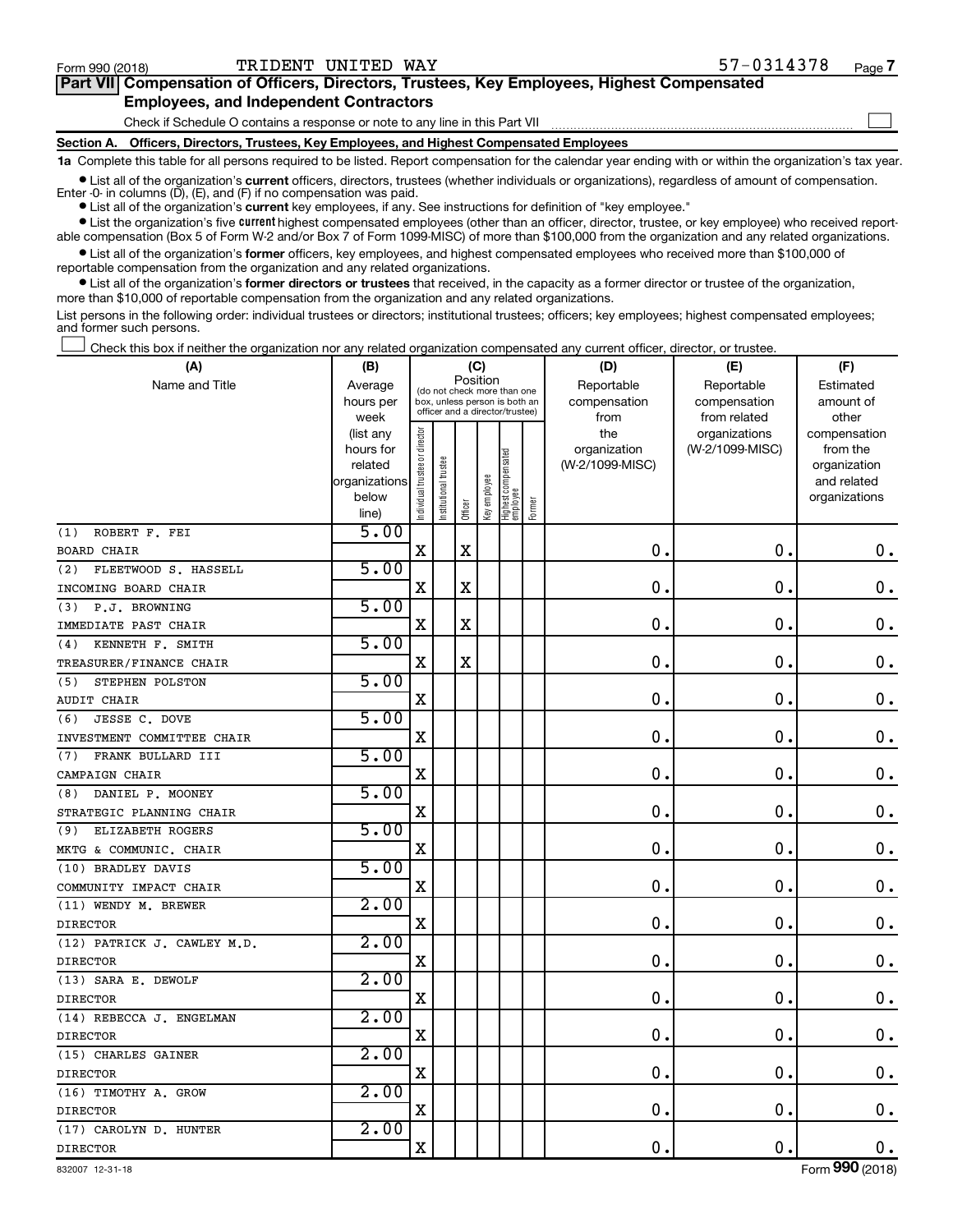Form 990 (2018) TRIDENT UNITED WAY 57-0314378

## Part VII Compensation of Officers, Directors, Trustees, Key Employees, Highest Compensated Employees, and Independent Contractors

Check if Schedule O contains a response or note to any line in this Part VII

### Section A. Officers, Directors, Trustees, Key Employees, and Highest Compensated Employees

**1a** Complete this table for all persons required to be listed. Report compensation for the calendar year ending with or within the organization's tax year.

- List all of the organization's **current** officers, directors, trustees (whether individuals or organizations), regardless of amount of compensation. Enter -0- in columns (D), (E), and (F) if no compensation was paid.
- List all of the organization's **current** key employees, if any. See instructions for definition of "key employee."
- List the organization's five **current** highest compensated employees (other than an officer, director, trustee, or key employee) who received reportable compensation (Box 5 of Form W-2 and/or Box 7 of Form 1099-MISC) of more than $100,000 from the organization and any related organizations.
- List all of the organization's **former** officers, key employees, and highest compensated employees who received more than $100,000 of reportable compensation from the organization and any related organizations.
- List all of the organization's **former directors or trustees** that received, in the capacity as a former director or trustee of the organization, more than $10,000 of reportable compensation from the organization and any related organizations.

List persons in the following order: individual trustees or directors; institutional trustees; officers; key employees; highest compensated employees; and former such persons.

Check this box if neither the organization nor any related organization compensated any current officer, director, or trustee.

| (A) Name and Title | (B) Average hours per week (list any hours for related organizations below line) | (C) Position: Individual trustee or director | Institutional trustee | Officer | Key employee | Highest compensated employee | Former | (D) Reportable compensation from the organization (W-2/1099-MISC) | (E) Reportable compensation from related organizations (W-2/1099-MISC) | (F) Estimated amount of other compensation from the organization and related organizations |
|---|---|---|---|---|---|---|---|---|---|---|
| (1) ROBERT F. FEI<br>BOARD CHAIR | 5.00 | X | | X | | | | 0. | 0. | 0. |
| (2) FLEETWOOD S. HASSELL<br>INCOMING BOARD CHAIR | 5.00 | X | | X | | | | 0. | 0. | 0. |
| (3) P.J. BROWNING<br>IMMEDIATE PAST CHAIR | 5.00 | X | | X | | | | 0. | 0. | 0. |
| (4) KENNETH F. SMITH<br>TREASURER/FINANCE CHAIR | 5.00 | X | | X | | | | 0. | 0. | 0. |
| (5) STEPHEN POLSTON<br>AUDIT CHAIR | 5.00 | X | | | | | | 0. | 0. | 0. |
| (6) JESSE C. DOVE<br>INVESTMENT COMMITTEE CHAIR | 5.00 | X | | | | | | 0. | 0. | 0. |
| (7) FRANK BULLARD III<br>CAMPAIGN CHAIR | 5.00 | X | | | | | | 0. | 0. | 0. |
| (8) DANIEL P. MOONEY<br>STRATEGIC PLANNING CHAIR | 5.00 | X | | | | | | 0. | 0. | 0. |
| (9) ELIZABETH ROGERS<br>MKTG & COMMUNIC. CHAIR | 5.00 | X | | | | | | 0. | 0. | 0. |
| (10) BRADLEY DAVIS<br>COMMUNITY IMPACT CHAIR | 5.00 | X | | | | | | 0. | 0. | 0. |
| (11) WENDY M. BREWER<br>DIRECTOR | 2.00 | X | | | | | | 0. | 0. | 0. |
| (12) PATRICK J. CAWLEY M.D.<br>DIRECTOR | 2.00 | X | | | | | | 0. | 0. | 0. |
| (13) SARA E. DEWOLF<br>DIRECTOR | 2.00 | X | | | | | | 0. | 0. | 0. |
| (14) REBECCA J. ENGELMAN<br>DIRECTOR | 2.00 | X | | | | | | 0. | 0. | 0. |
| (15) CHARLES GAINER<br>DIRECTOR | 2.00 | X | | | | | | 0. | 0. | 0. |
| (16) TIMOTHY A. GROW<br>DIRECTOR | 2.00 | X | | | | | | 0. | 0. | 0. |
| (17) CAROLYN D. HUNTER<br>DIRECTOR | 2.00 | X | | | | | | 0. | 0. | 0. |

832007 12-31-18 Form **990** (2018)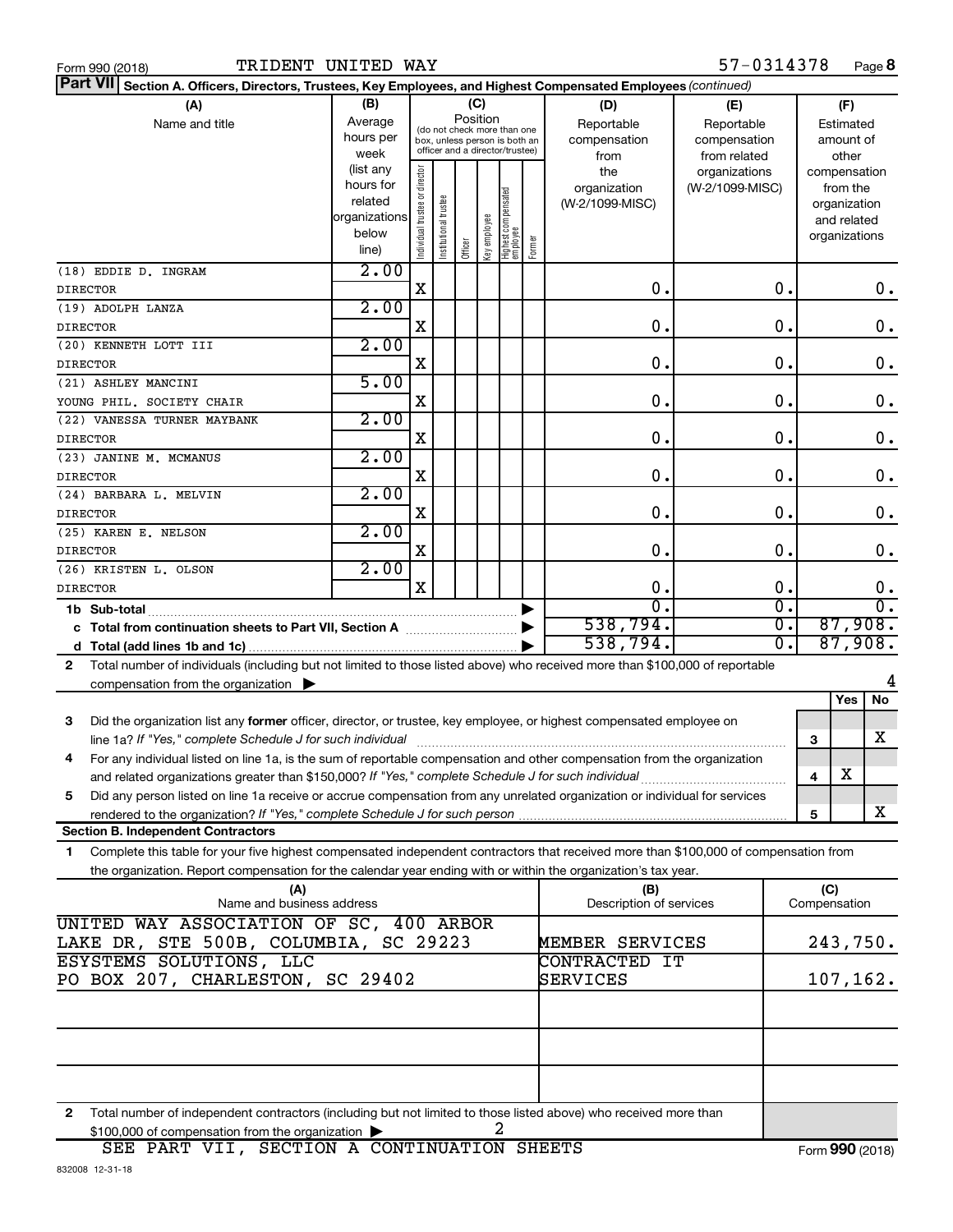Form 990 (2018) TRIDENT UNITED WAY 57-0314378 Page 8

**Part VII Section A. Officers, Directors, Trustees, Key Employees, and Highest Compensated Employees** *(continued)*

| (A) Name and title | (B) Average hours per week (list any hours for related organizations below line) | (C) Position: Individual trustee or director | Institutional trustee | Officer | Key employee | Highest compensated employee | Former | (D) Reportable compensation from the organization (W-2/1099-MISC) | (E) Reportable compensation from related organizations (W-2/1099-MISC) | (F) Estimated amount of other compensation from the organization and related organizations |
|---|---|---|---|---|---|---|---|---|---|---|
| (18) EDDIE D. INGRAM<br>DIRECTOR | 2.00 | X | | | | | | 0. | 0. | 0. |
| (19) ADOLPH LANZA<br>DIRECTOR | 2.00 | X | | | | | | 0. | 0. | 0. |
| (20) KENNETH LOTT III<br>DIRECTOR | 2.00 | X | | | | | | 0. | 0. | 0. |
| (21) ASHLEY MANCINI<br>YOUNG PHIL. SOCIETY CHAIR | 5.00 | X | | | | | | 0. | 0. | 0. |
| (22) VANESSA TURNER MAYBANK<br>DIRECTOR | 2.00 | X | | | | | | 0. | 0. | 0. |
| (23) JANINE M. MCMANUS<br>DIRECTOR | 2.00 | X | | | | | | 0. | 0. | 0. |
| (24) BARBARA L. MELVIN<br>DIRECTOR | 2.00 | X | | | | | | 0. | 0. | 0. |
| (25) KAREN E. NELSON<br>DIRECTOR | 2.00 | X | | | | | | 0. | 0. | 0. |
| (26) KRISTEN L. OLSON<br>DIRECTOR | 2.00 | X | | | | | | 0. | 0. | 0. |
| **1b Sub-total** | | | | | | | | 0. | 0. | 0. |
| **c Total from continuation sheets to Part VII, Section A** | | | | | | | | 538,794. | 0. | 87,908. |
| **d Total (add lines 1b and 1c)** | | | | | | | | 538,794. | 0. | 87,908. |

2 Total number of individuals (including but not limited to those listed above) who received more than $100,000 of reportable compensation from the organization ▶ 4

| | | Yes | No |
|---|---|---|---|
| 3 Did the organization list any **former** officer, director, or trustee, key employee, or highest compensated employee on line 1a? *If "Yes," complete Schedule J for such individual* | 3 | | X |
| 4 For any individual listed on line 1a, is the sum of reportable compensation and other compensation from the organization and related organizations greater than $150,000? *If "Yes," complete Schedule J for such individual* | 4 | X | |
| 5 Did any person listed on line 1a receive or accrue compensation from any unrelated organization or individual for services rendered to the organization? *If "Yes," complete Schedule J for such person* | 5 | | X |

**Section B. Independent Contractors**

1 Complete this table for your five highest compensated independent contractors that received more than $100,000 of compensation from the organization. Report compensation for the calendar year ending with or within the organization's tax year.

| (A) Name and business address | (B) Description of services | (C) Compensation |
|---|---|---|
| UNITED WAY ASSOCIATION OF SC, 400 ARBOR LAKE DR, STE 500B, COLUMBIA, SC 29223 | MEMBER SERVICES | 243,750. |
| ESYSTEMS SOLUTIONS, LLC PO BOX 207, CHARLESTON, SC 29402 | CONTRACTED IT SERVICES | 107,162. |
| | | |
| | | |
| | | |

2 Total number of independent contractors (including but not limited to those listed above) who received more than $100,000 of compensation from the organization ▶ 2

SEE PART VII, SECTION A CONTINUATION SHEETS

832008 12-31-18 Form **990** (2018)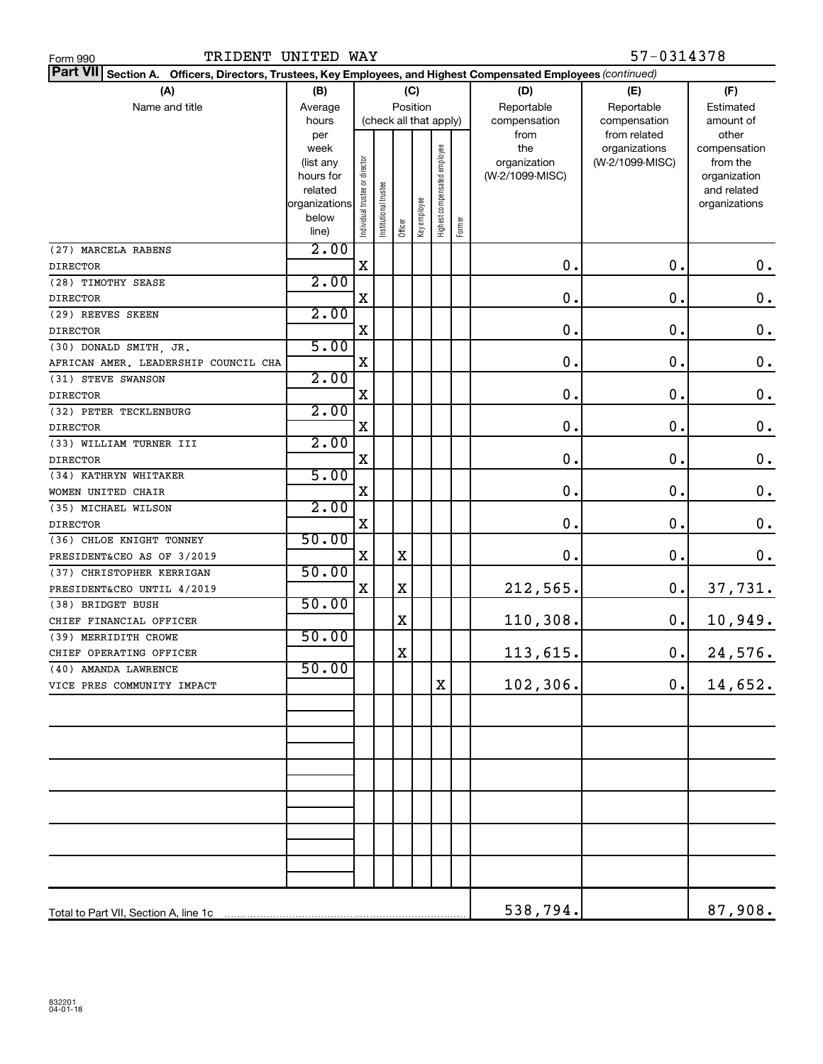Form 990 TRIDENT UNITED WAY 57-0314378

**Part VII** Section A. Officers, Directors, Trustees, Key Employees, and Highest Compensated Employees *(continued)*

| (A) Name and title | (B) Average hours per week (list any hours for related organizations below line) | (C) Position (check all that apply): Individual trustee or director | Institutional trustee | Officer | Key employee | Highest compensated employee | Former | (D) Reportable compensation from the organization (W-2/1099-MISC) | (E) Reportable compensation from related organizations (W-2/1099-MISC) | (F) Estimated amount of other compensation from the organization and related organizations |
|---|---|---|---|---|---|---|---|---|---|---|
| (27) MARCELA RABENS<br>DIRECTOR | 2.00 | X | | | | | | 0. | 0. | 0. |
| (28) TIMOTHY SEASE<br>DIRECTOR | 2.00 | X | | | | | | 0. | 0. | 0. |
| (29) REEVES SKEEN<br>DIRECTOR | 2.00 | X | | | | | | 0. | 0. | 0. |
| (30) DONALD SMITH, JR.<br>AFRICAN AMER. LEADERSHIP COUNCIL CHA | 5.00 | X | | | | | | 0. | 0. | 0. |
| (31) STEVE SWANSON<br>DIRECTOR | 2.00 | X | | | | | | 0. | 0. | 0. |
| (32) PETER TECKLENBURG<br>DIRECTOR | 2.00 | X | | | | | | 0. | 0. | 0. |
| (33) WILLIAM TURNER III<br>DIRECTOR | 2.00 | X | | | | | | 0. | 0. | 0. |
| (34) KATHRYN WHITAKER<br>WOMEN UNITED CHAIR | 5.00 | X | | | | | | 0. | 0. | 0. |
| (35) MICHAEL WILSON<br>DIRECTOR | 2.00 | X | | | | | | 0. | 0. | 0. |
| (36) CHLOE KNIGHT TONNEY<br>PRESIDENT&CEO AS OF 3/2019 | 50.00 | X | | X | | | | 0. | 0. | 0. |
| (37) CHRISTOPHER KERRIGAN<br>PRESIDENT&CEO UNTIL 4/2019 | 50.00 | X | | X | | | | 212,565. | 0. | 37,731. |
| (38) BRIDGET BUSH<br>CHIEF FINANCIAL OFFICER | 50.00 | | | X | | | | 110,308. | 0. | 10,949. |
| (39) MERRIDITH CROWE<br>CHIEF OPERATING OFFICER | 50.00 | | | X | | | | 113,615. | 0. | 24,576. |
| (40) AMANDA LAWRENCE<br>VICE PRES COMMUNITY IMPACT | 50.00 | | | | | X | | 102,306. | 0. | 14,652. |
| Total to Part VII, Section A, line 1c | | | | | | | | 538,794. | | 87,908. |

832201 04-01-18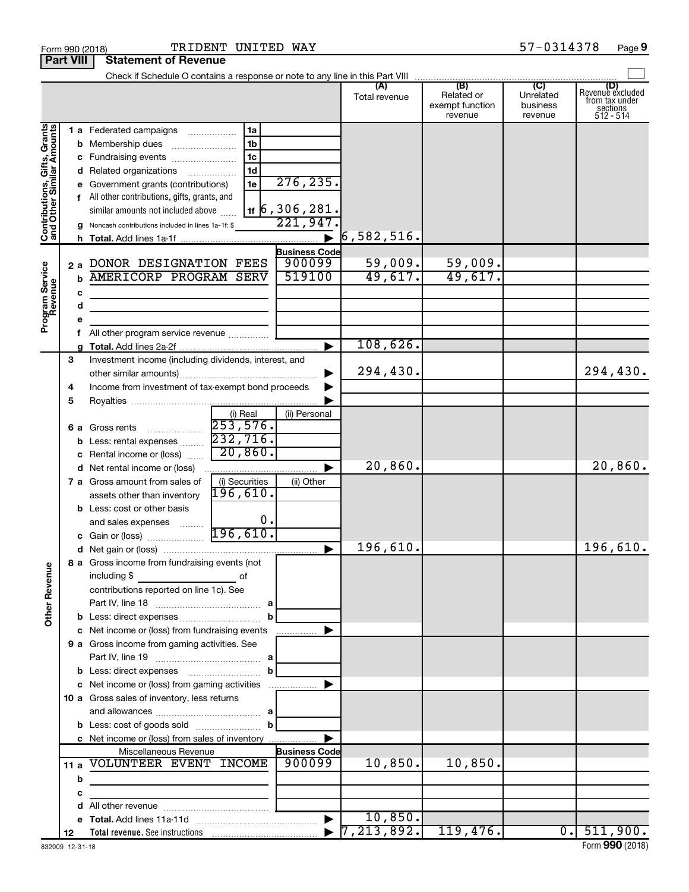Form 990 (2018) TRIDENT UNITED WAY 57-0314378 Page **9**

**Part VIII** **Statement of Revenue**

Check if Schedule O contains a response or note to any line in this Part VIII

| | | | | (A) Total revenue | (B) Related or exempt function revenue | (C) Unrelated business revenue | (D) Revenue excluded from tax under sections 512 - 514 |
|---|---|---|---|---|---|---|---|
| **Contributions, Gifts, Grants and Other Similar Amounts** | **1 a** Federated campaigns | 1a | | | | | |
| | **b** Membership dues | 1b | | | | | |
| | **c** Fundraising events | 1c | | | | | |
| | **d** Related organizations | 1d | | | | | |
| | **e** Government grants (contributions) | 1e | 276,235. | | | | |
| | **f** All other contributions, gifts, grants, and similar amounts not included above | 1f | 6,306,281. | | | | |
| | **g** Noncash contributions included in lines 1a-1f: $ | | 221,947. | | | | |
| | **h Total.** Add lines 1a-1f | | | 6,582,516. | | | |
| **Program Service Revenue** | | | **Business Code** | | | | |
| | **2 a** DONOR DESIGNATION FEES | | 900099 | 59,009. | 59,009. | | |
| | **b** AMERICORP PROGRAM SERV | | 519100 | 49,617. | 49,617. | | |
| | **c** | | | | | | |
| | **d** | | | | | | |
| | **e** | | | | | | |
| | **f** All other program service revenue | | | | | | |
| | **g Total.** Add lines 2a-2f | | | 108,626. | | | |
| **Other Revenue** | **3** Investment income (including dividends, interest, and other similar amounts) | | | 294,430. | | | 294,430. |
| | **4** Income from investment of tax-exempt bond proceeds | | | | | | |
| | **5** Royalties | | | | | | |
| | | (i) Real | (ii) Personal | | | | |
| | **6 a** Gross rents | 253,576. | | | | | |
| | **b** Less: rental expenses | 232,716. | | | | | |
| | **c** Rental income or (loss) | 20,860. | | | | | |
| | **d** Net rental income or (loss) | | | 20,860. | | | 20,860. |
| | **7 a** Gross amount from sales of assets other than inventory | (i) Securities 196,610. | (ii) Other | | | | |
| | **b** Less: cost or other basis and sales expenses | 0. | | | | | |
| | **c** Gain or (loss) | 196,610. | | | | | |
| | **d** Net gain or (loss) | | | 196,610. | | | 196,610. |
| | **8 a** Gross income from fundraising events (not including $ ______ of contributions reported on line 1c). See Part IV, line 18 | a | | | | | |
| | **b** Less: direct expenses | b | | | | | |
| | **c** Net income or (loss) from fundraising events | | | | | | |
| | **9 a** Gross income from gaming activities. See Part IV, line 19 | a | | | | | |
| | **b** Less: direct expenses | b | | | | | |
| | **c** Net income or (loss) from gaming activities | | | | | | |
| | **10 a** Gross sales of inventory, less returns and allowances | a | | | | | |
| | **b** Less: cost of goods sold | b | | | | | |
| | **c** Net income or (loss) from sales of inventory | | | | | | |
| | Miscellaneous Revenue | | **Business Code** | | | | |
| | **11 a** VOLUNTEER EVENT INCOME | | 900099 | 10,850. | 10,850. | | |
| | **b** | | | | | | |
| | **c** | | | | | | |
| | **d** All other revenue | | | | | | |
| | **e Total.** Add lines 11a-11d | | | 10,850. | | | |
| | **12 Total revenue.** See instructions | | | 7,213,892. | 119,476. | 0. | 511,900. |

832009 12-31-18 Form **990** (2018)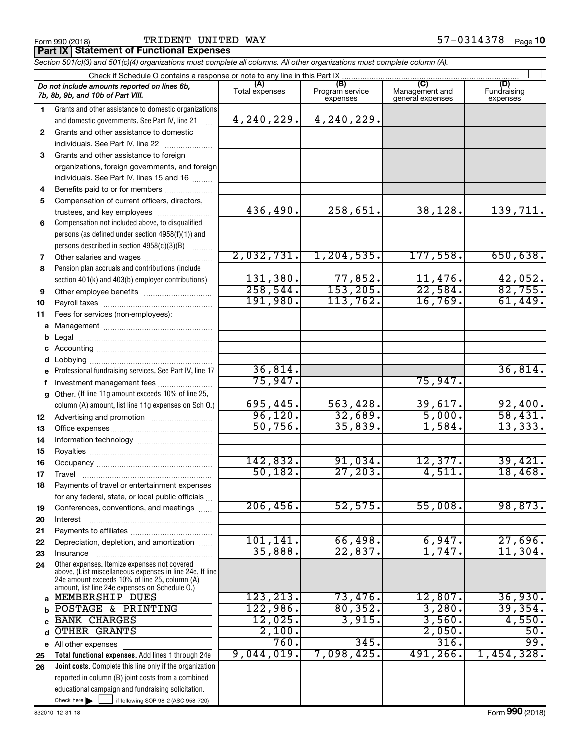Form 990 (2018) TRIDENT UNITED WAY 57-0314378 Page 10

**Part IX | Statement of Functional Expenses**

*Section 501(c)(3) and 501(c)(4) organizations must complete all columns. All other organizations must complete column (A).*

Check if Schedule O contains a response or note to any line in this Part IX

| | *Do not include amounts reported on lines 6b, 7b, 8b, 9b, and 10b of Part VIII.* | (A) Total expenses | (B) Program service expenses | (C) Management and general expenses | (D) Fundraising expenses |
|---|---|---|---|---|---|
| 1 | Grants and other assistance to domestic organizations and domestic governments. See Part IV, line 21 | 4,240,229. | 4,240,229. | | |
| 2 | Grants and other assistance to domestic individuals. See Part IV, line 22 | | | | |
| 3 | Grants and other assistance to foreign organizations, foreign governments, and foreign individuals. See Part IV, lines 15 and 16 | | | | |
| 4 | Benefits paid to or for members | | | | |
| 5 | Compensation of current officers, directors, trustees, and key employees | 436,490. | 258,651. | 38,128. | 139,711. |
| 6 | Compensation not included above, to disqualified persons (as defined under section 4958(f)(1)) and persons described in section 4958(c)(3)(B) | | | | |
| 7 | Other salaries and wages | 2,032,731. | 1,204,535. | 177,558. | 650,638. |
| 8 | Pension plan accruals and contributions (include section 401(k) and 403(b) employer contributions) | 131,380. | 77,852. | 11,476. | 42,052. |
| 9 | Other employee benefits | 258,544. | 153,205. | 22,584. | 82,755. |
| 10 | Payroll taxes | 191,980. | 113,762. | 16,769. | 61,449. |
| 11 | Fees for services (non-employees): | | | | |
| a | Management | | | | |
| b | Legal | | | | |
| c | Accounting | | | | |
| d | Lobbying | | | | |
| e | Professional fundraising services. See Part IV, line 17 | 36,814. | | | 36,814. |
| f | Investment management fees | 75,947. | | 75,947. | |
| g | Other. (If line 11g amount exceeds 10% of line 25, column (A) amount, list line 11g expenses on Sch O.) | 695,445. | 563,428. | 39,617. | 92,400. |
| 12 | Advertising and promotion | 96,120. | 32,689. | 5,000. | 58,431. |
| 13 | Office expenses | 50,756. | 35,839. | 1,584. | 13,333. |
| 14 | Information technology | | | | |
| 15 | Royalties | | | | |
| 16 | Occupancy | 142,832. | 91,034. | 12,377. | 39,421. |
| 17 | Travel | 50,182. | 27,203. | 4,511. | 18,468. |
| 18 | Payments of travel or entertainment expenses for any federal, state, or local public officials | | | | |
| 19 | Conferences, conventions, and meetings | 206,456. | 52,575. | 55,008. | 98,873. |
| 20 | Interest | | | | |
| 21 | Payments to affiliates | | | | |
| 22 | Depreciation, depletion, and amortization | 101,141. | 66,498. | 6,947. | 27,696. |
| 23 | Insurance | 35,888. | 22,837. | 1,747. | 11,304. |
| 24 | Other expenses. Itemize expenses not covered above. (List miscellaneous expenses in line 24e. If line 24e amount exceeds 10% of line 25, column (A) amount, list line 24e expenses on Schedule O.) | | | | |
| a | MEMBERSHIP DUES | 123,213. | 73,476. | 12,807. | 36,930. |
| b | POSTAGE & PRINTING | 122,986. | 80,352. | 3,280. | 39,354. |
| c | BANK CHARGES | 12,025. | 3,915. | 3,560. | 4,550. |
| d | OTHER GRANTS | 2,100. | | 2,050. | 50. |
| e | All other expenses | 760. | 345. | 316. | 99. |
| 25 | **Total functional expenses.** Add lines 1 through 24e | 9,044,019. | 7,098,425. | 491,266. | 1,454,328. |
| 26 | **Joint costs.** Complete this line only if the organization reported in column (B) joint costs from a combined educational campaign and fundraising solicitation. Check here ☐ if following SOP 98-2 (ASC 958-720) | | | | |

832010 12-31-18 Form **990** (2018)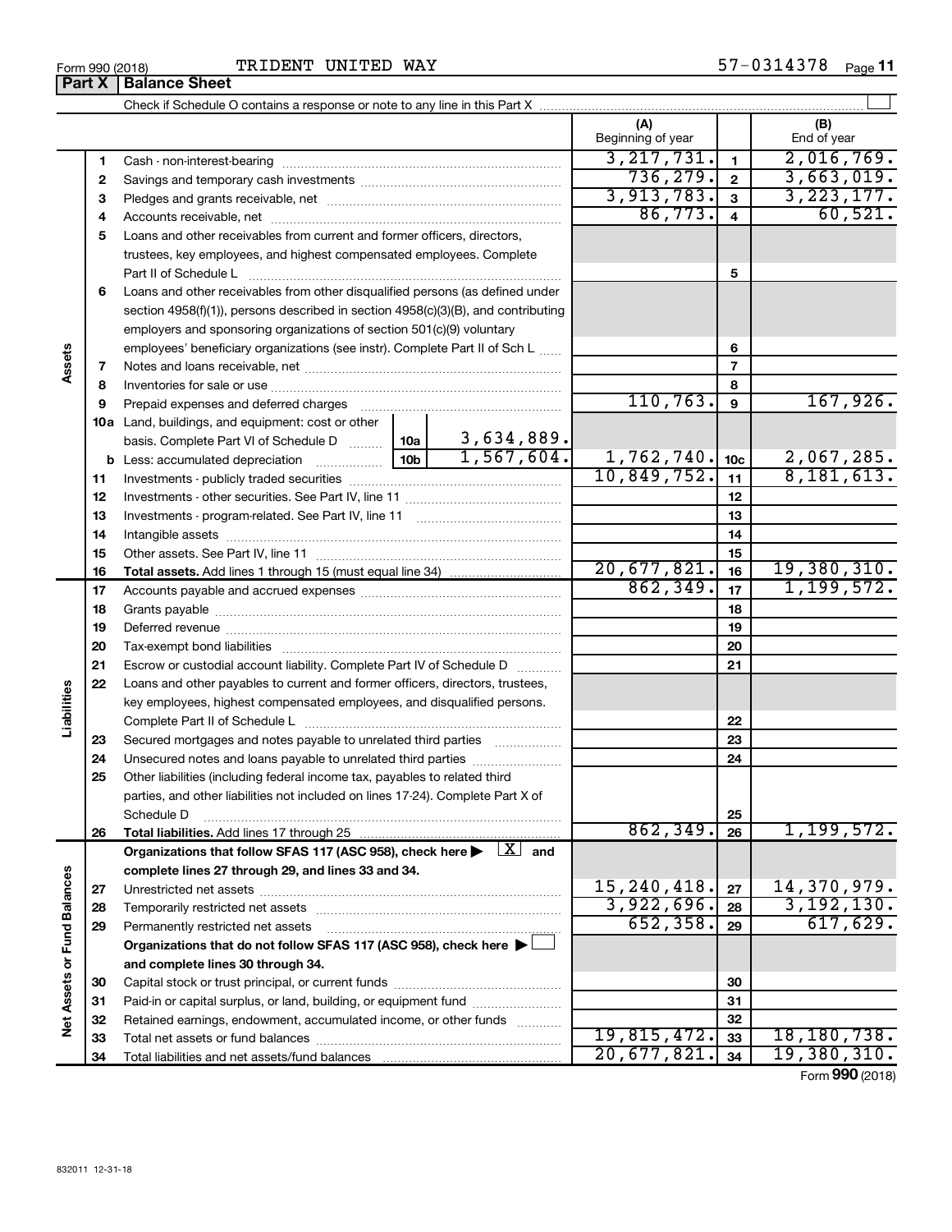Form 990 (2018) TRIDENT UNITED WAY 57-0314378

## Part X | Balance Sheet

Check if Schedule O contains a response or note to any line in this Part X ☐

| | | | | (A) Beginning of year | | (B) End of year |
|---|---|---|---|---|---|---|
| Assets | 1 | Cash - non-interest-bearing | | 3,217,731. | 1 | 2,016,769. |
| | 2 | Savings and temporary cash investments | | 736,279. | 2 | 3,663,019. |
| | 3 | Pledges and grants receivable, net | | 3,913,783. | 3 | 3,223,177. |
| | 4 | Accounts receivable, net | | 86,773. | 4 | 60,521. |
| | 5 | Loans and other receivables from current and former officers, directors, trustees, key employees, and highest compensated employees. Complete Part II of Schedule L | | | 5 | |
| | 6 | Loans and other receivables from other disqualified persons (as defined under section 4958(f)(1)), persons described in section 4958(c)(3)(B), and contributing employers and sponsoring organizations of section 501(c)(9) voluntary employees' beneficiary organizations (see instr). Complete Part II of Sch L | | | 6 | |
| | 7 | Notes and loans receivable, net | | | 7 | |
| | 8 | Inventories for sale or use | | | 8 | |
| | 9 | Prepaid expenses and deferred charges | | 110,763. | 9 | 167,926. |
| | 10a | Land, buildings, and equipment: cost or other basis. Complete Part VI of Schedule D | 10a 3,634,889. | | | |
| | b | Less: accumulated depreciation | 10b 1,567,604. | 1,762,740. | 10c | 2,067,285. |
| | 11 | Investments - publicly traded securities | | 10,849,752. | 11 | 8,181,613. |
| | 12 | Investments - other securities. See Part IV, line 11 | | | 12 | |
| | 13 | Investments - program-related. See Part IV, line 11 | | | 13 | |
| | 14 | Intangible assets | | | 14 | |
| | 15 | Other assets. See Part IV, line 11 | | | 15 | |
| | 16 | **Total assets.** Add lines 1 through 15 (must equal line 34) | | 20,677,821. | 16 | 19,380,310. |
| Liabilities | 17 | Accounts payable and accrued expenses | | 862,349. | 17 | 1,199,572. |
| | 18 | Grants payable | | | 18 | |
| | 19 | Deferred revenue | | | 19 | |
| | 20 | Tax-exempt bond liabilities | | | 20 | |
| | 21 | Escrow or custodial account liability. Complete Part IV of Schedule D | | | 21 | |
| | 22 | Loans and other payables to current and former officers, directors, trustees, key employees, highest compensated employees, and disqualified persons. Complete Part II of Schedule L | | | 22 | |
| | 23 | Secured mortgages and notes payable to unrelated third parties | | | 23 | |
| | 24 | Unsecured notes and loans payable to unrelated third parties | | | 24 | |
| | 25 | Other liabilities (including federal income tax, payables to related third parties, and other liabilities not included on lines 17-24). Complete Part X of Schedule D | | | 25 | |
| | 26 | **Total liabilities.** Add lines 17 through 25 | | 862,349. | 26 | 1,199,572. |
| Net Assets or Fund Balances | | **Organizations that follow SFAS 117 (ASC 958), check here ▶ ☒ and complete lines 27 through 29, and lines 33 and 34.** | | | | |
| | 27 | Unrestricted net assets | | 15,240,418. | 27 | 14,370,979. |
| | 28 | Temporarily restricted net assets | | 3,922,696. | 28 | 3,192,130. |
| | 29 | Permanently restricted net assets | | 652,358. | 29 | 617,629. |
| | | **Organizations that do not follow SFAS 117 (ASC 958), check here ▶ ☐ and complete lines 30 through 34.** | | | | |
| | 30 | Capital stock or trust principal, or current funds | | | 30 | |
| | 31 | Paid-in or capital surplus, or land, building, or equipment fund | | | 31 | |
| | 32 | Retained earnings, endowment, accumulated income, or other funds | | | 32 | |
| | 33 | Total net assets or fund balances | | 19,815,472. | 33 | 18,180,738. |
| | 34 | Total liabilities and net assets/fund balances | | 20,677,821. | 34 | 19,380,310. |

Form **990** (2018)

832011 12-31-18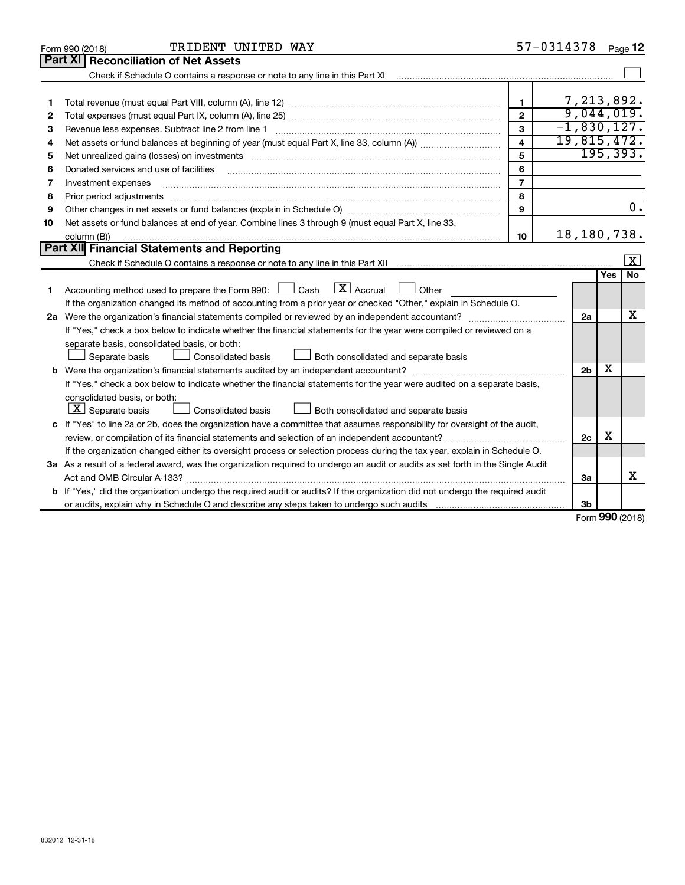Form 990 (2018) TRIDENT UNITED WAY 57-0314378

## Part XI Reconciliation of Net Assets

Check if Schedule O contains a response or note to any line in this Part XI ☐

| | | | |
|---|---|---|---|
| 1 | Total revenue (must equal Part VIII, column (A), line 12) | 1 | 7,213,892. |
| 2 | Total expenses (must equal Part IX, column (A), line 25) | 2 | 9,044,019. |
| 3 | Revenue less expenses. Subtract line 2 from line 1 | 3 | -1,830,127. |
| 4 | Net assets or fund balances at beginning of year (must equal Part X, line 33, column (A)) | 4 | 19,815,472. |
| 5 | Net unrealized gains (losses) on investments | 5 | 195,393. |
| 6 | Donated services and use of facilities | 6 | |
| 7 | Investment expenses | 7 | |
| 8 | Prior period adjustments | 8 | |
| 9 | Other changes in net assets or fund balances (explain in Schedule O) | 9 | 0. |
| 10 | Net assets or fund balances at end of year. Combine lines 3 through 9 (must equal Part X, line 33, column (B)) | 10 | 18,180,738. |

## Part XII Financial Statements and Reporting

Check if Schedule O contains a response or note to any line in this Part XII ☒

| | | | Yes | No |
|---|---|---|---|---|
| 1 | Accounting method used to prepare the Form 990: ☐ Cash ☒ Accrual ☐ Other<br>If the organization changed its method of accounting from a prior year or checked "Other," explain in Schedule O. | | | |
| 2a | Were the organization's financial statements compiled or reviewed by an independent accountant?<br>If "Yes," check a box below to indicate whether the financial statements for the year were compiled or reviewed on a separate basis, consolidated basis, or both:<br>☐ Separate basis ☐ Consolidated basis ☐ Both consolidated and separate basis | 2a | | X |
| b | Were the organization's financial statements audited by an independent accountant?<br>If "Yes," check a box below to indicate whether the financial statements for the year were audited on a separate basis, consolidated basis, or both:<br>☒ Separate basis ☐ Consolidated basis ☐ Both consolidated and separate basis | 2b | X | |
| c | If "Yes" to line 2a or 2b, does the organization have a committee that assumes responsibility for oversight of the audit, review, or compilation of its financial statements and selection of an independent accountant?<br>If the organization changed either its oversight process or selection process during the tax year, explain in Schedule O. | 2c | X | |
| 3a | As a result of a federal award, was the organization required to undergo an audit or audits as set forth in the Single Audit Act and OMB Circular A-133? | 3a | | X |
| b | If "Yes," did the organization undergo the required audit or audits? If the organization did not undergo the required audit or audits, explain why in Schedule O and describe any steps taken to undergo such audits | 3b | | |

Form 990 (2018)

832012 12-31-18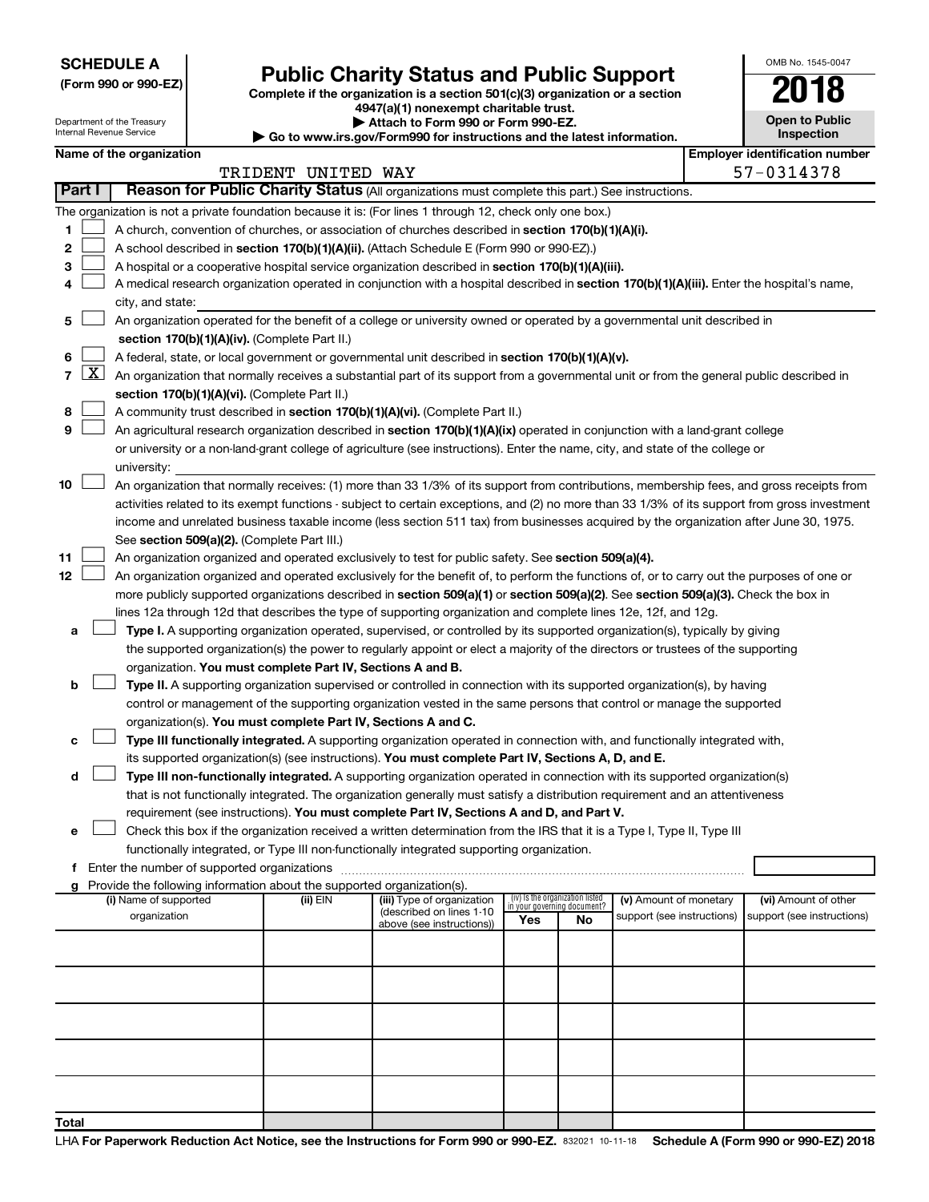**SCHEDULE A**
**(Form 990 or 990-EZ)**

Department of the Treasury
Internal Revenue Service

# Public Charity Status and Public Support

**Complete if the organization is a section 501(c)(3) organization or a section 4947(a)(1) nonexempt charitable trust.**
**▶ Attach to Form 990 or Form 990-EZ.**
**▶ Go to www.irs.gov/Form990 for instructions and the latest information.**

OMB No. 1545-0047
**2018**
**Open to Public Inspection**

**Name of the organization:** TRIDENT UNITED WAY
**Employer identification number:** 57-0314378

## Part I — Reason for Public Charity Status (All organizations must complete this part.) See instructions.

The organization is not a private foundation because it is: (For lines 1 through 12, check only one box.)

1. [ ] A church, convention of churches, or association of churches described in **section 170(b)(1)(A)(i).**
2. [ ] A school described in **section 170(b)(1)(A)(ii).** (Attach Schedule E (Form 990 or 990-EZ).)
3. [ ] A hospital or a cooperative hospital service organization described in **section 170(b)(1)(A)(iii).**
4. [ ] A medical research organization operated in conjunction with a hospital described in **section 170(b)(1)(A)(iii).** Enter the hospital's name, city, and state:
5. [ ] An organization operated for the benefit of a college or university owned or operated by a governmental unit described in **section 170(b)(1)(A)(iv).** (Complete Part II.)
6. [ ] A federal, state, or local government or governmental unit described in **section 170(b)(1)(A)(v).**
7. [X] An organization that normally receives a substantial part of its support from a governmental unit or from the general public described in **section 170(b)(1)(A)(vi).** (Complete Part II.)
8. [ ] A community trust described in **section 170(b)(1)(A)(vi).** (Complete Part II.)
9. [ ] An agricultural research organization described in **section 170(b)(1)(A)(ix)** operated in conjunction with a land-grant college or university or a non-land-grant college of agriculture (see instructions). Enter the name, city, and state of the college or university:
10. [ ] An organization that normally receives: (1) more than 33 1/3% of its support from contributions, membership fees, and gross receipts from activities related to its exempt functions - subject to certain exceptions, and (2) no more than 33 1/3% of its support from gross investment income and unrelated business taxable income (less section 511 tax) from businesses acquired by the organization after June 30, 1975. See **section 509(a)(2).** (Complete Part III.)
11. [ ] An organization organized and operated exclusively to test for public safety. See **section 509(a)(4).**
12. [ ] An organization organized and operated exclusively for the benefit of, to perform the functions of, or to carry out the purposes of one or more publicly supported organizations described in **section 509(a)(1)** or **section 509(a)(2).** See **section 509(a)(3).** Check the box in lines 12a through 12d that describes the type of supporting organization and complete lines 12e, 12f, and 12g.
   - **a** [ ] **Type I.** A supporting organization operated, supervised, or controlled by its supported organization(s), typically by giving the supported organization(s) the power to regularly appoint or elect a majority of the directors or trustees of the supporting organization. **You must complete Part IV, Sections A and B.**
   - **b** [ ] **Type II.** A supporting organization supervised or controlled in connection with its supported organization(s), by having control or management of the supporting organization vested in the same persons that control or manage the supported organization(s). **You must complete Part IV, Sections A and C.**
   - **c** [ ] **Type III functionally integrated.** A supporting organization operated in connection with, and functionally integrated with, its supported organization(s) (see instructions). **You must complete Part IV, Sections A, D, and E.**
   - **d** [ ] **Type III non-functionally integrated.** A supporting organization operated in connection with its supported organization(s) that is not functionally integrated. The organization generally must satisfy a distribution requirement and an attentiveness requirement (see instructions). **You must complete Part IV, Sections A and D, and Part V.**
   - **e** [ ] Check this box if the organization received a written determination from the IRS that it is a Type I, Type II, Type III functionally integrated, or Type III non-functionally integrated supporting organization.
   - **f** Enter the number of supported organizations
   - **g** Provide the following information about the supported organization(s).

| (i) Name of supported organization | (ii) EIN | (iii) Type of organization (described on lines 1-10 above (see instructions)) | (iv) Is the organization listed in your governing document? Yes | No | (v) Amount of monetary support (see instructions) | (vi) Amount of other support (see instructions) |
|---|---|---|---|---|---|---|
| | | | | | | |
| | | | | | | |
| | | | | | | |
| | | | | | | |
| | | | | | | |
| **Total** | | | | | | |

LHA **For Paperwork Reduction Act Notice, see the Instructions for Form 990 or 990-EZ.** 832021 10-11-18 **Schedule A (Form 990 or 990-EZ) 2018**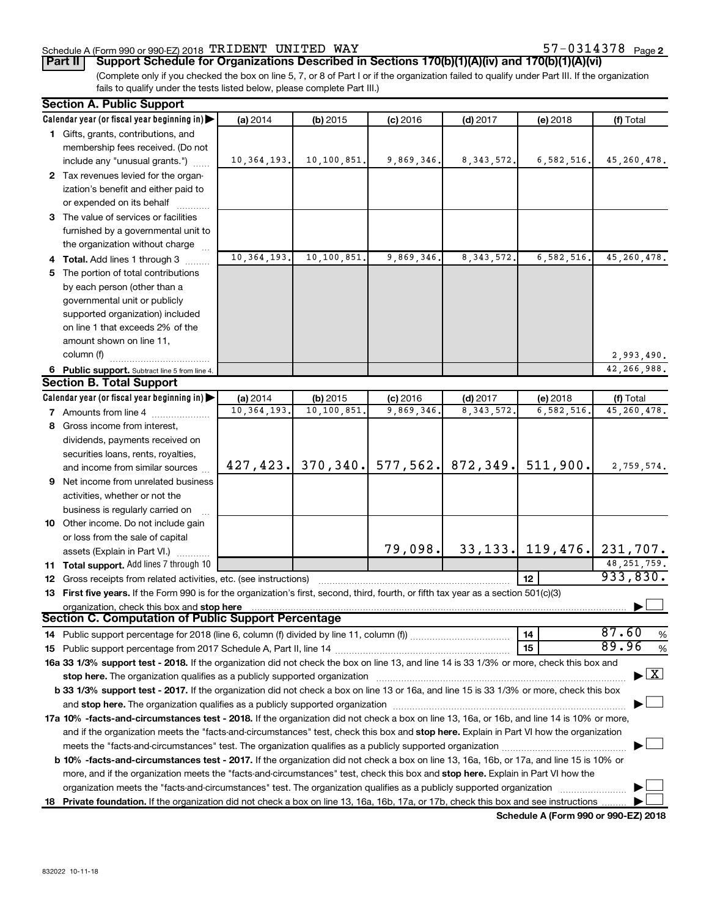Schedule A (Form 990 or 990-EZ) 2018 TRIDENT UNITED WAY 57-0314378 Page 2

**Part II Support Schedule for Organizations Described in Sections 170(b)(1)(A)(iv) and 170(b)(1)(A)(vi)**

(Complete only if you checked the box on line 5, 7, or 8 of Part I or if the organization failed to qualify under Part III. If the organization fails to qualify under the tests listed below, please complete Part III.)

## Section A. Public Support

| Calendar year (or fiscal year beginning in) ▶ | (a) 2014 | (b) 2015 | (c) 2016 | (d) 2017 | (e) 2018 | (f) Total |
|---|---|---|---|---|---|---|
| 1 Gifts, grants, contributions, and membership fees received. (Do not include any "unusual grants.") | 10,364,193. | 10,100,851. | 9,869,346. | 8,343,572. | 6,582,516. | 45,260,478. |
| 2 Tax revenues levied for the organization's benefit and either paid to or expended on its behalf | | | | | | |
| 3 The value of services or facilities furnished by a governmental unit to the organization without charge | | | | | | |
| 4 Total. Add lines 1 through 3 | 10,364,193. | 10,100,851. | 9,869,346. | 8,343,572. | 6,582,516. | 45,260,478. |
| 5 The portion of total contributions by each person (other than a governmental unit or publicly supported organization) included on line 1 that exceeds 2% of the amount shown on line 11, column (f) | | | | | | 2,993,490. |
| 6 Public support. Subtract line 5 from line 4. | | | | | | 42,266,988. |

## Section B. Total Support

| Calendar year (or fiscal year beginning in) ▶ | (a) 2014 | (b) 2015 | (c) 2016 | (d) 2017 | (e) 2018 | (f) Total |
|---|---|---|---|---|---|---|
| 7 Amounts from line 4 | 10,364,193. | 10,100,851. | 9,869,346. | 8,343,572. | 6,582,516. | 45,260,478. |
| 8 Gross income from interest, dividends, payments received on securities loans, rents, royalties, and income from similar sources | 427,423. | 370,340. | 577,562. | 872,349. | 511,900. | 2,759,574. |
| 9 Net income from unrelated business activities, whether or not the business is regularly carried on | | | | | | |
| 10 Other income. Do not include gain or loss from the sale of capital assets (Explain in Part VI.) | | | 79,098. | 33,133. | 119,476. | 231,707. |
| 11 Total support. Add lines 7 through 10 | | | | | | 48,251,759. |

12 Gross receipts from related activities, etc. (see instructions) | 12 | 933,830.

13 **First five years.** If the Form 990 is for the organization's first, second, third, fourth, or fifth tax year as a section 501(c)(3) organization, check this box and **stop here** ☐

## Section C. Computation of Public Support Percentage

14 Public support percentage for 2018 (line 6, column (f) divided by line 11, column (f)) | 14 | 87.60 %

15 Public support percentage from 2017 Schedule A, Part II, line 14 | 15 | 89.96 %

16a **33 1/3% support test - 2018.** If the organization did not check the box on line 13, and line 14 is 33 1/3% or more, check this box and **stop here.** The organization qualifies as a publicly supported organization ☒

b **33 1/3% support test - 2017.** If the organization did not check a box on line 13 or 16a, and line 15 is 33 1/3% or more, check this box and **stop here.** The organization qualifies as a publicly supported organization ☐

17a **10% -facts-and-circumstances test - 2018.** If the organization did not check a box on line 13, 16a, or 16b, and line 14 is 10% or more, and if the organization meets the "facts-and-circumstances" test, check this box and **stop here.** Explain in Part VI how the organization meets the "facts-and-circumstances" test. The organization qualifies as a publicly supported organization ☐

b **10% -facts-and-circumstances test - 2017.** If the organization did not check a box on line 13, 16a, 16b, or 17a, and line 15 is 10% or more, and if the organization meets the "facts-and-circumstances" test, check this box and **stop here.** Explain in Part VI how the organization meets the "facts-and-circumstances" test. The organization qualifies as a publicly supported organization ☐

18 **Private foundation.** If the organization did not check a box on line 13, 16a, 16b, 17a, or 17b, check this box and see instructions ☐

**Schedule A (Form 990 or 990-EZ) 2018**

832022 10-11-18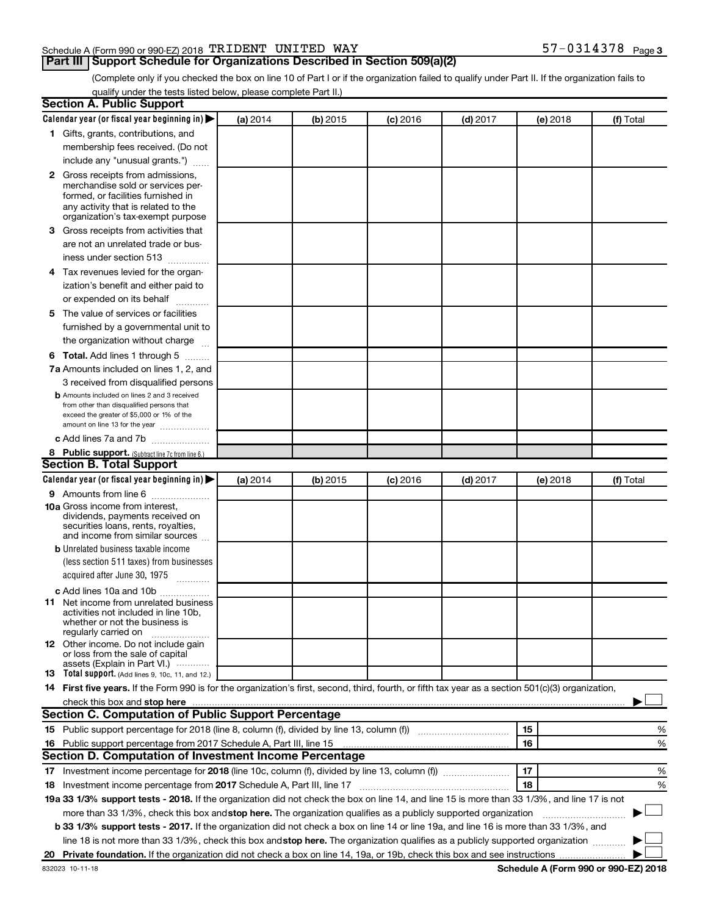Schedule A (Form 990 or 990-EZ) 2018 TRIDENT UNITED WAY 57-0314378 Page 3

## Part III Support Schedule for Organizations Described in Section 509(a)(2)

(Complete only if you checked the box on line 10 of Part I or if the organization failed to qualify under Part II. If the organization fails to qualify under the tests listed below, please complete Part II.)

### Section A. Public Support

| Calendar year (or fiscal year beginning in) ▶ | (a) 2014 | (b) 2015 | (c) 2016 | (d) 2017 | (e) 2018 | (f) Total |
|---|---|---|---|---|---|---|
| **1** Gifts, grants, contributions, and membership fees received. (Do not include any "unusual grants.") | | | | | | |
| **2** Gross receipts from admissions, merchandise sold or services performed, or facilities furnished in any activity that is related to the organization's tax-exempt purpose | | | | | | |
| **3** Gross receipts from activities that are not an unrelated trade or business under section 513 | | | | | | |
| **4** Tax revenues levied for the organization's benefit and either paid to or expended on its behalf | | | | | | |
| **5** The value of services or facilities furnished by a governmental unit to the organization without charge | | | | | | |
| **6 Total.** Add lines 1 through 5 | | | | | | |
| **7a** Amounts included on lines 1, 2, and 3 received from disqualified persons | | | | | | |
| **b** Amounts included on lines 2 and 3 received from other than disqualified persons that exceed the greater of $5,000 or 1% of the amount on line 13 for the year | | | | | | |
| **c** Add lines 7a and 7b | | | | | | |
| **8 Public support.** (Subtract line 7c from line 6.) | | | | | | |

### Section B. Total Support

| Calendar year (or fiscal year beginning in) ▶ | (a) 2014 | (b) 2015 | (c) 2016 | (d) 2017 | (e) 2018 | (f) Total |
|---|---|---|---|---|---|---|
| **9** Amounts from line 6 | | | | | | |
| **10a** Gross income from interest, dividends, payments received on securities loans, rents, royalties, and income from similar sources | | | | | | |
| **b** Unrelated business taxable income (less section 511 taxes) from businesses acquired after June 30, 1975 | | | | | | |
| **c** Add lines 10a and 10b | | | | | | |
| **11** Net income from unrelated business activities not included in line 10b, whether or not the business is regularly carried on | | | | | | |
| **12** Other income. Do not include gain or loss from the sale of capital assets (Explain in Part VI.) | | | | | | |
| **13 Total support.** (Add lines 9, 10c, 11, and 12.) | | | | | | |

**14 First five years.** If the Form 990 is for the organization's first, second, third, fourth, or fifth tax year as a section 501(c)(3) organization, check this box and **stop here** ▶ ☐

### Section C. Computation of Public Support Percentage

| | | | |
|---|---|---|---|
| **15** | Public support percentage for 2018 (line 8, column (f), divided by line 13, column (f)) | 15 | % |
| **16** | Public support percentage from 2017 Schedule A, Part III, line 15 | 16 | % |

### Section D. Computation of Investment Income Percentage

| | | | |
|---|---|---|---|
| **17** | Investment income percentage for **2018** (line 10c, column (f), divided by line 13, column (f)) | 17 | % |
| **18** | Investment income percentage from **2017** Schedule A, Part III, line 17 | 18 | % |

**19a 33 1/3% support tests - 2018.** If the organization did not check the box on line 14, and line 15 is more than 33 1/3%, and line 17 is not more than 33 1/3%, check this box and **stop here.** The organization qualifies as a publicly supported organization ▶ ☐

**b 33 1/3% support tests - 2017.** If the organization did not check a box on line 14 or line 19a, and line 16 is more than 33 1/3%, and line 18 is not more than 33 1/3%, check this box and **stop here.** The organization qualifies as a publicly supported organization ▶ ☐

**20 Private foundation.** If the organization did not check a box on line 14, 19a, or 19b, check this box and see instructions ▶ ☐

832023 10-11-18 **Schedule A (Form 990 or 990-EZ) 2018**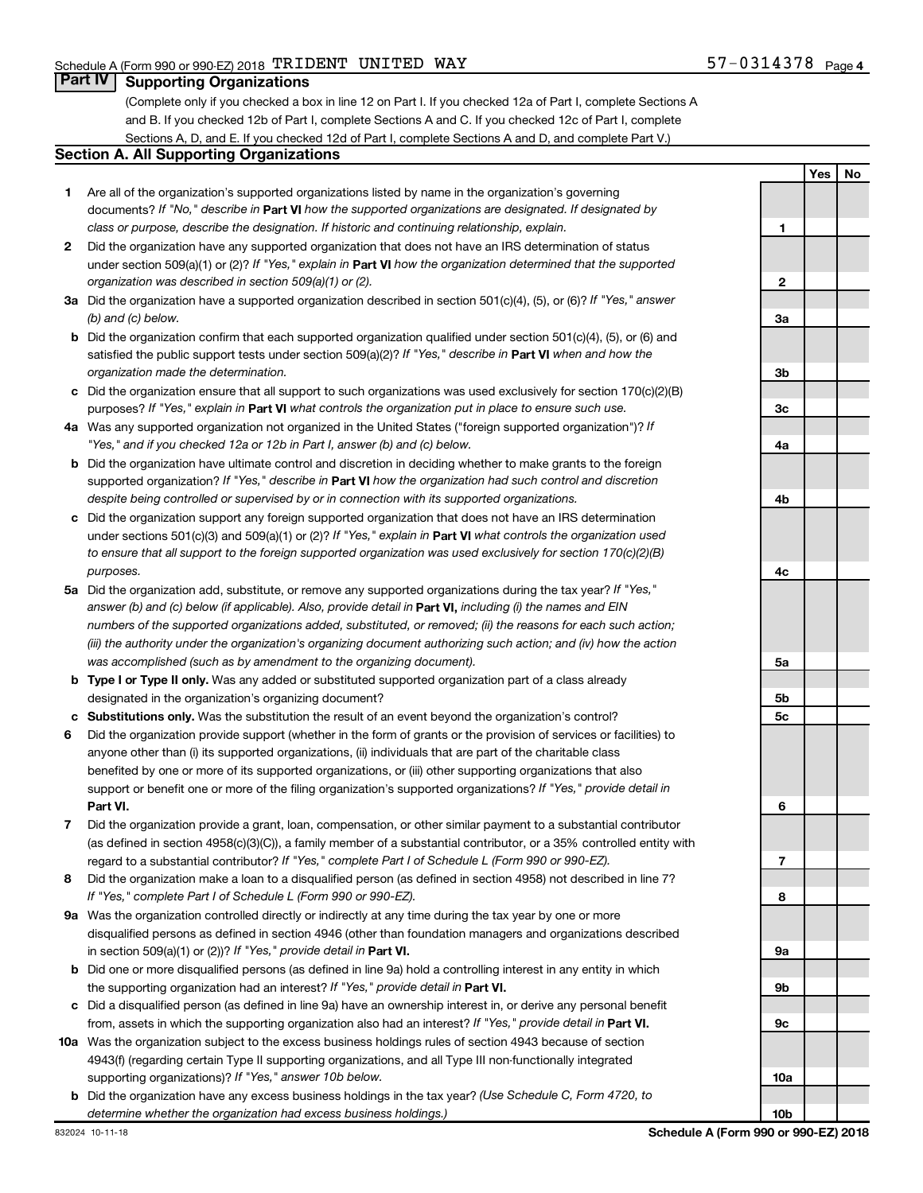Schedule A (Form 990 or 990-EZ) 2018 TRIDENT UNITED WAY 57-0314378 Page 4

## Part IV Supporting Organizations

(Complete only if you checked a box in line 12 on Part I. If you checked 12a of Part I, complete Sections A and B. If you checked 12b of Part I, complete Sections A and C. If you checked 12c of Part I, complete Sections A, D, and E. If you checked 12d of Part I, complete Sections A and D, and complete Part V.)

### Section A. All Supporting Organizations

| | | Line | Yes | No |
|---|---|---|---|---|
| **1** | Are all of the organization's supported organizations listed by name in the organization's governing documents? *If "No," describe in* **Part VI** *how the supported organizations are designated. If designated by class or purpose, describe the designation. If historic and continuing relationship, explain.* | 1 | | |
| **2** | Did the organization have any supported organization that does not have an IRS determination of status under section 509(a)(1) or (2)? *If "Yes," explain in* **Part VI** *how the organization determined that the supported organization was described in section 509(a)(1) or (2).* | 2 | | |
| **3a** | Did the organization have a supported organization described in section 501(c)(4), (5), or (6)? *If "Yes," answer (b) and (c) below.* | 3a | | |
| **b** | Did the organization confirm that each supported organization qualified under section 501(c)(4), (5), or (6) and satisfied the public support tests under section 509(a)(2)? *If "Yes," describe in* **Part VI** *when and how the organization made the determination.* | 3b | | |
| **c** | Did the organization ensure that all support to such organizations was used exclusively for section 170(c)(2)(B) purposes? *If "Yes," explain in* **Part VI** *what controls the organization put in place to ensure such use.* | 3c | | |
| **4a** | Was any supported organization not organized in the United States ("foreign supported organization")? *If "Yes," and if you checked 12a or 12b in Part I, answer (b) and (c) below.* | 4a | | |
| **b** | Did the organization have ultimate control and discretion in deciding whether to make grants to the foreign supported organization? *If "Yes," describe in* **Part VI** *how the organization had such control and discretion despite being controlled or supervised by or in connection with its supported organizations.* | 4b | | |
| **c** | Did the organization support any foreign supported organization that does not have an IRS determination under sections 501(c)(3) and 509(a)(1) or (2)? *If "Yes," explain in* **Part VI** *what controls the organization used to ensure that all support to the foreign supported organization was used exclusively for section 170(c)(2)(B) purposes.* | 4c | | |
| **5a** | Did the organization add, substitute, or remove any supported organizations during the tax year? *If "Yes," answer (b) and (c) below (if applicable). Also, provide detail in* **Part VI,** *including (i) the names and EIN numbers of the supported organizations added, substituted, or removed; (ii) the reasons for each such action; (iii) the authority under the organization's organizing document authorizing such action; and (iv) how the action was accomplished (such as by amendment to the organizing document).* | 5a | | |
| **b** | **Type I or Type II only.** Was any added or substituted supported organization part of a class already designated in the organization's organizing document? | 5b | | |
| **c** | **Substitutions only.** Was the substitution the result of an event beyond the organization's control? | 5c | | |
| **6** | Did the organization provide support (whether in the form of grants or the provision of services or facilities) to anyone other than (i) its supported organizations, (ii) individuals that are part of the charitable class benefited by one or more of its supported organizations, or (iii) other supporting organizations that also support or benefit one or more of the filing organization's supported organizations? *If "Yes," provide detail in* **Part VI.** | 6 | | |
| **7** | Did the organization provide a grant, loan, compensation, or other similar payment to a substantial contributor (as defined in section 4958(c)(3)(C)), a family member of a substantial contributor, or a 35% controlled entity with regard to a substantial contributor? *If "Yes," complete Part I of Schedule L (Form 990 or 990-EZ).* | 7 | | |
| **8** | Did the organization make a loan to a disqualified person (as defined in section 4958) not described in line 7? *If "Yes," complete Part I of Schedule L (Form 990 or 990-EZ).* | 8 | | |
| **9a** | Was the organization controlled directly or indirectly at any time during the tax year by one or more disqualified persons as defined in section 4946 (other than foundation managers and organizations described in section 509(a)(1) or (2))? *If "Yes," provide detail in* **Part VI.** | 9a | | |
| **b** | Did one or more disqualified persons (as defined in line 9a) hold a controlling interest in any entity in which the supporting organization had an interest? *If "Yes," provide detail in* **Part VI.** | 9b | | |
| **c** | Did a disqualified person (as defined in line 9a) have an ownership interest in, or derive any personal benefit from, assets in which the supporting organization also had an interest? *If "Yes," provide detail in* **Part VI.** | 9c | | |
| **10a** | Was the organization subject to the excess business holdings rules of section 4943 because of section 4943(f) (regarding certain Type II supporting organizations, and all Type III non-functionally integrated supporting organizations)? *If "Yes," answer 10b below.* | 10a | | |
| **b** | Did the organization have any excess business holdings in the tax year? *(Use Schedule C, Form 4720, to determine whether the organization had excess business holdings.)* | 10b | | |

832024 10-11-18 **Schedule A (Form 990 or 990-EZ) 2018**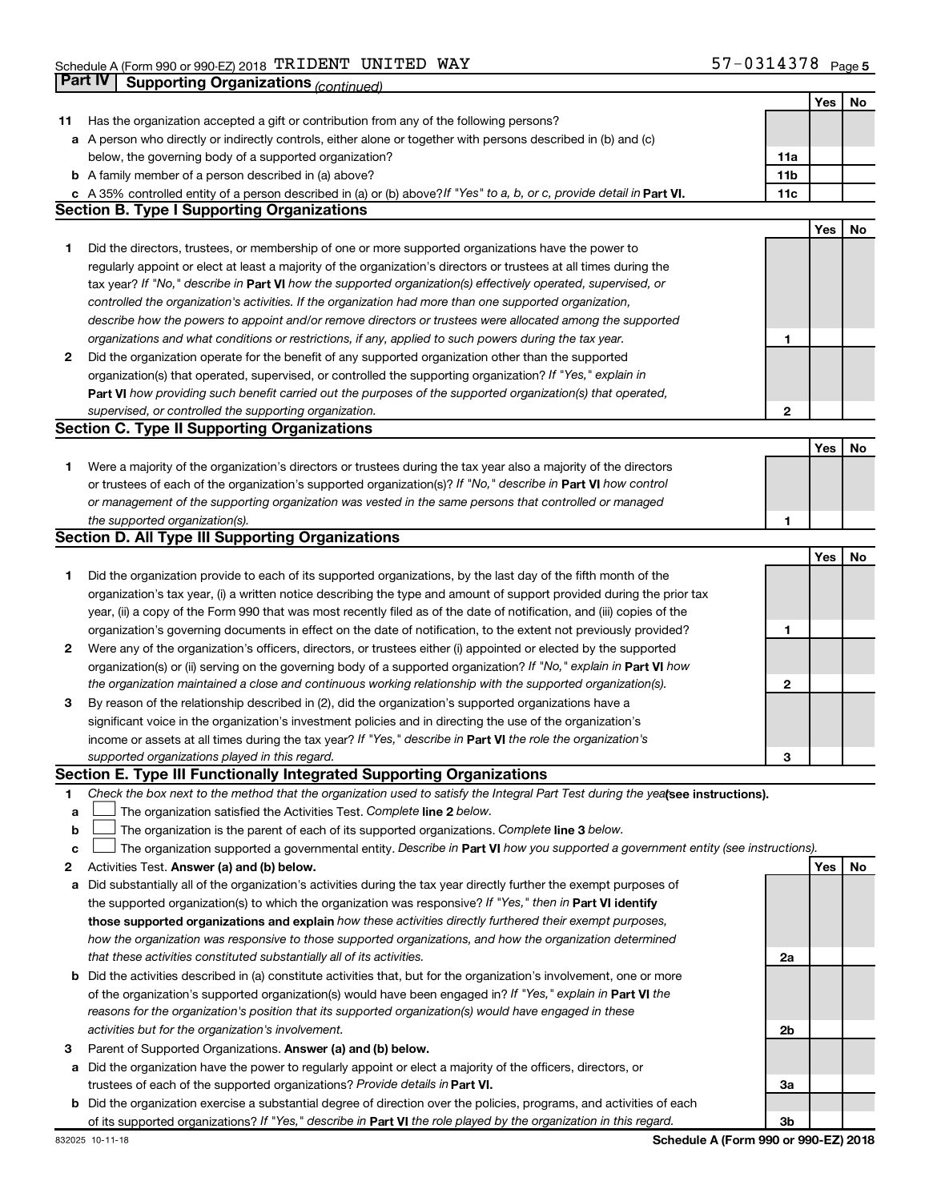## Part IV Supporting Organizations *(continued)*

| | | | Yes | No |
|---|---|---|---|---|
| **11** | Has the organization accepted a gift or contribution from any of the following persons? | | | |
| **a** | A person who directly or indirectly controls, either alone or together with persons described in (b) and (c) below, the governing body of a supported organization? | **11a** | | |
| **b** | A family member of a person described in (a) above? | **11b** | | |
| **c** | A 35% controlled entity of a person described in (a) or (b) above? *If "Yes" to a, b, or c, provide detail in* **Part VI.** | **11c** | | |

## Section B. Type I Supporting Organizations

| | | | Yes | No |
|---|---|---|---|---|
| **1** | Did the directors, trustees, or membership of one or more supported organizations have the power to regularly appoint or elect at least a majority of the organization's directors or trustees at all times during the tax year? *If "No," describe in* **Part VI** *how the supported organization(s) effectively operated, supervised, or controlled the organization's activities. If the organization had more than one supported organization, describe how the powers to appoint and/or remove directors or trustees were allocated among the supported organizations and what conditions or restrictions, if any, applied to such powers during the tax year.* | **1** | | |
| **2** | Did the organization operate for the benefit of any supported organization other than the supported organization(s) that operated, supervised, or controlled the supporting organization? *If "Yes," explain in* **Part VI** *how providing such benefit carried out the purposes of the supported organization(s) that operated, supervised, or controlled the supporting organization.* | **2** | | |

## Section C. Type II Supporting Organizations

| | | | Yes | No |
|---|---|---|---|---|
| **1** | Were a majority of the organization's directors or trustees during the tax year also a majority of the directors or trustees of each of the organization's supported organization(s)? *If "No," describe in* **Part VI** *how control or management of the supporting organization was vested in the same persons that controlled or managed the supported organization(s).* | **1** | | |

## Section D. All Type III Supporting Organizations

| | | | Yes | No |
|---|---|---|---|---|
| **1** | Did the organization provide to each of its supported organizations, by the last day of the fifth month of the organization's tax year, (i) a written notice describing the type and amount of support provided during the prior tax year, (ii) a copy of the Form 990 that was most recently filed as of the date of notification, and (iii) copies of the organization's governing documents in effect on the date of notification, to the extent not previously provided? | **1** | | |
| **2** | Were any of the organization's officers, directors, or trustees either (i) appointed or elected by the supported organization(s) or (ii) serving on the governing body of a supported organization? *If "No," explain in* **Part VI** *how the organization maintained a close and continuous working relationship with the supported organization(s).* | **2** | | |
| **3** | By reason of the relationship described in (2), did the organization's supported organizations have a significant voice in the organization's investment policies and in directing the use of the organization's income or assets at all times during the tax year? *If "Yes," describe in* **Part VI** *the role the organization's supported organizations played in this regard.* | **3** | | |

## Section E. Type III Functionally Integrated Supporting Organizations

**1** *Check the box next to the method that the organization used to satisfy the Integral Part Test during the year* **(see instructions).**

- **a** ☐ The organization satisfied the Activities Test. *Complete* **line 2** *below.*
- **b** ☐ The organization is the parent of each of its supported organizations. *Complete* **line 3** *below.*
- **c** ☐ The organization supported a governmental entity. *Describe in* **Part VI** *how you supported a government entity (see instructions).*

| | | | Yes | No |
|---|---|---|---|---|
| **2** | Activities Test. **Answer (a) and (b) below.** | | | |
| **a** | Did substantially all of the organization's activities during the tax year directly further the exempt purposes of the supported organization(s) to which the organization was responsive? *If "Yes," then in* **Part VI identify those supported organizations and explain** *how these activities directly furthered their exempt purposes, how the organization was responsive to those supported organizations, and how the organization determined that these activities constituted substantially all of its activities.* | **2a** | | |
| **b** | Did the activities described in (a) constitute activities that, but for the organization's involvement, one or more of the organization's supported organization(s) would have been engaged in? *If "Yes," explain in* **Part VI** *the reasons for the organization's position that its supported organization(s) would have engaged in these activities but for the organization's involvement.* | **2b** | | |
| **3** | Parent of Supported Organizations. **Answer (a) and (b) below.** | | | |
| **a** | Did the organization have the power to regularly appoint or elect a majority of the officers, directors, or trustees of each of the supported organizations? *Provide details in* **Part VI.** | **3a** | | |
| **b** | Did the organization exercise a substantial degree of direction over the policies, programs, and activities of each of its supported organizations? *If "Yes," describe in* **Part VI** *the role played by the organization in this regard.* | **3b** | | |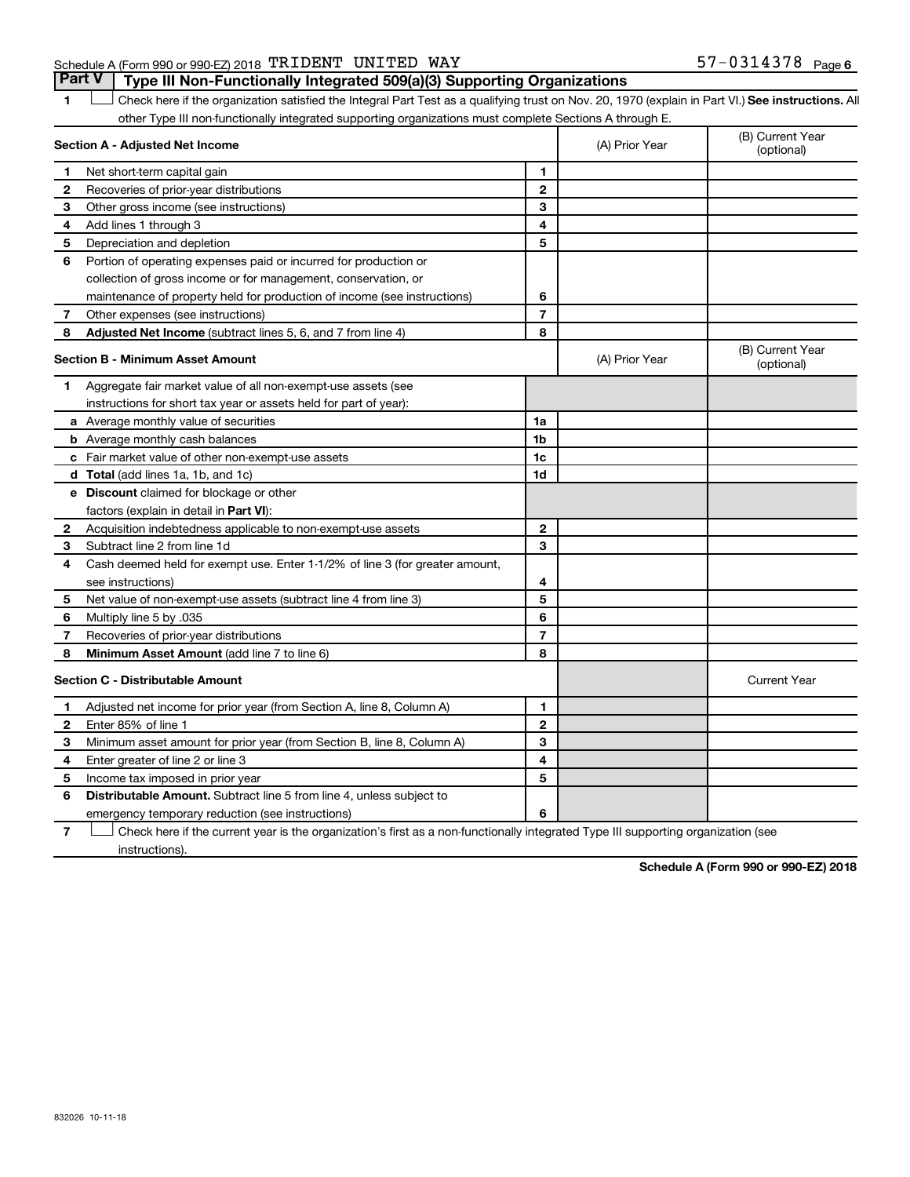Schedule A (Form 990 or 990-EZ) 2018 TRIDENT UNITED WAY 57-0314378 Page 6

## Part V | Type III Non-Functionally Integrated 509(a)(3) Supporting Organizations

1 ☐ Check here if the organization satisfied the Integral Part Test as a qualifying trust on Nov. 20, 1970 (explain in Part VI.) **See instructions.** All other Type III non-functionally integrated supporting organizations must complete Sections A through E.

| **Section A - Adjusted Net Income** | | | (A) Prior Year | (B) Current Year (optional) |
|---|---|---|---|---|
| **1** | Net short-term capital gain | 1 | | |
| **2** | Recoveries of prior-year distributions | 2 | | |
| **3** | Other gross income (see instructions) | 3 | | |
| **4** | Add lines 1 through 3 | 4 | | |
| **5** | Depreciation and depletion | 5 | | |
| **6** | Portion of operating expenses paid or incurred for production or collection of gross income or for management, conservation, or maintenance of property held for production of income (see instructions) | 6 | | |
| **7** | Other expenses (see instructions) | 7 | | |
| **8** | **Adjusted Net Income** (subtract lines 5, 6, and 7 from line 4) | 8 | | |

| **Section B - Minimum Asset Amount** | | | (A) Prior Year | (B) Current Year (optional) |
|---|---|---|---|---|
| **1** | Aggregate fair market value of all non-exempt-use assets (see instructions for short tax year or assets held for part of year): | | | |
| **a** | Average monthly value of securities | 1a | | |
| **b** | Average monthly cash balances | 1b | | |
| **c** | Fair market value of other non-exempt-use assets | 1c | | |
| **d** | **Total** (add lines 1a, 1b, and 1c) | 1d | | |
| **e** | **Discount** claimed for blockage or other factors (explain in detail in **Part VI**): | | | |
| **2** | Acquisition indebtedness applicable to non-exempt-use assets | 2 | | |
| **3** | Subtract line 2 from line 1d | 3 | | |
| **4** | Cash deemed held for exempt use. Enter 1-1/2% of line 3 (for greater amount, see instructions) | 4 | | |
| **5** | Net value of non-exempt-use assets (subtract line 4 from line 3) | 5 | | |
| **6** | Multiply line 5 by .035 | 6 | | |
| **7** | Recoveries of prior-year distributions | 7 | | |
| **8** | **Minimum Asset Amount** (add line 7 to line 6) | 8 | | |

| **Section C - Distributable Amount** | | | | Current Year |
|---|---|---|---|---|
| **1** | Adjusted net income for prior year (from Section A, line 8, Column A) | 1 | | |
| **2** | Enter 85% of line 1 | 2 | | |
| **3** | Minimum asset amount for prior year (from Section B, line 8, Column A) | 3 | | |
| **4** | Enter greater of line 2 or line 3 | 4 | | |
| **5** | Income tax imposed in prior year | 5 | | |
| **6** | **Distributable Amount.** Subtract line 5 from line 4, unless subject to emergency temporary reduction (see instructions) | 6 | | |

7 ☐ Check here if the current year is the organization's first as a non-functionally integrated Type III supporting organization (see instructions).

**Schedule A (Form 990 or 990-EZ) 2018**

832026 10-11-18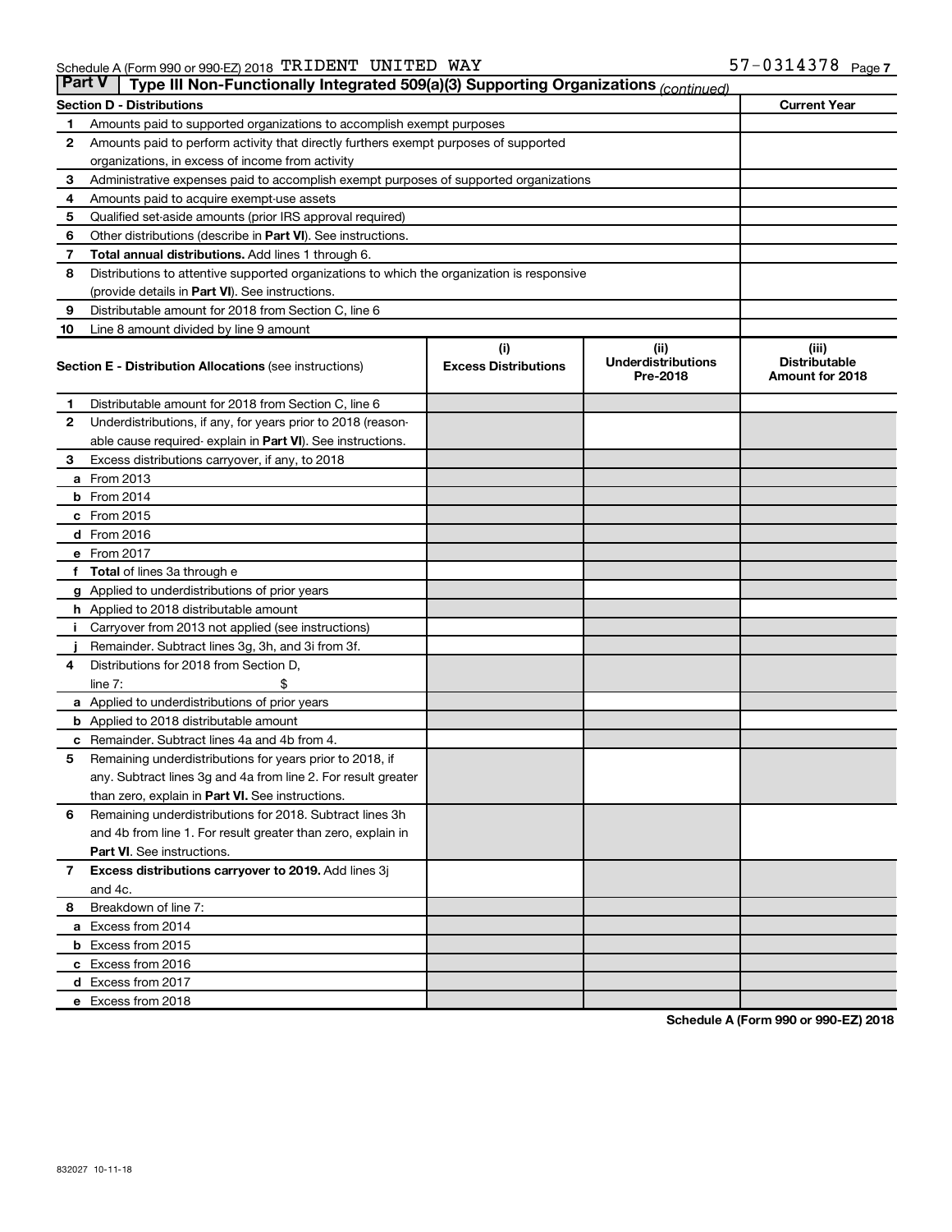Schedule A (Form 990 or 990-EZ) 2018 TRIDENT UNITED WAY 57-0314378 Page 7

## Part V | Type III Non-Functionally Integrated 509(a)(3) Supporting Organizations *(continued)*

| Section D - Distributions | | Current Year |
|---|---|---|
| 1 | Amounts paid to supported organizations to accomplish exempt purposes | |
| 2 | Amounts paid to perform activity that directly furthers exempt purposes of supported organizations, in excess of income from activity | |
| 3 | Administrative expenses paid to accomplish exempt purposes of supported organizations | |
| 4 | Amounts paid to acquire exempt-use assets | |
| 5 | Qualified set-aside amounts (prior IRS approval required) | |
| 6 | Other distributions (describe in **Part VI**). See instructions. | |
| 7 | **Total annual distributions.** Add lines 1 through 6. | |
| 8 | Distributions to attentive supported organizations to which the organization is responsive (provide details in **Part VI**). See instructions. | |
| 9 | Distributable amount for 2018 from Section C, line 6 | |
| 10 | Line 8 amount divided by line 9 amount | |

| Section E - Distribution Allocations (see instructions) | (i) Excess Distributions | (ii) Underdistributions Pre-2018 | (iii) Distributable Amount for 2018 |
|---|---|---|---|
| 1 Distributable amount for 2018 from Section C, line 6 | | | |
| 2 Underdistributions, if any, for years prior to 2018 (reasonable cause required- explain in **Part VI**). See instructions. | | | |
| 3 Excess distributions carryover, if any, to 2018 | | | |
| a From 2013 | | | |
| b From 2014 | | | |
| c From 2015 | | | |
| d From 2016 | | | |
| e From 2017 | | | |
| f **Total** of lines 3a through e | | | |
| g Applied to underdistributions of prior years | | | |
| h Applied to 2018 distributable amount | | | |
| i Carryover from 2013 not applied (see instructions) | | | |
| j Remainder. Subtract lines 3g, 3h, and 3i from 3f. | | | |
| 4 Distributions for 2018 from Section D, line 7: $ | | | |
| a Applied to underdistributions of prior years | | | |
| b Applied to 2018 distributable amount | | | |
| c Remainder. Subtract lines 4a and 4b from 4. | | | |
| 5 Remaining underdistributions for years prior to 2018, if any. Subtract lines 3g and 4a from line 2. For result greater than zero, explain in **Part VI.** See instructions. | | | |
| 6 Remaining underdistributions for 2018. Subtract lines 3h and 4b from line 1. For result greater than zero, explain in **Part VI**. See instructions. | | | |
| 7 **Excess distributions carryover to 2019.** Add lines 3j and 4c. | | | |
| 8 Breakdown of line 7: | | | |
| a Excess from 2014 | | | |
| b Excess from 2015 | | | |
| c Excess from 2016 | | | |
| d Excess from 2017 | | | |
| e Excess from 2018 | | | |

Schedule A (Form 990 or 990-EZ) 2018

832027 10-11-18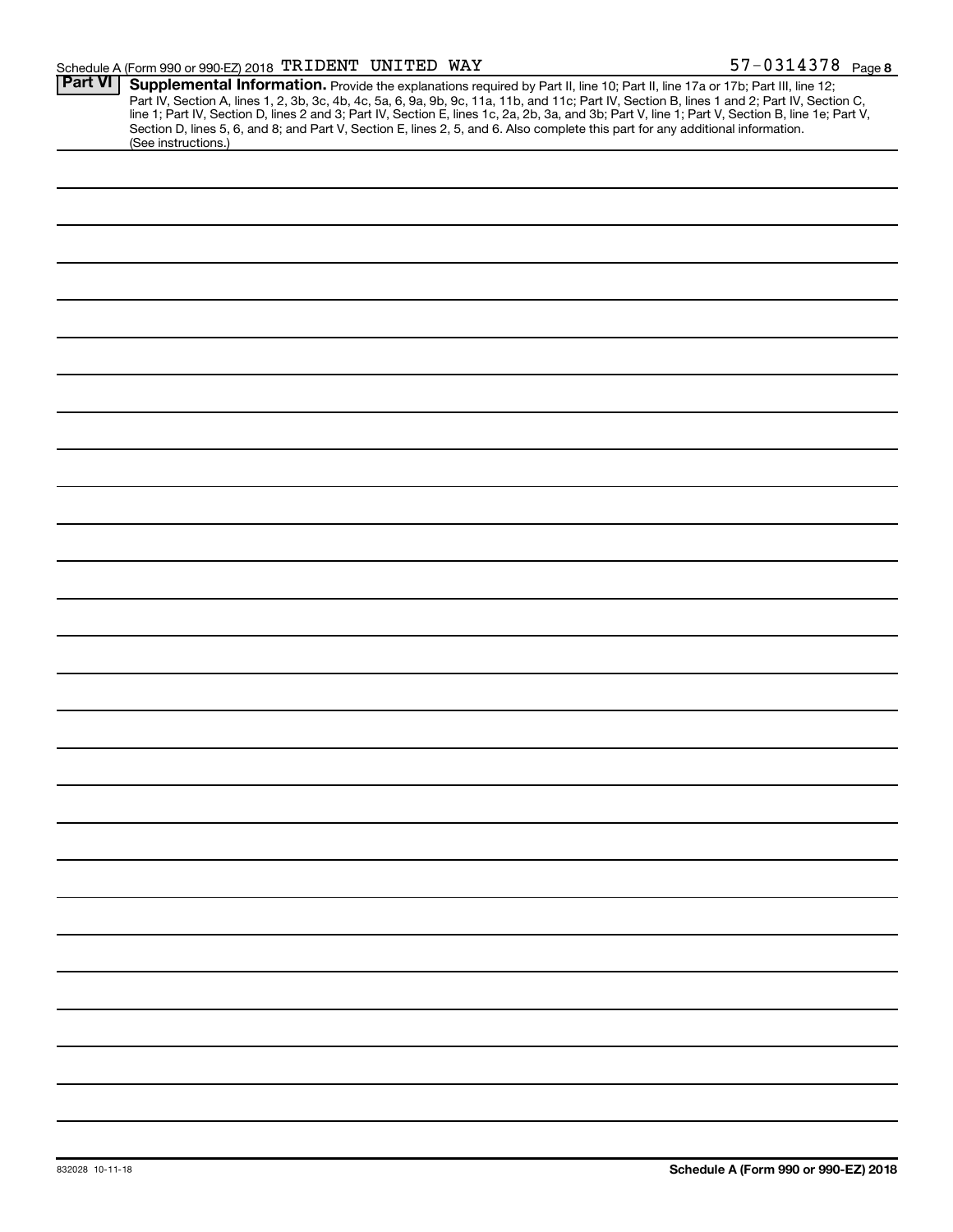Schedule A (Form 990 or 990-EZ) 2018 TRIDENT UNITED WAY 57-0314378 Page 8

**Part VI** **Supplemental Information.** Provide the explanations required by Part II, line 10; Part II, line 17a or 17b; Part III, line 12; Part IV, Section A, lines 1, 2, 3b, 3c, 4b, 4c, 5a, 6, 9a, 9b, 9c, 11a, 11b, and 11c; Part IV, Section B, lines 1 and 2; Part IV, Section C, line 1; Part IV, Section D, lines 2 and 3; Part IV, Section E, lines 1c, 2a, 2b, 3a, and 3b; Part V, line 1; Part V, Section B, line 1e; Part V, Section D, lines 5, 6, and 8; and Part V, Section E, lines 2, 5, and 6. Also complete this part for any additional information. (See instructions.)

832028 10-11-18 **Schedule A (Form 990 or 990-EZ) 2018**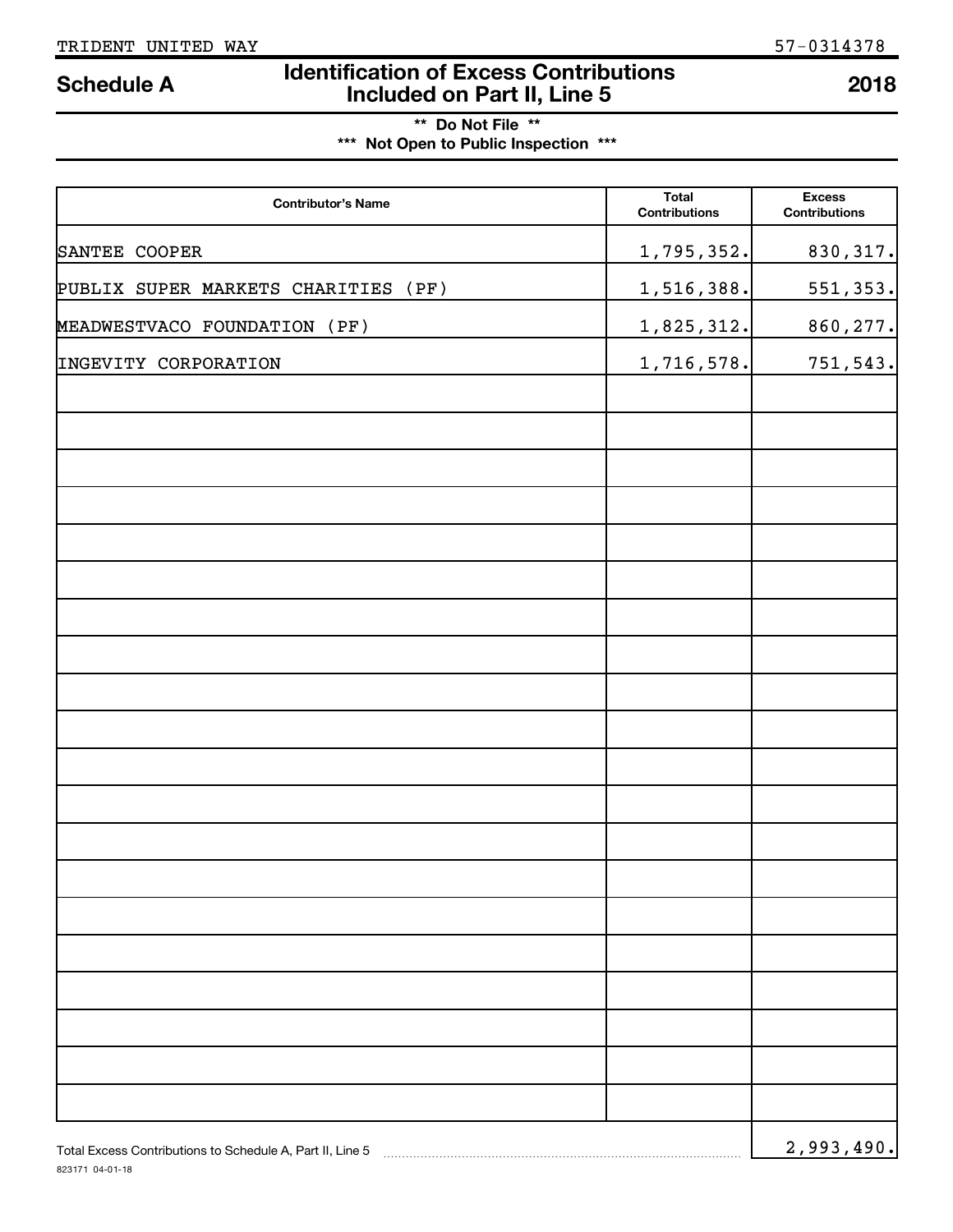TRIDENT UNITED WAY 57-0314378

# Schedule A — Identification of Excess Contributions Included on Part II, Line 5 — 2018

**\*\* Do Not File \*\***

**\*\*\* Not Open to Public Inspection \*\*\***

| Contributor's Name | Total Contributions | Excess Contributions |
|---|---|---|
| SANTEE COOPER | 1,795,352. | 830,317. |
| PUBLIX SUPER MARKETS CHARITIES (PF) | 1,516,388. | 551,353. |
| MEADWESTVACO FOUNDATION (PF) | 1,825,312. | 860,277. |
| INGEVITY CORPORATION | 1,716,578. | 751,543. |

Total Excess Contributions to Schedule A, Part II, Line 5 ........ 2,993,490.

823171 04-01-18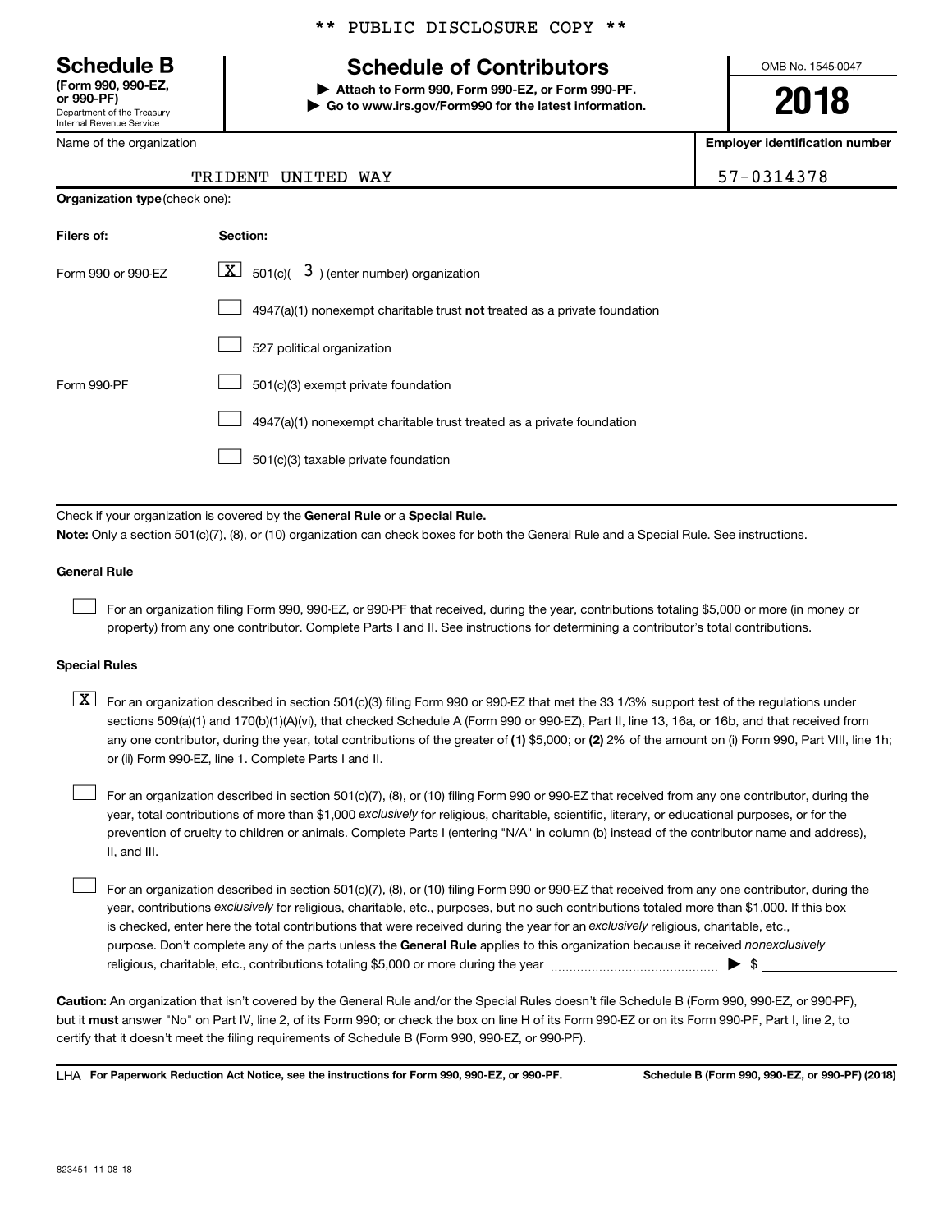\*\* PUBLIC DISCLOSURE COPY \*\*

**Schedule B**
**(Form 990, 990-EZ, or 990-PF)**
Department of the Treasury
Internal Revenue Service

# Schedule of Contributors

▶ **Attach to Form 990, Form 990-EZ, or Form 990-PF.**
▶ **Go to www.irs.gov/Form990 for the latest information.**

OMB No. 1545-0047

**2018**

| Name of the organization | Employer identification number |
|---|---|
| TRIDENT UNITED WAY | 57-0314378 |

**Organization type** (check one):

| Filers of: | Section: |
|---|---|
| Form 990 or 990-EZ | [X] 501(c)( 3 ) (enter number) organization |
| | [ ] 4947(a)(1) nonexempt charitable trust **not** treated as a private foundation |
| | [ ] 527 political organization |
| Form 990-PF | [ ] 501(c)(3) exempt private foundation |
| | [ ] 4947(a)(1) nonexempt charitable trust treated as a private foundation |
| | [ ] 501(c)(3) taxable private foundation |

Check if your organization is covered by the **General Rule** or a **Special Rule.**

**Note:** Only a section 501(c)(7), (8), or (10) organization can check boxes for both the General Rule and a Special Rule. See instructions.

**General Rule**

[ ] For an organization filing Form 990, 990-EZ, or 990-PF that received, during the year, contributions totaling $5,000 or more (in money or property) from any one contributor. Complete Parts I and II. See instructions for determining a contributor's total contributions.

**Special Rules**

[X] For an organization described in section 501(c)(3) filing Form 990 or 990-EZ that met the 33 1/3% support test of the regulations under sections 509(a)(1) and 170(b)(1)(A)(vi), that checked Schedule A (Form 990 or 990-EZ), Part II, line 13, 16a, or 16b, and that received from any one contributor, during the year, total contributions of the greater of **(1)** $5,000; or **(2)** 2% of the amount on (i) Form 990, Part VIII, line 1h; or (ii) Form 990-EZ, line 1. Complete Parts I and II.

[ ] For an organization described in section 501(c)(7), (8), or (10) filing Form 990 or 990-EZ that received from any one contributor, during the year, total contributions of more than $1,000 *exclusively* for religious, charitable, scientific, literary, or educational purposes, or for the prevention of cruelty to children or animals. Complete Parts I (entering "N/A" in column (b) instead of the contributor name and address), II, and III.

[ ] For an organization described in section 501(c)(7), (8), or (10) filing Form 990 or 990-EZ that received from any one contributor, during the year, contributions *exclusively* for religious, charitable, etc., purposes, but no such contributions totaled more than $1,000. If this box is checked, enter here the total contributions that were received during the year for an *exclusively* religious, charitable, etc., purpose. Don't complete any of the parts unless the **General Rule** applies to this organization because it received *nonexclusively* religious, charitable, etc., contributions totaling $5,000 or more during the year ▶ $ \_\_\_\_\_\_\_\_

**Caution:** An organization that isn't covered by the General Rule and/or the Special Rules doesn't file Schedule B (Form 990, 990-EZ, or 990-PF), but it **must** answer "No" on Part IV, line 2, of its Form 990; or check the box on line H of its Form 990-EZ or on its Form 990-PF, Part I, line 2, to certify that it doesn't meet the filing requirements of Schedule B (Form 990, 990-EZ, or 990-PF).

LHA **For Paperwork Reduction Act Notice, see the instructions for Form 990, 990-EZ, or 990-PF.** **Schedule B (Form 990, 990-EZ, or 990-PF) (2018)**

823451 11-08-18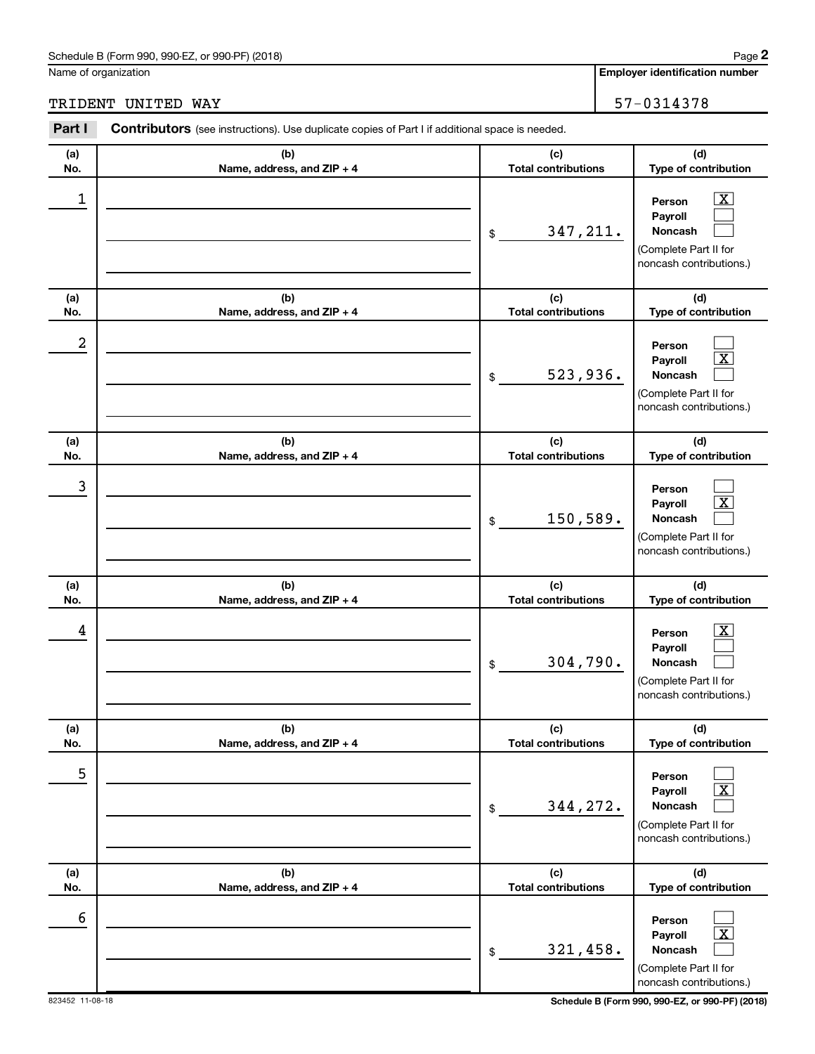Schedule B (Form 990, 990-EZ, or 990-PF) (2018)

Name of organization: TRIDENT UNITED WAY

Employer identification number: 57-0314378

**Part I** **Contributors** (see instructions). Use duplicate copies of Part I if additional space is needed.

| (a) No. | (b) Name, address, and ZIP + 4 | (c) Total contributions | (d) Type of contribution |
|---|---|---|---|
| 1 | | $ 347,211. | Person [X] Payroll [ ] Noncash [ ] (Complete Part II for noncash contributions.) |
| 2 | | $ 523,936. | Person [ ] Payroll [X] Noncash [ ] (Complete Part II for noncash contributions.) |
| 3 | | $ 150,589. | Person [ ] Payroll [X] Noncash [ ] (Complete Part II for noncash contributions.) |
| 4 | | $ 304,790. | Person [X] Payroll [ ] Noncash [ ] (Complete Part II for noncash contributions.) |
| 5 | | $ 344,272. | Person [ ] Payroll [X] Noncash [ ] (Complete Part II for noncash contributions.) |
| 6 | | $ 321,458. | Person [ ] Payroll [X] Noncash [ ] (Complete Part II for noncash contributions.) |

823452 11-08-18

Schedule B (Form 990, 990-EZ, or 990-PF) (2018)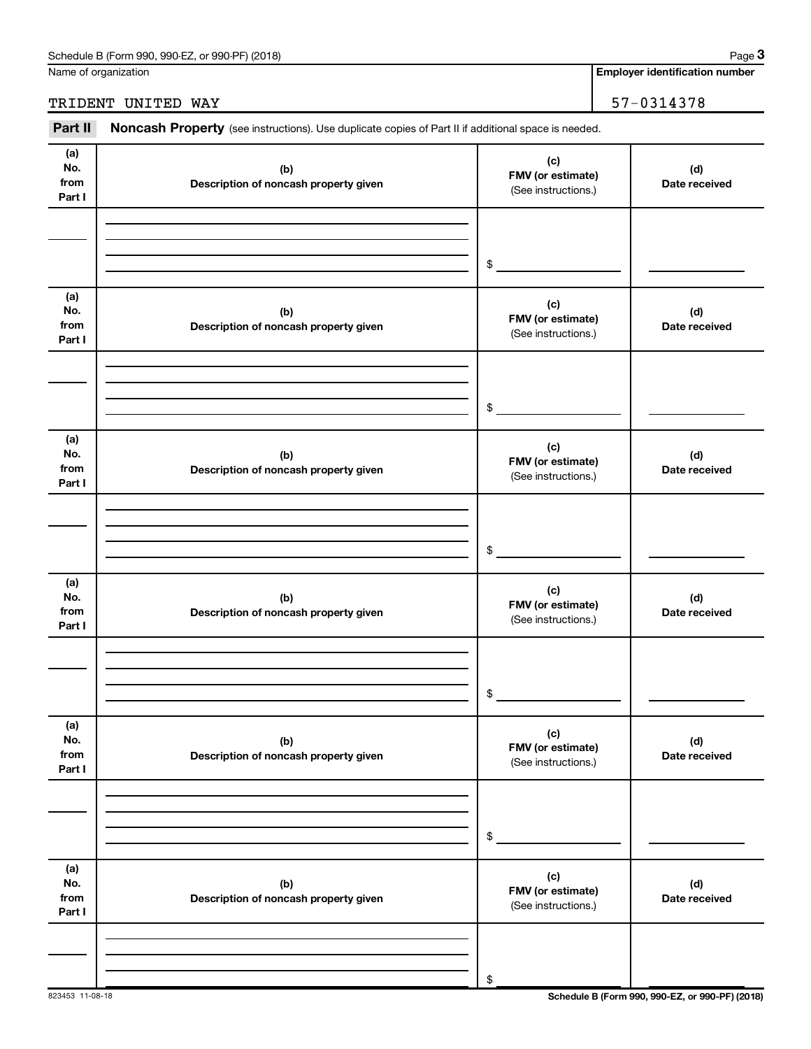Name of organization

TRIDENT UNITED WAY

**Employer identification number**

57-0314378

**Part II** **Noncash Property** (see instructions). Use duplicate copies of Part II if additional space is needed.

| (a) No. from Part I | (b) Description of noncash property given | (c) FMV (or estimate) (See instructions.) | (d) Date received |
|---|---|---|---|
| | | $ | |

| (a) No. from Part I | (b) Description of noncash property given | (c) FMV (or estimate) (See instructions.) | (d) Date received |
|---|---|---|---|
| | | $ | |

| (a) No. from Part I | (b) Description of noncash property given | (c) FMV (or estimate) (See instructions.) | (d) Date received |
|---|---|---|---|
| | | $ | |

| (a) No. from Part I | (b) Description of noncash property given | (c) FMV (or estimate) (See instructions.) | (d) Date received |
|---|---|---|---|
| | | $ | |

| (a) No. from Part I | (b) Description of noncash property given | (c) FMV (or estimate) (See instructions.) | (d) Date received |
|---|---|---|---|
| | | $ | |

| (a) No. from Part I | (b) Description of noncash property given | (c) FMV (or estimate) (See instructions.) | (d) Date received |
|---|---|---|---|
| | | $ | |

823453 11-08-18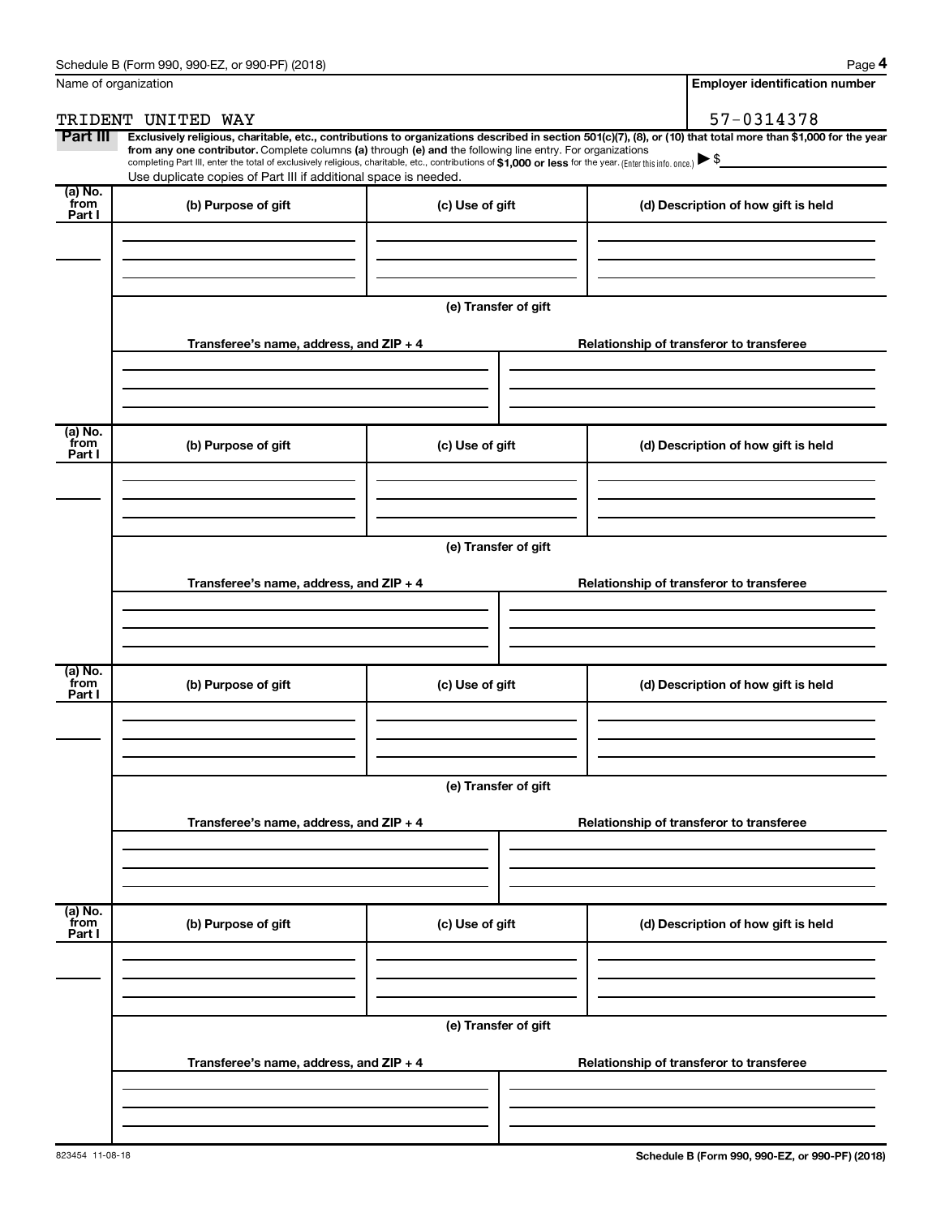Name of organization

TRIDENT UNITED WAY

Employer identification number

57-0314378

**Part III** **Exclusively religious, charitable, etc., contributions to organizations described in section 501(c)(7), (8), or (10) that total more than $1,000 for the year from any one contributor.** Complete columns **(a)** through **(e)** and the following line entry. For organizations completing Part III, enter the total of exclusively religious, charitable, etc., contributions of **$1,000 or less** for the year. (Enter this info. once.) ▶ $

Use duplicate copies of Part III if additional space is needed.

| (a) No. from Part I | (b) Purpose of gift | (c) Use of gift | (d) Description of how gift is held |
|---|---|---|---|
| | | | |

**(e) Transfer of gift**

| Transferee's name, address, and ZIP + 4 | Relationship of transferor to transferee |
|---|---|
| | |

| (a) No. from Part I | (b) Purpose of gift | (c) Use of gift | (d) Description of how gift is held |
|---|---|---|---|
| | | | |

**(e) Transfer of gift**

| Transferee's name, address, and ZIP + 4 | Relationship of transferor to transferee |
|---|---|
| | |

| (a) No. from Part I | (b) Purpose of gift | (c) Use of gift | (d) Description of how gift is held |
|---|---|---|---|
| | | | |

**(e) Transfer of gift**

| Transferee's name, address, and ZIP + 4 | Relationship of transferor to transferee |
|---|---|
| | |

| (a) No. from Part I | (b) Purpose of gift | (c) Use of gift | (d) Description of how gift is held |
|---|---|---|---|
| | | | |

**(e) Transfer of gift**

| Transferee's name, address, and ZIP + 4 | Relationship of transferor to transferee |
|---|---|
| | |

823454 11-08-18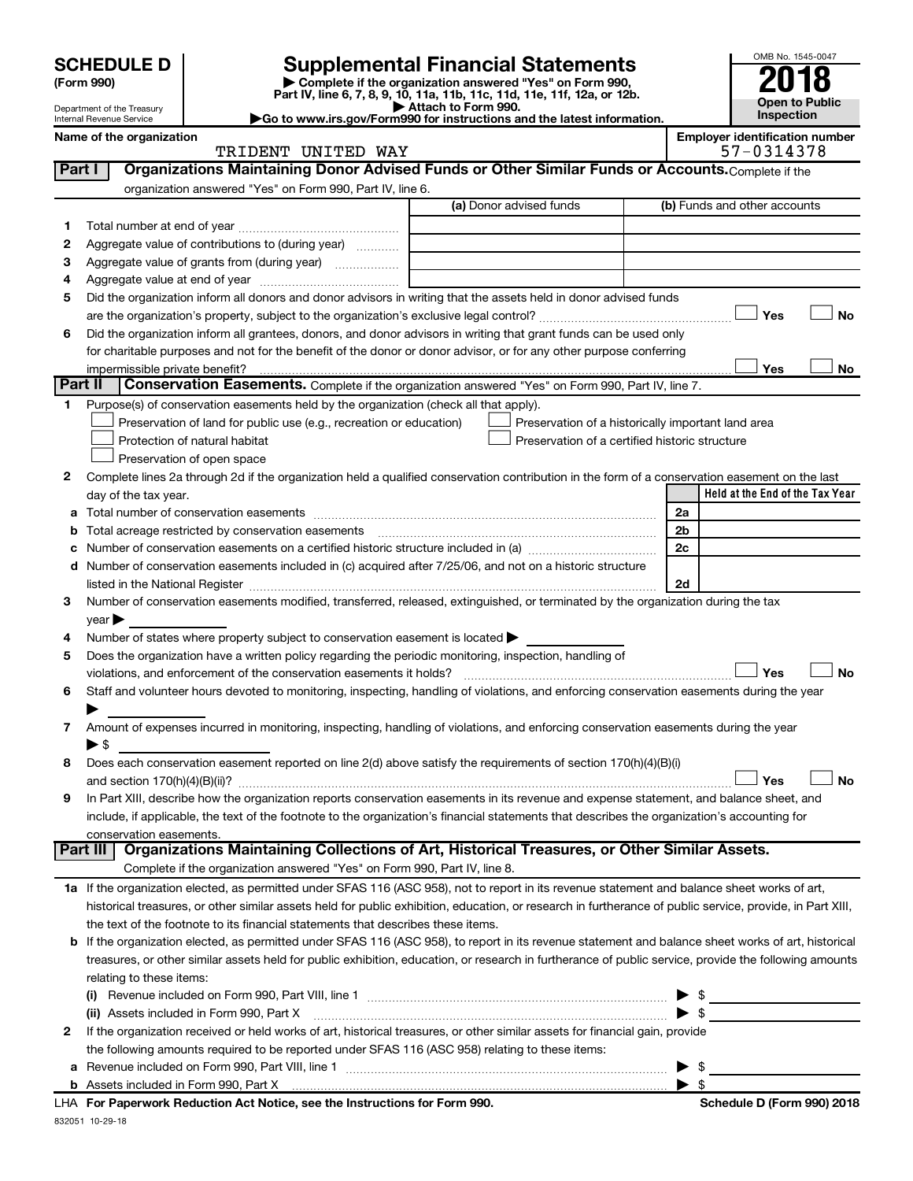# SCHEDULE D (Form 990)

Department of the Treasury
Internal Revenue Service

## Supplemental Financial Statements

▶ Complete if the organization answered "Yes" on Form 990, Part IV, line 6, 7, 8, 9, 10, 11a, 11b, 11c, 11d, 11e, 11f, 12a, or 12b.
▶ Attach to Form 990.
▶Go to www.irs.gov/Form990 for instructions and the latest information.

OMB No. 1545-0047

**2018**

**Open to Public Inspection**

**Name of the organization:** TRIDENT UNITED WAY

**Employer identification number:** 57-0314378

### Part I — Organizations Maintaining Donor Advised Funds or Other Similar Funds or Accounts. 
Complete if the organization answered "Yes" on Form 990, Part IV, line 6.

| | | (a) Donor advised funds | (b) Funds and other accounts |
|---|---|---|---|
| 1 | Total number at end of year | | |
| 2 | Aggregate value of contributions to (during year) | | |
| 3 | Aggregate value of grants from (during year) | | |
| 4 | Aggregate value at end of year | | |

5 Did the organization inform all donors and donor advisors in writing that the assets held in donor advised funds are the organization's property, subject to the organization's exclusive legal control? ☐ Yes ☐ No

6 Did the organization inform all grantees, donors, and donor advisors in writing that grant funds can be used only for charitable purposes and not for the benefit of the donor or donor advisor, or for any other purpose conferring impermissible private benefit? ☐ Yes ☐ No

### Part II — Conservation Easements. 
Complete if the organization answered "Yes" on Form 990, Part IV, line 7.

1 Purpose(s) of conservation easements held by the organization (check all that apply).
- ☐ Preservation of land for public use (e.g., recreation or education)
- ☐ Preservation of a historically important land area
- ☐ Protection of natural habitat
- ☐ Preservation of a certified historic structure
- ☐ Preservation of open space

2 Complete lines 2a through 2d if the organization held a qualified conservation contribution in the form of a conservation easement on the last day of the tax year.

| | | | Held at the End of the Tax Year |
|---|---|---|---|
| a | Total number of conservation easements | 2a | |
| b | Total acreage restricted by conservation easements | 2b | |
| c | Number of conservation easements on a certified historic structure included in (a) | 2c | |
| d | Number of conservation easements included in (c) acquired after 7/25/06, and not on a historic structure listed in the National Register | 2d | |

3 Number of conservation easements modified, transferred, released, extinguished, or terminated by the organization during the tax year ▶

4 Number of states where property subject to conservation easement is located ▶

5 Does the organization have a written policy regarding the periodic monitoring, inspection, handling of violations, and enforcement of the conservation easements it holds? ☐ Yes ☐ No

6 Staff and volunteer hours devoted to monitoring, inspecting, handling of violations, and enforcing conservation easements during the year ▶

7 Amount of expenses incurred in monitoring, inspecting, handling of violations, and enforcing conservation easements during the year ▶ $

8 Does each conservation easement reported on line 2(d) above satisfy the requirements of section 170(h)(4)(B)(i) and section 170(h)(4)(B)(ii)? ☐ Yes ☐ No

9 In Part XIII, describe how the organization reports conservation easements in its revenue and expense statement, and balance sheet, and include, if applicable, the text of the footnote to the organization's financial statements that describes the organization's accounting for conservation easements.

### Part III — Organizations Maintaining Collections of Art, Historical Treasures, or Other Similar Assets.
Complete if the organization answered "Yes" on Form 990, Part IV, line 8.

1a If the organization elected, as permitted under SFAS 116 (ASC 958), not to report in its revenue statement and balance sheet works of art, historical treasures, or other similar assets held for public exhibition, education, or research in furtherance of public service, provide, in Part XIII, the text of the footnote to its financial statements that describes these items.

b If the organization elected, as permitted under SFAS 116 (ASC 958), to report in its revenue statement and balance sheet works of art, historical treasures, or other similar assets held for public exhibition, education, or research in furtherance of public service, provide the following amounts relating to these items:

(i) Revenue included on Form 990, Part VIII, line 1 ▶ $

(ii) Assets included in Form 990, Part X ▶ $

2 If the organization received or held works of art, historical treasures, or other similar assets for financial gain, provide the following amounts required to be reported under SFAS 116 (ASC 958) relating to these items:

a Revenue included on Form 990, Part VIII, line 1 ▶ $

b Assets included in Form 990, Part X ▶ $

LHA For Paperwork Reduction Act Notice, see the Instructions for Form 990. Schedule D (Form 990) 2018

832051 10-29-18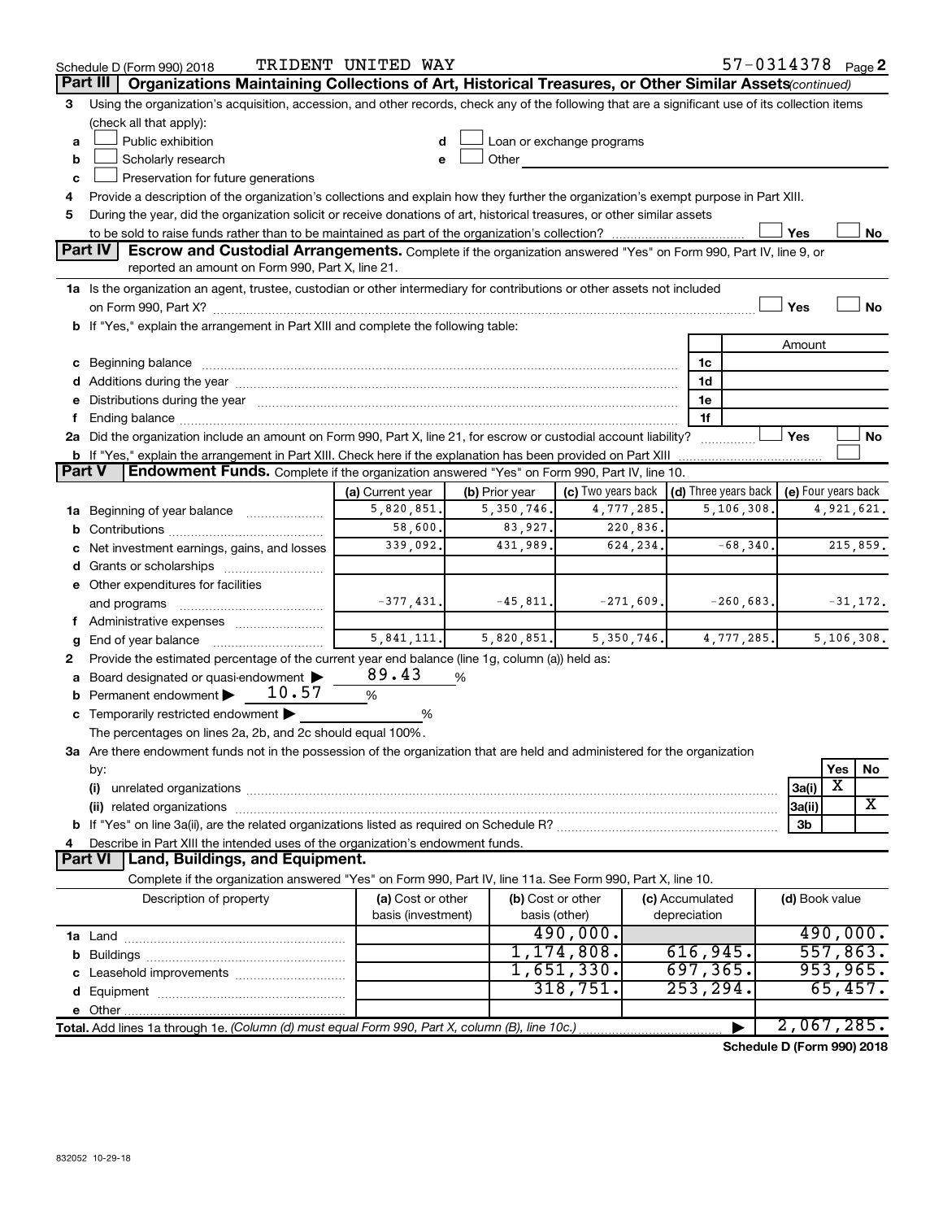Schedule D (Form 990) 2018 TRIDENT UNITED WAY 57-0314378 Page 2

## Part III Organizations Maintaining Collections of Art, Historical Treasures, or Other Similar Assets *(continued)*

3 Using the organization's acquisition, accession, and other records, check any of the following that are a significant use of its collection items (check all that apply):

- a ☐ Public exhibition
- b ☐ Scholarly research
- c ☐ Preservation for future generations
- d ☐ Loan or exchange programs
- e ☐ Other

4 Provide a description of the organization's collections and explain how they further the organization's exempt purpose in Part XIII.

5 During the year, did the organization solicit or receive donations of art, historical treasures, or other similar assets to be sold to raise funds rather than to be maintained as part of the organization's collection? ☐ Yes ☐ No

## Part IV Escrow and Custodial Arrangements.

Complete if the organization answered "Yes" on Form 990, Part IV, line 9, or reported an amount on Form 990, Part X, line 21.

1a Is the organization an agent, trustee, custodian or other intermediary for contributions or other assets not included on Form 990, Part X? ☐ Yes ☐ No

b If "Yes," explain the arrangement in Part XIII and complete the following table:

| | | Amount |
|---|---|---|
| c Beginning balance | 1c | |
| d Additions during the year | 1d | |
| e Distributions during the year | 1e | |
| f Ending balance | 1f | |

2a Did the organization include an amount on Form 990, Part X, line 21, for escrow or custodial account liability? ☐ Yes ☐ No

b If "Yes," explain the arrangement in Part XIII. Check here if the explanation has been provided on Part XIII ☐

## Part V Endowment Funds.

Complete if the organization answered "Yes" on Form 990, Part IV, line 10.

| | (a) Current year | (b) Prior year | (c) Two years back | (d) Three years back | (e) Four years back |
|---|---|---|---|---|---|
| 1a Beginning of year balance | 5,820,851. | 5,350,746. | 4,777,285. | 5,106,308. | 4,921,621. |
| b Contributions | 58,600. | 83,927. | 220,836. | | |
| c Net investment earnings, gains, and losses | 339,092. | 431,989. | 624,234. | -68,340. | 215,859. |
| d Grants or scholarships | | | | | |
| e Other expenditures for facilities and programs | -377,431. | -45,811. | -271,609. | -260,683. | -31,172. |
| f Administrative expenses | | | | | |
| g End of year balance | 5,841,111. | 5,820,851. | 5,350,746. | 4,777,285. | 5,106,308. |

2 Provide the estimated percentage of the current year end balance (line 1g, column (a)) held as:

- a Board designated or quasi-endowment ▶ 89.43 %
- b Permanent endowment ▶ 10.57 %
- c Temporarily restricted endowment ▶ %

The percentages on lines 2a, 2b, and 2c should equal 100%.

3a Are there endowment funds not in the possession of the organization that are held and administered for the organization by:

| | | Yes | No |
|---|---|---|---|
| (i) unrelated organizations | 3a(i) | X | |
| (ii) related organizations | 3a(ii) | | X |
| b If "Yes" on line 3a(ii), are the related organizations listed as required on Schedule R? | 3b | | |

4 Describe in Part XIII the intended uses of the organization's endowment funds.

## Part VI Land, Buildings, and Equipment.

Complete if the organization answered "Yes" on Form 990, Part IV, line 11a. See Form 990, Part X, line 10.

| Description of property | (a) Cost or other basis (investment) | (b) Cost or other basis (other) | (c) Accumulated depreciation | (d) Book value |
|---|---|---|---|---|
| 1a Land | | 490,000. | | 490,000. |
| b Buildings | | 1,174,808. | 616,945. | 557,863. |
| c Leasehold improvements | | 1,651,330. | 697,365. | 953,965. |
| d Equipment | | 318,751. | 253,294. | 65,457. |
| e Other | | | | |
| **Total.** Add lines 1a through 1e. *(Column (d) must equal Form 990, Part X, column (B), line 10c.)* | | | ▶ | 2,067,285. |

**Schedule D (Form 990) 2018**

832052 10-29-18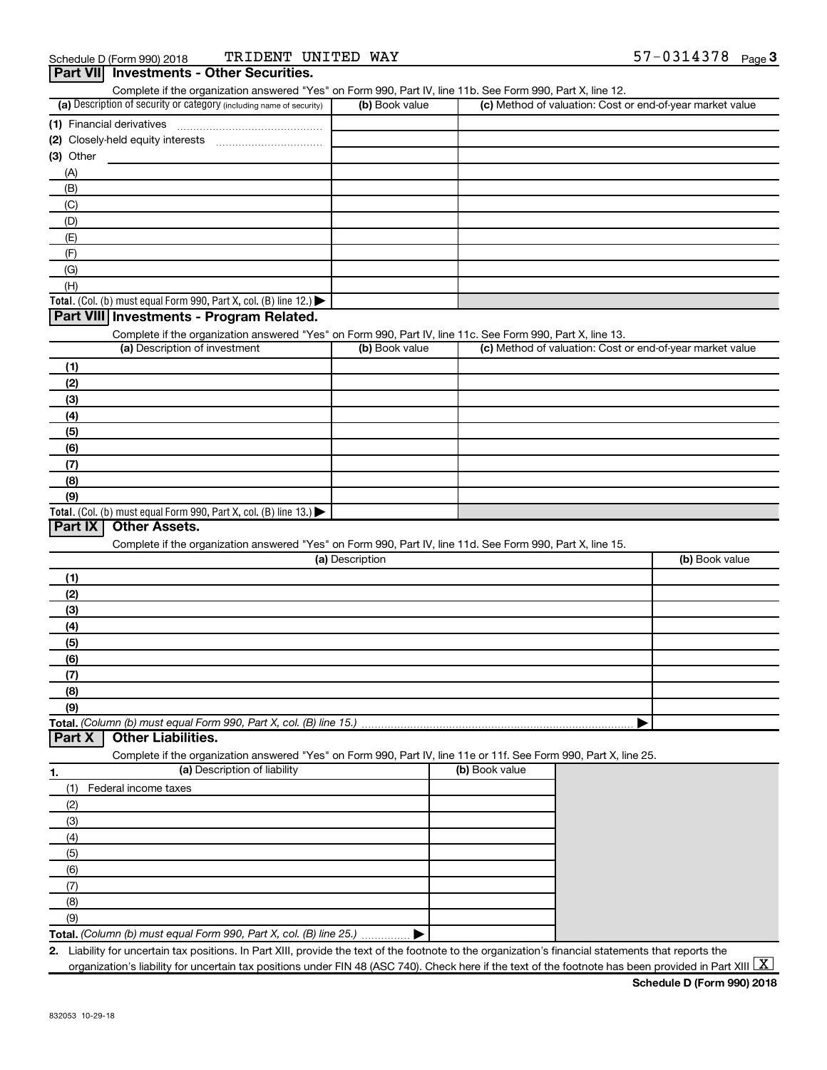Schedule D (Form 990) 2018 TRIDENT UNITED WAY 57-0314378 Page 3

## Part VII Investments - Other Securities.

Complete if the organization answered "Yes" on Form 990, Part IV, line 11b. See Form 990, Part X, line 12.

| (a) Description of security or category (including name of security) | (b) Book value | (c) Method of valuation: Cost or end-of-year market value |
|---|---|---|
| (1) Financial derivatives | | |
| (2) Closely-held equity interests | | |
| (3) Other | | |
| (A) | | |
| (B) | | |
| (C) | | |
| (D) | | |
| (E) | | |
| (F) | | |
| (G) | | |
| (H) | | |
| Total. (Col. (b) must equal Form 990, Part X, col. (B) line 12.) ▶ | | |

## Part VIII Investments - Program Related.

Complete if the organization answered "Yes" on Form 990, Part IV, line 11c. See Form 990, Part X, line 13.

| (a) Description of investment | (b) Book value | (c) Method of valuation: Cost or end-of-year market value |
|---|---|---|
| (1) | | |
| (2) | | |
| (3) | | |
| (4) | | |
| (5) | | |
| (6) | | |
| (7) | | |
| (8) | | |
| (9) | | |
| Total. (Col. (b) must equal Form 990, Part X, col. (B) line 13.) ▶ | | |

## Part IX Other Assets.

Complete if the organization answered "Yes" on Form 990, Part IV, line 11d. See Form 990, Part X, line 15.

| (a) Description | (b) Book value |
|---|---|
| (1) | |
| (2) | |
| (3) | |
| (4) | |
| (5) | |
| (6) | |
| (7) | |
| (8) | |
| (9) | |
| Total. (Column (b) must equal Form 990, Part X, col. (B) line 15.) ▶ | |

## Part X Other Liabilities.

Complete if the organization answered "Yes" on Form 990, Part IV, line 11e or 11f. See Form 990, Part X, line 25.

| 1. (a) Description of liability | (b) Book value |
|---|---|
| (1) Federal income taxes | |
| (2) | |
| (3) | |
| (4) | |
| (5) | |
| (6) | |
| (7) | |
| (8) | |
| (9) | |
| Total. (Column (b) must equal Form 990, Part X, col. (B) line 25.) ▶ | |

2. Liability for uncertain tax positions. In Part XIII, provide the text of the footnote to the organization's financial statements that reports the organization's liability for uncertain tax positions under FIN 48 (ASC 740). Check here if the text of the footnote has been provided in Part XIII [X]

Schedule D (Form 990) 2018

832053 10-29-18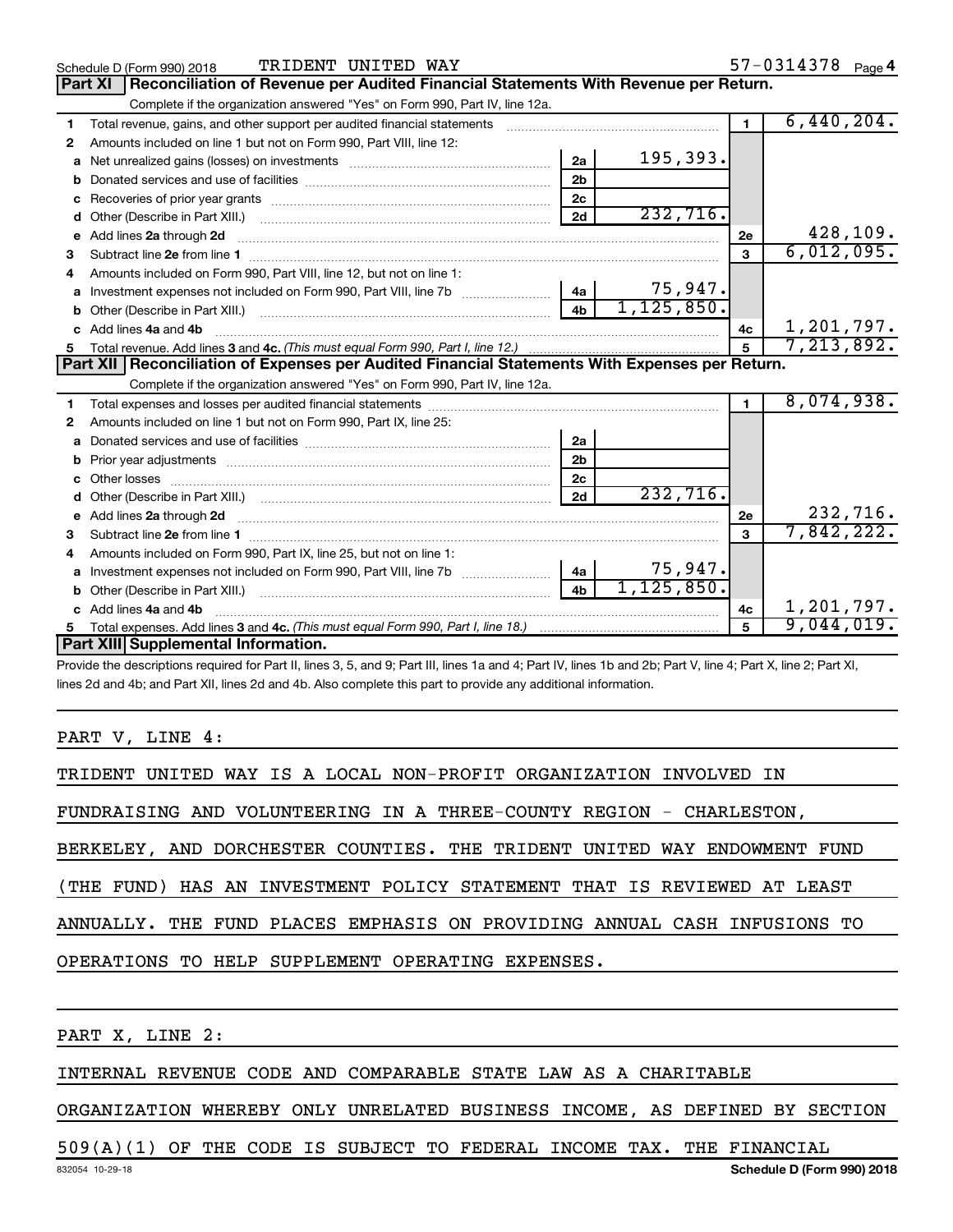Schedule D (Form 990) 2018 TRIDENT UNITED WAY 57-0314378 Page 4

## Part XI Reconciliation of Revenue per Audited Financial Statements With Revenue per Return.

Complete if the organization answered "Yes" on Form 990, Part IV, line 12a.

| | | | | | |
|---|---|---|---|---|---|
| 1 | Total revenue, gains, and other support per audited financial statements | | | 1 | 6,440,204. |
| 2 | Amounts included on line 1 but not on Form 990, Part VIII, line 12: | | | | |
| a | Net unrealized gains (losses) on investments | 2a | 195,393. | | |
| b | Donated services and use of facilities | 2b | | | |
| c | Recoveries of prior year grants | 2c | | | |
| d | Other (Describe in Part XIII.) | 2d | 232,716. | | |
| e | Add lines 2a through 2d | | | 2e | 428,109. |
| 3 | Subtract line 2e from line 1 | | | 3 | 6,012,095. |
| 4 | Amounts included on Form 990, Part VIII, line 12, but not on line 1: | | | | |
| a | Investment expenses not included on Form 990, Part VIII, line 7b | 4a | 75,947. | | |
| b | Other (Describe in Part XIII.) | 4b | 1,125,850. | | |
| c | Add lines 4a and 4b | | | 4c | 1,201,797. |
| 5 | Total revenue. Add lines 3 and 4c. *(This must equal Form 990, Part I, line 12.)* | | | 5 | 7,213,892. |

## Part XII Reconciliation of Expenses per Audited Financial Statements With Expenses per Return.

Complete if the organization answered "Yes" on Form 990, Part IV, line 12a.

| | | | | | |
|---|---|---|---|---|---|
| 1 | Total expenses and losses per audited financial statements | | | 1 | 8,074,938. |
| 2 | Amounts included on line 1 but not on Form 990, Part IX, line 25: | | | | |
| a | Donated services and use of facilities | 2a | | | |
| b | Prior year adjustments | 2b | | | |
| c | Other losses | 2c | | | |
| d | Other (Describe in Part XIII.) | 2d | 232,716. | | |
| e | Add lines 2a through 2d | | | 2e | 232,716. |
| 3 | Subtract line 2e from line 1 | | | 3 | 7,842,222. |
| 4 | Amounts included on Form 990, Part IX, line 25, but not on line 1: | | | | |
| a | Investment expenses not included on Form 990, Part VIII, line 7b | 4a | 75,947. | | |
| b | Other (Describe in Part XIII.) | 4b | 1,125,850. | | |
| c | Add lines 4a and 4b | | | 4c | 1,201,797. |
| 5 | Total expenses. Add lines 3 and 4c. *(This must equal Form 990, Part I, line 18.)* | | | 5 | 9,044,019. |

## Part XIII Supplemental Information.

Provide the descriptions required for Part II, lines 3, 5, and 9; Part III, lines 1a and 4; Part IV, lines 1b and 2b; Part V, line 4; Part X, line 2; Part XI, lines 2d and 4b; and Part XII, lines 2d and 4b. Also complete this part to provide any additional information.

PART V, LINE 4:

TRIDENT UNITED WAY IS A LOCAL NON-PROFIT ORGANIZATION INVOLVED IN FUNDRAISING AND VOLUNTEERING IN A THREE-COUNTY REGION - CHARLESTON, BERKELEY, AND DORCHESTER COUNTIES. THE TRIDENT UNITED WAY ENDOWMENT FUND (THE FUND) HAS AN INVESTMENT POLICY STATEMENT THAT IS REVIEWED AT LEAST ANNUALLY. THE FUND PLACES EMPHASIS ON PROVIDING ANNUAL CASH INFUSIONS TO OPERATIONS TO HELP SUPPLEMENT OPERATING EXPENSES.

PART X, LINE 2:

INTERNAL REVENUE CODE AND COMPARABLE STATE LAW AS A CHARITABLE ORGANIZATION WHEREBY ONLY UNRELATED BUSINESS INCOME, AS DEFINED BY SECTION 509(A)(1) OF THE CODE IS SUBJECT TO FEDERAL INCOME TAX. THE FINANCIAL

832054 10-29-18 Schedule D (Form 990) 2018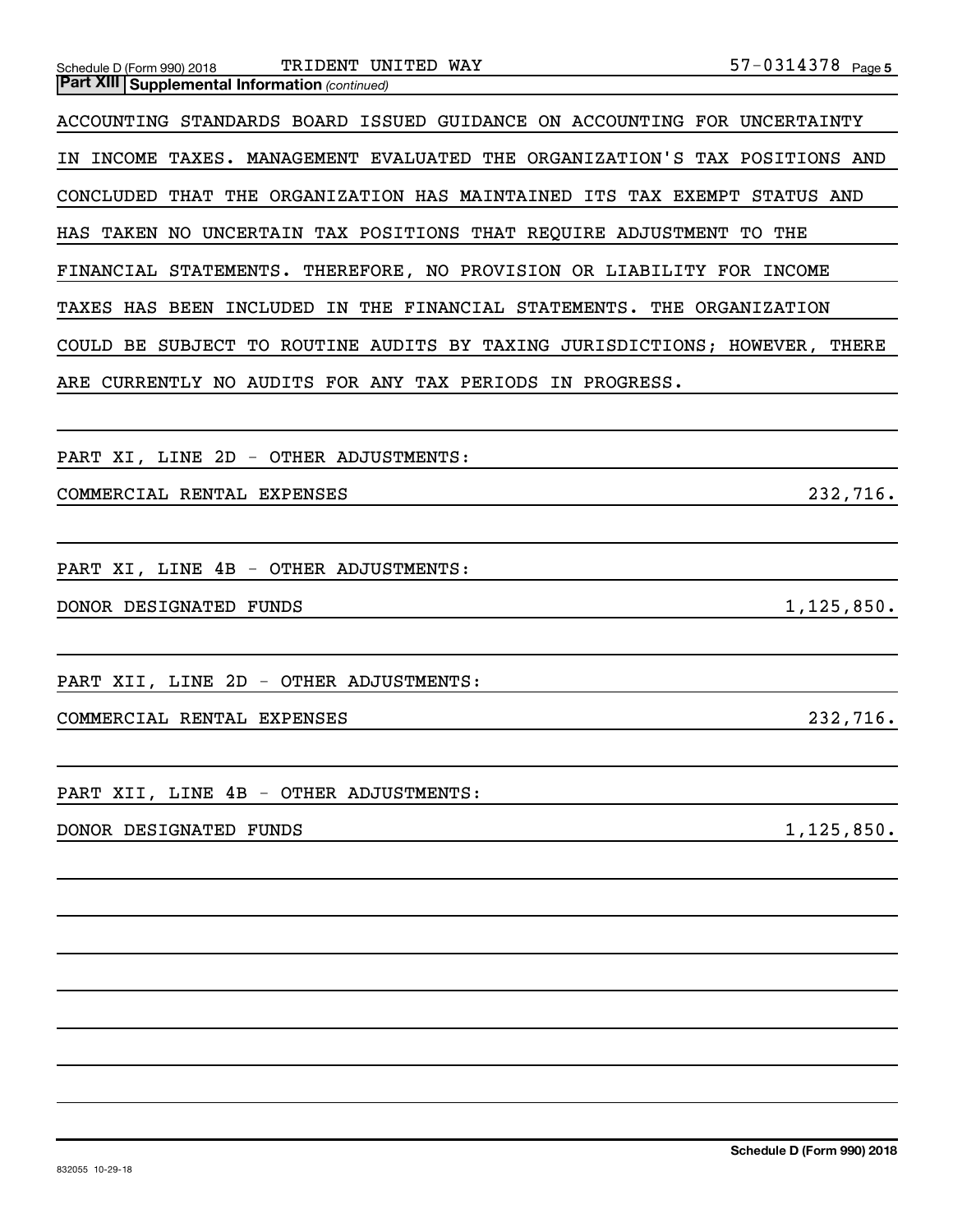**Part XIII Supplemental Information** *(continued)*

ACCOUNTING STANDARDS BOARD ISSUED GUIDANCE ON ACCOUNTING FOR UNCERTAINTY IN INCOME TAXES. MANAGEMENT EVALUATED THE ORGANIZATION'S TAX POSITIONS AND CONCLUDED THAT THE ORGANIZATION HAS MAINTAINED ITS TAX EXEMPT STATUS AND HAS TAKEN NO UNCERTAIN TAX POSITIONS THAT REQUIRE ADJUSTMENT TO THE FINANCIAL STATEMENTS. THEREFORE, NO PROVISION OR LIABILITY FOR INCOME TAXES HAS BEEN INCLUDED IN THE FINANCIAL STATEMENTS. THE ORGANIZATION COULD BE SUBJECT TO ROUTINE AUDITS BY TAXING JURISDICTIONS; HOWEVER, THERE ARE CURRENTLY NO AUDITS FOR ANY TAX PERIODS IN PROGRESS.

PART XI, LINE 2D - OTHER ADJUSTMENTS:

| | |
|---|---|
| COMMERCIAL RENTAL EXPENSES | 232,716. |

PART XI, LINE 4B - OTHER ADJUSTMENTS:

| | |
|---|---|
| DONOR DESIGNATED FUNDS | 1,125,850. |

PART XII, LINE 2D - OTHER ADJUSTMENTS:

| | |
|---|---|
| COMMERCIAL RENTAL EXPENSES | 232,716. |

PART XII, LINE 4B - OTHER ADJUSTMENTS:

| | |
|---|---|
| DONOR DESIGNATED FUNDS | 1,125,850. |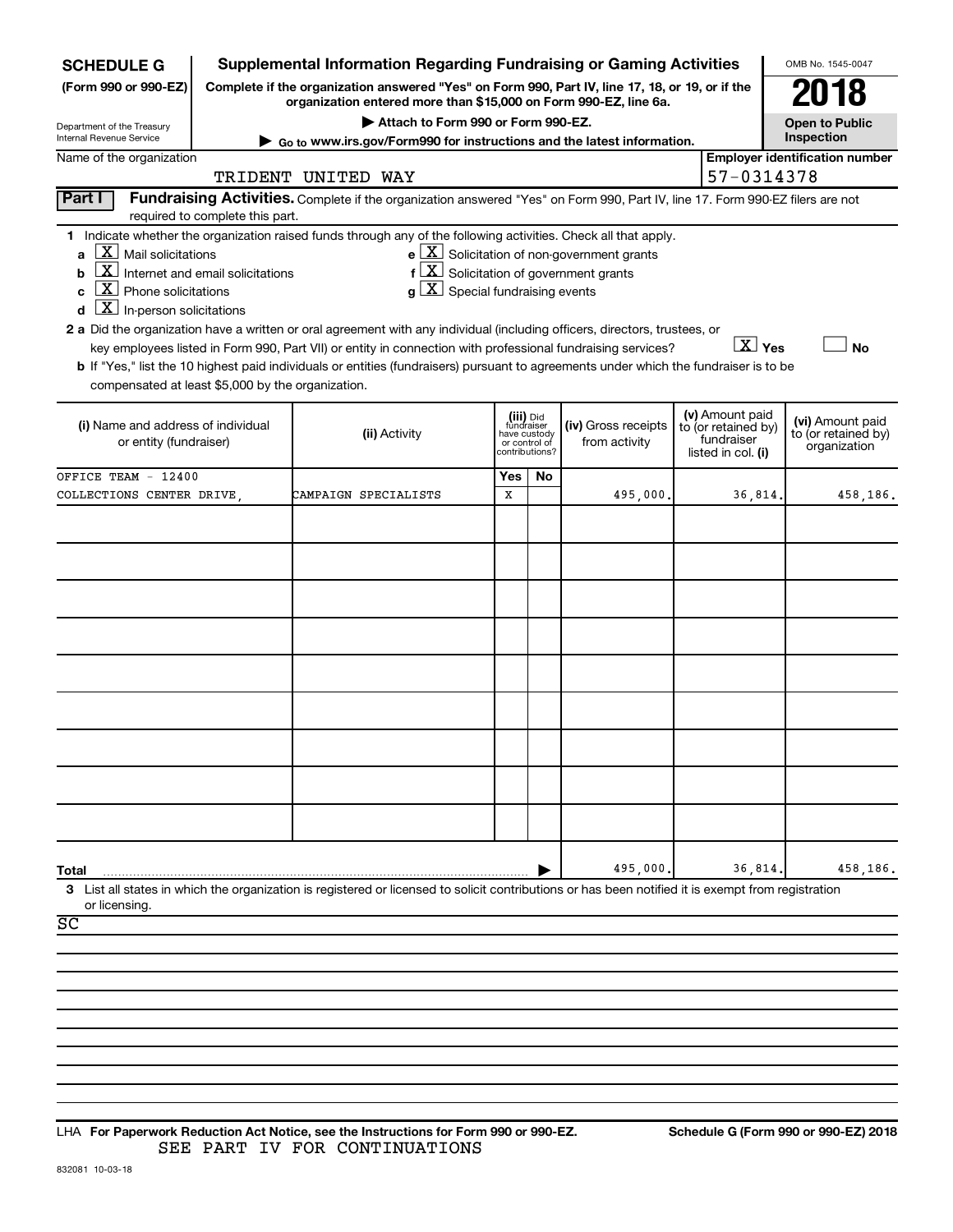**SCHEDULE G** (Form 990 or 990-EZ)

Department of the Treasury
Internal Revenue Service

# Supplemental Information Regarding Fundraising or Gaming Activities

**Complete if the organization answered "Yes" on Form 990, Part IV, line 17, 18, or 19, or if the organization entered more than $15,000 on Form 990-EZ, line 6a.**

▶ Attach to Form 990 or Form 990-EZ.

▶ Go to www.irs.gov/Form990 for instructions and the latest information.

OMB No. 1545-0047

**2018**

**Open to Public Inspection**

Name of the organization: TRIDENT UNITED WAY

Employer identification number: 57-0314378

**Part I** **Fundraising Activities.** Complete if the organization answered "Yes" on Form 990, Part IV, line 17. Form 990-EZ filers are not required to complete this part.

1 Indicate whether the organization raised funds through any of the following activities. Check all that apply.

a [X] Mail solicitations
b [X] Internet and email solicitations
c [X] Phone solicitations
d [X] In-person solicitations
e [X] Solicitation of non-government grants
f [X] Solicitation of government grants
g [X] Special fundraising events

2 a Did the organization have a written or oral agreement with any individual (including officers, directors, trustees, or key employees listed in Form 990, Part VII) or entity in connection with professional fundraising services? [X] Yes [ ] No

b If "Yes," list the 10 highest paid individuals or entities (fundraisers) pursuant to agreements under which the fundraiser is to be compensated at least $5,000 by the organization.

| (i) Name and address of individual or entity (fundraiser) | (ii) Activity | (iii) Did fundraiser have custody or control of contributions? Yes | No | (iv) Gross receipts from activity | (v) Amount paid to (or retained by) fundraiser listed in col. (i) | (vi) Amount paid to (or retained by) organization |
|---|---|---|---|---|---|---|
| OFFICE TEAM - 12400 COLLECTIONS CENTER DRIVE, | CAMPAIGN SPECIALISTS | X | | 495,000. | 36,814. | 458,186. |
| | | | | | | |
| | | | | | | |
| | | | | | | |
| | | | | | | |
| | | | | | | |
| | | | | | | |
| | | | | | | |
| | | | | | | |
| | | | | | | |
| **Total** | | | | 495,000. | 36,814. | 458,186. |

3 List all states in which the organization is registered or licensed to solicit contributions or has been notified it is exempt from registration or licensing.

SC

LHA **For Paperwork Reduction Act Notice, see the Instructions for Form 990 or 990-EZ.** **Schedule G (Form 990 or 990-EZ) 2018**

SEE PART IV FOR CONTINUATIONS

832081 10-03-18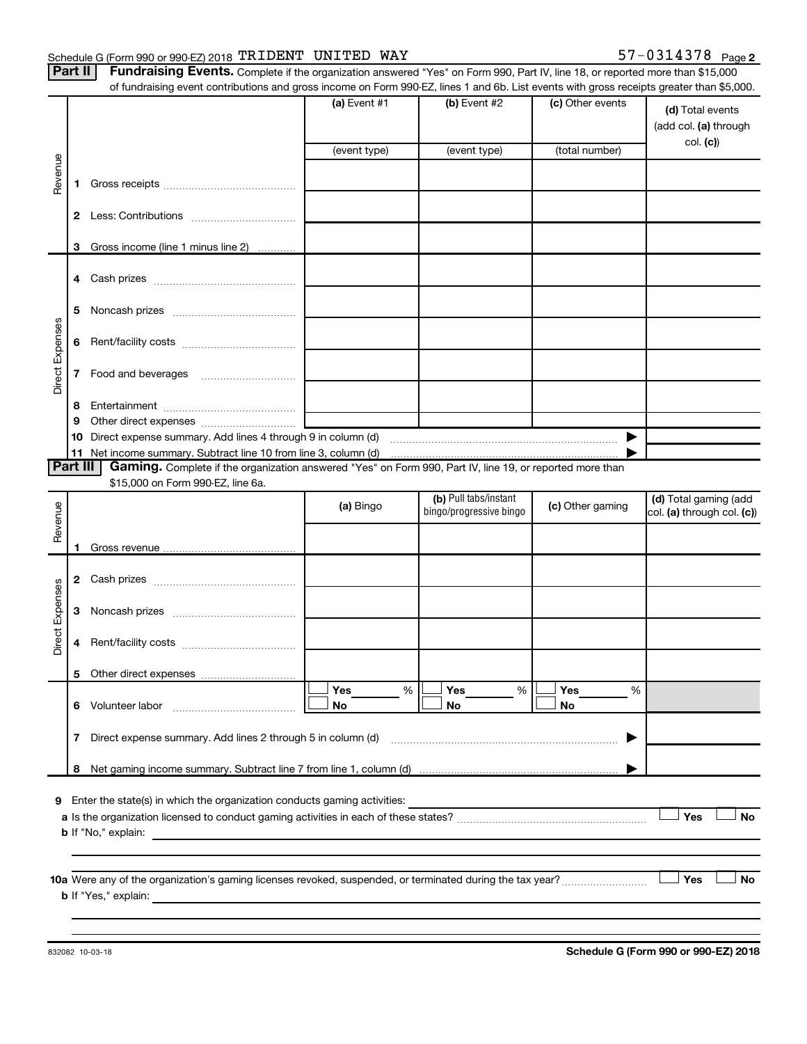Schedule G (Form 990 or 990-EZ) 2018 TRIDENT UNITED WAY 57-0314378 Page **2**

**Part II** **Fundraising Events.** Complete if the organization answered "Yes" on Form 990, Part IV, line 18, or reported more than $15,000 of fundraising event contributions and gross income on Form 990-EZ, lines 1 and 6b. List events with gross receipts greater than $5,000.

| | | (a) Event #1 | (b) Event #2 | (c) Other events | (d) Total events (add col. (a) through col. (c)) |
|---|---|---|---|---|---|
| | | (event type) | (event type) | (total number) | |
| Revenue | 1 Gross receipts | | | | |
| | 2 Less: Contributions | | | | |
| | 3 Gross income (line 1 minus line 2) | | | | |
| Direct Expenses | 4 Cash prizes | | | | |
| | 5 Noncash prizes | | | | |
| | 6 Rent/facility costs | | | | |
| | 7 Food and beverages | | | | |
| | 8 Entertainment | | | | |
| | 9 Other direct expenses | | | | |
| | 10 Direct expense summary. Add lines 4 through 9 in column (d) | | | ▶ | |
| | 11 Net income summary. Subtract line 10 from line 3, column (d) | | | ▶ | |

**Part III** **Gaming.** Complete if the organization answered "Yes" on Form 990, Part IV, line 19, or reported more than $15,000 on Form 990-EZ, line 6a.

| | | (a) Bingo | (b) Pull tabs/instant bingo/progressive bingo | (c) Other gaming | (d) Total gaming (add col. (a) through col. (c)) |
|---|---|---|---|---|---|
| Revenue | 1 Gross revenue | | | | |
| Direct Expenses | 2 Cash prizes | | | | |
| | 3 Noncash prizes | | | | |
| | 4 Rent/facility costs | | | | |
| | 5 Other direct expenses | | | | |
| | 6 Volunteer labor | ☐ Yes ___ % ☐ No | ☐ Yes ___ % ☐ No | ☐ Yes ___ % ☐ No | |
| | 7 Direct expense summary. Add lines 2 through 5 in column (d) | | | ▶ | |
| | 8 Net gaming income summary. Subtract line 7 from line 1, column (d) | | | ▶ | |

**9** Enter the state(s) in which the organization conducts gaming activities:

**a** Is the organization licensed to conduct gaming activities in each of these states? ☐ Yes ☐ No

**b** If "No," explain:

**10a** Were any of the organization's gaming licenses revoked, suspended, or terminated during the tax year? ☐ Yes ☐ No

**b** If "Yes," explain:

832082 10-03-18 **Schedule G (Form 990 or 990-EZ) 2018**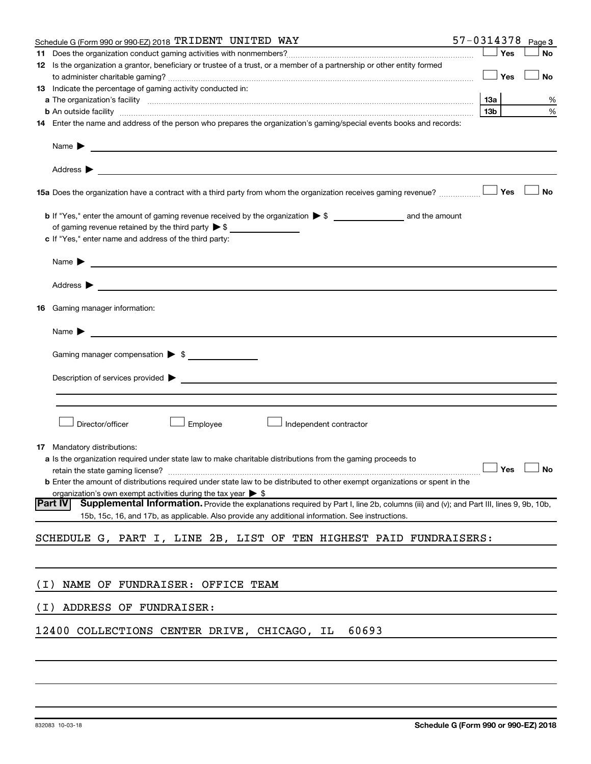Schedule G (Form 990 or 990-EZ) 2018 TRIDENT UNITED WAY 57-0314378 Page 3

**11** Does the organization conduct gaming activities with nonmembers? ☐ Yes ☐ No

**12** Is the organization a grantor, beneficiary or trustee of a trust, or a member of a partnership or other entity formed to administer charitable gaming? ☐ Yes ☐ No

**13** Indicate the percentage of gaming activity conducted in:

**a** The organization's facility **13a** %

**b** An outside facility **13b** %

**14** Enter the name and address of the person who prepares the organization's gaming/special events books and records:

Name ▶

Address ▶

**15a** Does the organization have a contract with a third party from whom the organization receives gaming revenue? ☐ Yes ☐ No

**b** If "Yes," enter the amount of gaming revenue received by the organization ▶ $ _______ and the amount of gaming revenue retained by the third party ▶ $ _______

**c** If "Yes," enter name and address of the third party:

Name ▶

Address ▶

**16** Gaming manager information:

Name ▶

Gaming manager compensation ▶ $

Description of services provided ▶

☐ Director/officer ☐ Employee ☐ Independent contractor

**17** Mandatory distributions:

**a** Is the organization required under state law to make charitable distributions from the gaming proceeds to retain the state gaming license? ☐ Yes ☐ No

**b** Enter the amount of distributions required under state law to be distributed to other exempt organizations or spent in the organization's own exempt activities during the tax year ▶ $

**Part IV** **Supplemental Information.** Provide the explanations required by Part I, line 2b, columns (iii) and (v); and Part III, lines 9, 9b, 10b, 15b, 15c, 16, and 17b, as applicable. Also provide any additional information. See instructions.

SCHEDULE G, PART I, LINE 2B, LIST OF TEN HIGHEST PAID FUNDRAISERS:

(I) NAME OF FUNDRAISER: OFFICE TEAM

(I) ADDRESS OF FUNDRAISER:

12400 COLLECTIONS CENTER DRIVE, CHICAGO, IL 60693

832083 10-03-18 **Schedule G (Form 990 or 990-EZ) 2018**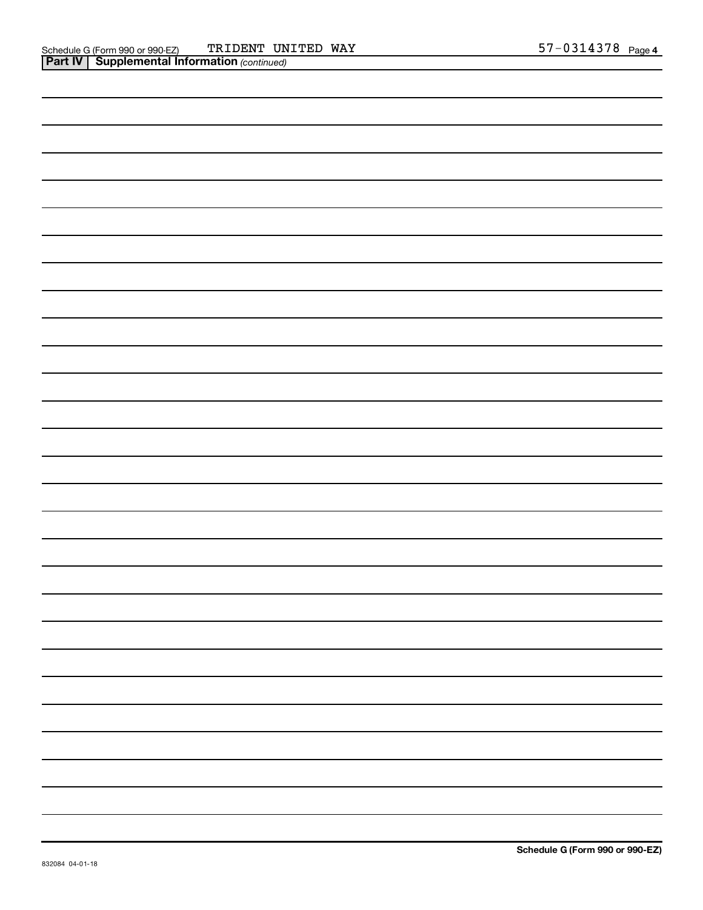Schedule G (Form 990 or 990-EZ) TRIDENT UNITED WAY 57-0314378 Page 4

**Part IV | Supplemental Information** *(continued)*

**Schedule G (Form 990 or 990-EZ)**

832084 04-01-18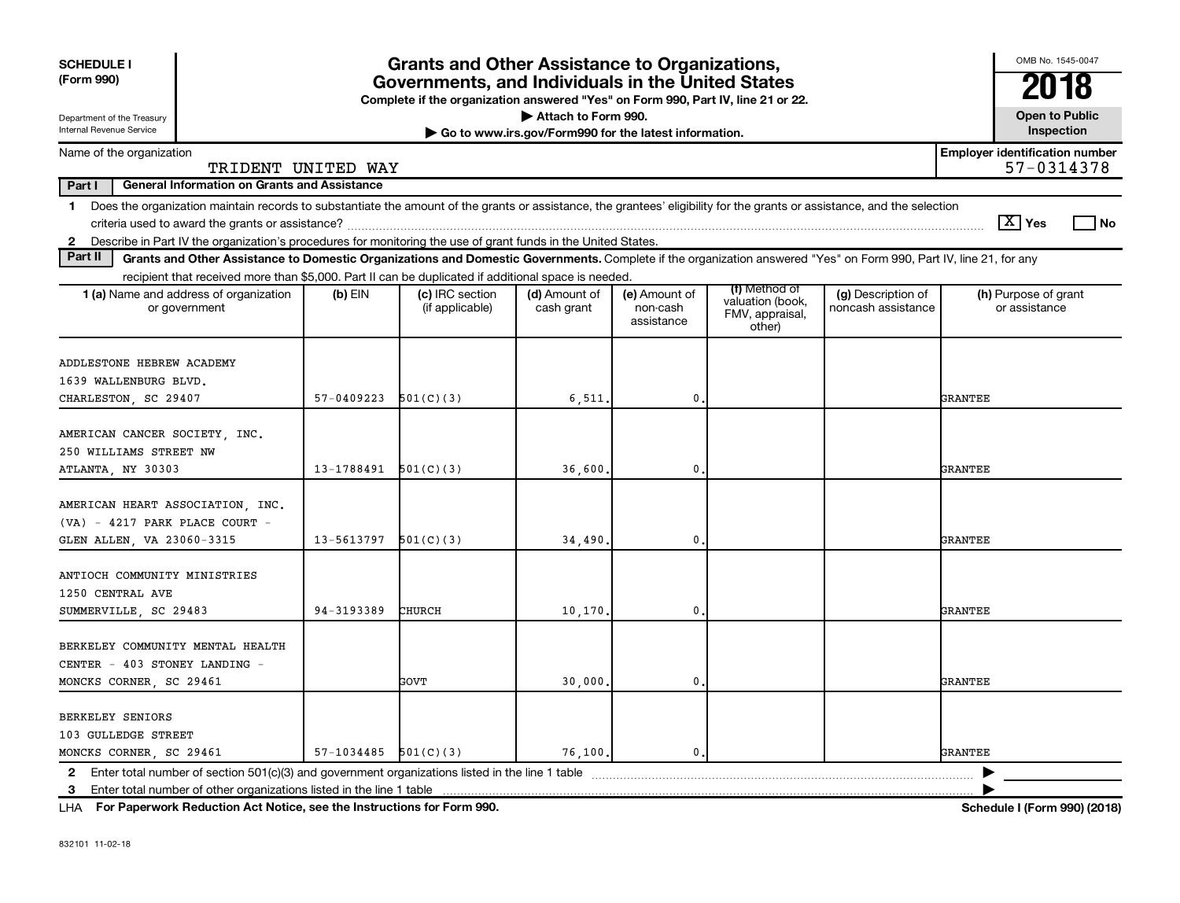**SCHEDULE I (Form 990)**

Department of the Treasury
Internal Revenue Service

# Grants and Other Assistance to Organizations, Governments, and Individuals in the United States

**Complete if the organization answered "Yes" on Form 990, Part IV, line 21 or 22.**

▶ Attach to Form 990.

▶ Go to www.irs.gov/Form990 for the latest information.

OMB No. 1545-0047

**2018**

**Open to Public Inspection**

Name of the organization: TRIDENT UNITED WAY

Employer identification number: 57-0314378

**Part I — General Information on Grants and Assistance**

1 Does the organization maintain records to substantiate the amount of the grants or assistance, the grantees' eligibility for the grants or assistance, and the selection criteria used to award the grants or assistance? [X] Yes [ ] No

2 Describe in Part IV the organization's procedures for monitoring the use of grant funds in the United States.

**Part II — Grants and Other Assistance to Domestic Organizations and Domestic Governments.** Complete if the organization answered "Yes" on Form 990, Part IV, line 21, for any recipient that received more than $5,000. Part II can be duplicated if additional space is needed.

| 1 (a) Name and address of organization or government | (b) EIN | (c) IRC section (if applicable) | (d) Amount of cash grant | (e) Amount of non-cash assistance | (f) Method of valuation (book, FMV, appraisal, other) | (g) Description of noncash assistance | (h) Purpose of grant or assistance |
|---|---|---|---|---|---|---|---|
| ADDLESTONE HEBREW ACADEMY 1639 WALLENBURG BLVD. CHARLESTON, SC 29407 | 57-0409223 | 501(C)(3) | 6,511. | 0. | | | GRANTEE |
| AMERICAN CANCER SOCIETY, INC. 250 WILLIAMS STREET NW ATLANTA, NY 30303 | 13-1788491 | 501(C)(3) | 36,600. | 0. | | | GRANTEE |
| AMERICAN HEART ASSOCIATION, INC. (VA) - 4217 PARK PLACE COURT - GLEN ALLEN, VA 23060-3315 | 13-5613797 | 501(C)(3) | 34,490. | 0. | | | GRANTEE |
| ANTIOCH COMMUNITY MINISTRIES 1250 CENTRAL AVE SUMMERVILLE, SC 29483 | 94-3193389 | CHURCH | 10,170. | 0. | | | GRANTEE |
| BERKELEY COMMUNITY MENTAL HEALTH CENTER - 403 STONEY LANDING - MONCKS CORNER, SC 29461 | | GOVT | 30,000. | 0. | | | GRANTEE |
| BERKELEY SENIORS 103 GULLEDGE STREET MONCKS CORNER, SC 29461 | 57-1034485 | 501(C)(3) | 76,100. | 0. | | | GRANTEE |

2 Enter total number of section 501(c)(3) and government organizations listed in the line 1 table ▶

3 Enter total number of other organizations listed in the line 1 table ▶

LHA **For Paperwork Reduction Act Notice, see the Instructions for Form 990.** **Schedule I (Form 990) (2018)**

832101 11-02-18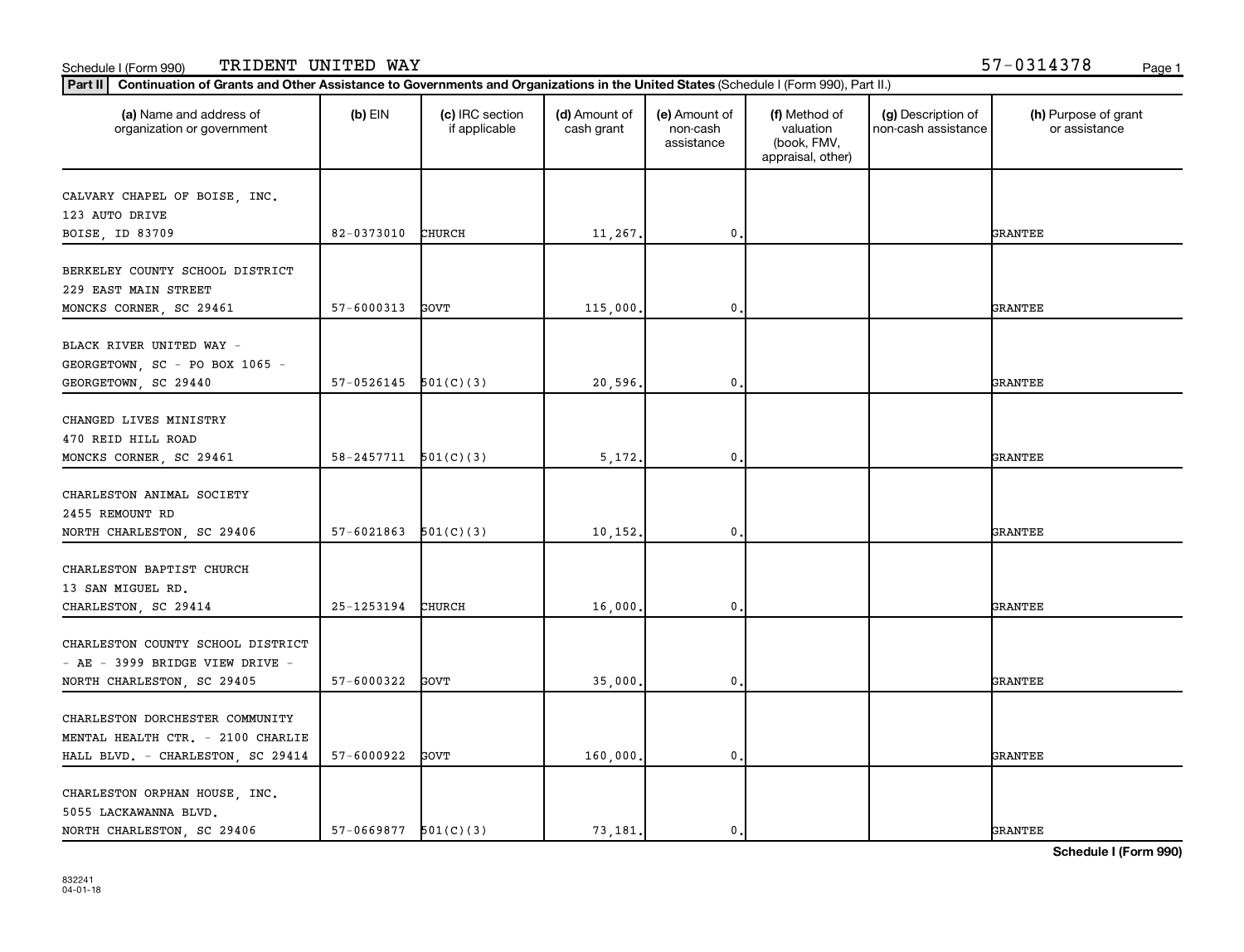Schedule I (Form 990) TRIDENT UNITED WAY 57-0314378

**Part II** **Continuation of Grants and Other Assistance to Governments and Organizations in the United States** (Schedule I (Form 990), Part II.)

| (a) Name and address of organization or government | (b) EIN | (c) IRC section if applicable | (d) Amount of cash grant | (e) Amount of non-cash assistance | (f) Method of valuation (book, FMV, appraisal, other) | (g) Description of non-cash assistance | (h) Purpose of grant or assistance |
|---|---|---|---|---|---|---|---|
| CALVARY CHAPEL OF BOISE, INC. 123 AUTO DRIVE BOISE, ID 83709 | 82-0373010 | CHURCH | 11,267. | 0. | | | GRANTEE |
| BERKELEY COUNTY SCHOOL DISTRICT 229 EAST MAIN STREET MONCKS CORNER, SC 29461 | 57-6000313 | GOVT | 115,000. | 0. | | | GRANTEE |
| BLACK RIVER UNITED WAY - GEORGETOWN, SC - PO BOX 1065 - GEORGETOWN, SC 29440 | 57-0526145 | 501(C)(3) | 20,596. | 0. | | | GRANTEE |
| CHANGED LIVES MINISTRY 470 REID HILL ROAD MONCKS CORNER, SC 29461 | 58-2457711 | 501(C)(3) | 5,172. | 0. | | | GRANTEE |
| CHARLESTON ANIMAL SOCIETY 2455 REMOUNT RD NORTH CHARLESTON, SC 29406 | 57-6021863 | 501(C)(3) | 10,152. | 0. | | | GRANTEE |
| CHARLESTON BAPTIST CHURCH 13 SAN MIGUEL RD. CHARLESTON, SC 29414 | 25-1253194 | CHURCH | 16,000. | 0. | | | GRANTEE |
| CHARLESTON COUNTY SCHOOL DISTRICT - AE - 3999 BRIDGE VIEW DRIVE - NORTH CHARLESTON, SC 29405 | 57-6000322 | GOVT | 35,000. | 0. | | | GRANTEE |
| CHARLESTON DORCHESTER COMMUNITY MENTAL HEALTH CTR. - 2100 CHARLIE HALL BLVD. - CHARLESTON, SC 29414 | 57-6000922 | GOVT | 160,000. | 0. | | | GRANTEE |
| CHARLESTON ORPHAN HOUSE, INC. 5055 LACKAWANNA BLVD. NORTH CHARLESTON, SC 29406 | 57-0669877 | 501(C)(3) | 73,181. | 0. | | | GRANTEE |

**Schedule I (Form 990)**

832241
04-01-18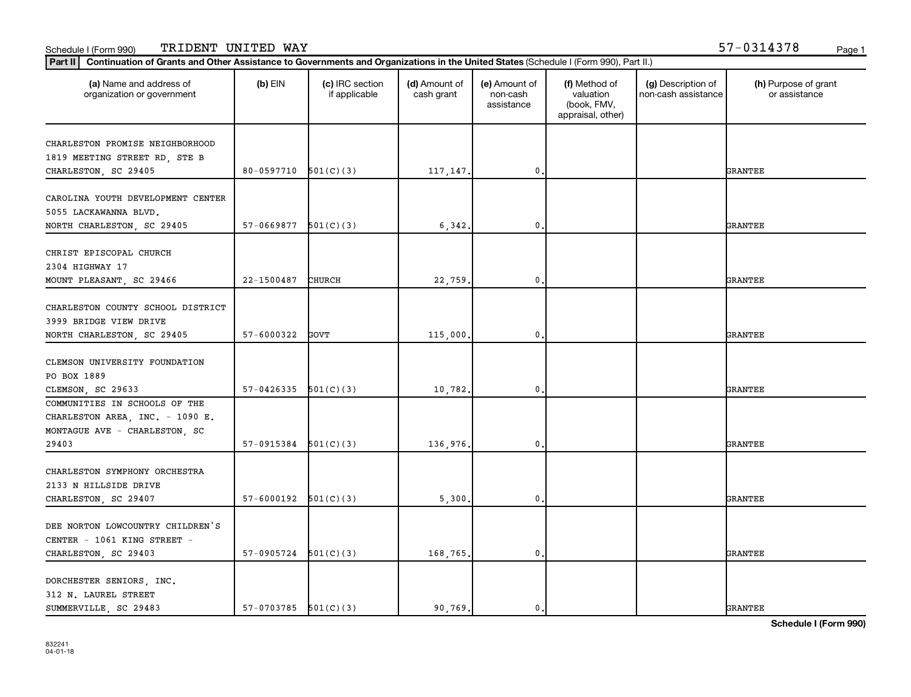Schedule I (Form 990) TRIDENT UNITED WAY 57-0314378

**Part II** **Continuation of Grants and Other Assistance to Governments and Organizations in the United States** (Schedule I (Form 990), Part II.)

| (a) Name and address of organization or government | (b) EIN | (c) IRC section if applicable | (d) Amount of cash grant | (e) Amount of non-cash assistance | (f) Method of valuation (book, FMV, appraisal, other) | (g) Description of non-cash assistance | (h) Purpose of grant or assistance |
|---|---|---|---|---|---|---|---|
| CHARLESTON PROMISE NEIGHBORHOOD 1819 MEETING STREET RD, STE B CHARLESTON, SC 29405 | 80-0597710 | 501(C)(3) | 117,147. | 0. | | | GRANTEE |
| CAROLINA YOUTH DEVELOPMENT CENTER 5055 LACKAWANNA BLVD. NORTH CHARLESTON, SC 29405 | 57-0669877 | 501(C)(3) | 6,342. | 0. | | | GRANTEE |
| CHRIST EPISCOPAL CHURCH 2304 HIGHWAY 17 MOUNT PLEASANT, SC 29466 | 22-1500487 | CHURCH | 22,759. | 0. | | | GRANTEE |
| CHARLESTON COUNTY SCHOOL DISTRICT 3999 BRIDGE VIEW DRIVE NORTH CHARLESTON, SC 29405 | 57-6000322 | GOVT | 115,000. | 0. | | | GRANTEE |
| CLEMSON UNIVERSITY FOUNDATION PO BOX 1889 CLEMSON, SC 29633 | 57-0426335 | 501(C)(3) | 10,782. | 0. | | | GRANTEE |
| COMMUNITIES IN SCHOOLS OF THE CHARLESTON AREA, INC. - 1090 E. MONTAGUE AVE - CHARLESTON, SC 29403 | 57-0915384 | 501(C)(3) | 136,976. | 0. | | | GRANTEE |
| CHARLESTON SYMPHONY ORCHESTRA 2133 N HILLSIDE DRIVE CHARLESTON, SC 29407 | 57-6000192 | 501(C)(3) | 5,300. | 0. | | | GRANTEE |
| DEE NORTON LOWCOUNTRY CHILDREN'S CENTER - 1061 KING STREET - CHARLESTON, SC 29403 | 57-0905724 | 501(C)(3) | 168,765. | 0. | | | GRANTEE |
| DORCHESTER SENIORS, INC. 312 N. LAUREL STREET SUMMERVILLE, SC 29483 | 57-0703785 | 501(C)(3) | 90,769. | 0. | | | GRANTEE |

832241
04-01-18

**Schedule I (Form 990)**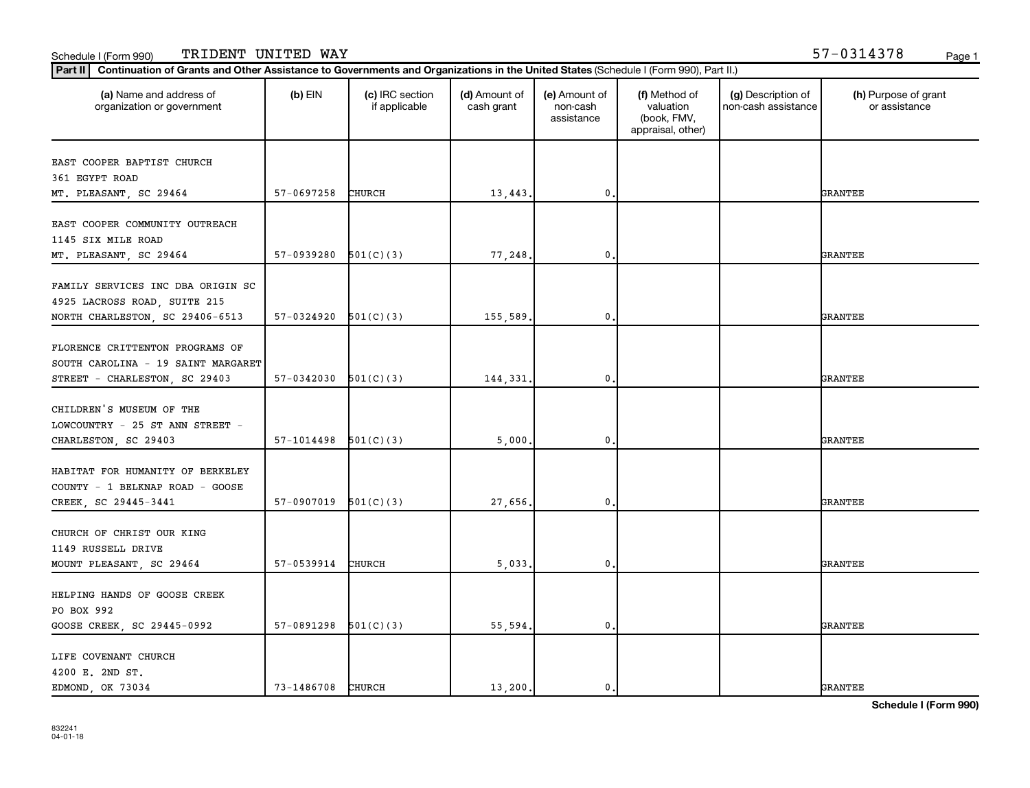Schedule I (Form 990) TRIDENT UNITED WAY 57-0314378

**Part II** **Continuation of Grants and Other Assistance to Governments and Organizations in the United States** (Schedule I (Form 990), Part II.)

| (a) Name and address of organization or government | (b) EIN | (c) IRC section if applicable | (d) Amount of cash grant | (e) Amount of non-cash assistance | (f) Method of valuation (book, FMV, appraisal, other) | (g) Description of non-cash assistance | (h) Purpose of grant or assistance |
|---|---|---|---|---|---|---|---|
| EAST COOPER BAPTIST CHURCH 361 EGYPT ROAD MT. PLEASANT, SC 29464 | 57-0697258 | CHURCH | 13,443. | 0. | | | GRANTEE |
| EAST COOPER COMMUNITY OUTREACH 1145 SIX MILE ROAD MT. PLEASANT, SC 29464 | 57-0939280 | 501(C)(3) | 77,248. | 0. | | | GRANTEE |
| FAMILY SERVICES INC DBA ORIGIN SC 4925 LACROSS ROAD, SUITE 215 NORTH CHARLESTON, SC 29406-6513 | 57-0324920 | 501(C)(3) | 155,589. | 0. | | | GRANTEE |
| FLORENCE CRITTENTON PROGRAMS OF SOUTH CAROLINA - 19 SAINT MARGARET STREET - CHARLESTON, SC 29403 | 57-0342030 | 501(C)(3) | 144,331. | 0. | | | GRANTEE |
| CHILDREN'S MUSEUM OF THE LOWCOUNTRY - 25 ST ANN STREET - CHARLESTON, SC 29403 | 57-1014498 | 501(C)(3) | 5,000. | 0. | | | GRANTEE |
| HABITAT FOR HUMANITY OF BERKELEY COUNTY - 1 BELKNAP ROAD - GOOSE CREEK, SC 29445-3441 | 57-0907019 | 501(C)(3) | 27,656. | 0. | | | GRANTEE |
| CHURCH OF CHRIST OUR KING 1149 RUSSELL DRIVE MOUNT PLEASANT, SC 29464 | 57-0539914 | CHURCH | 5,033. | 0. | | | GRANTEE |
| HELPING HANDS OF GOOSE CREEK PO BOX 992 GOOSE CREEK, SC 29445-0992 | 57-0891298 | 501(C)(3) | 55,594. | 0. | | | GRANTEE |
| LIFE COVENANT CHURCH 4200 E. 2ND ST. EDMOND, OK 73034 | 73-1486708 | CHURCH | 13,200. | 0. | | | GRANTEE |

**Schedule I (Form 990)**

832241
04-01-18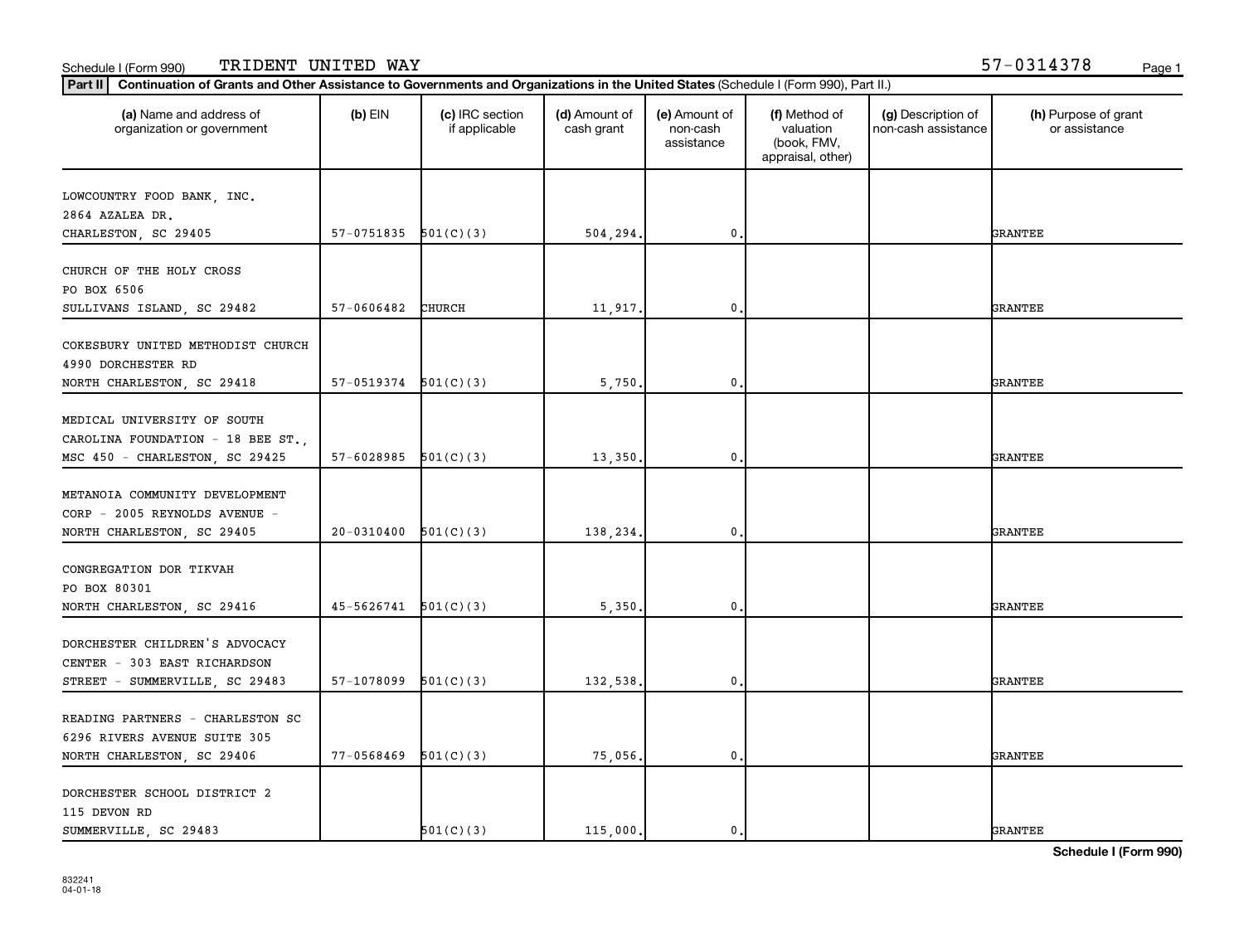Schedule I (Form 990) TRIDENT UNITED WAY 57-0314378

**Part II** **Continuation of Grants and Other Assistance to Governments and Organizations in the United States** (Schedule I (Form 990), Part II.)

| (a) Name and address of organization or government | (b) EIN | (c) IRC section if applicable | (d) Amount of cash grant | (e) Amount of non-cash assistance | (f) Method of valuation (book, FMV, appraisal, other) | (g) Description of non-cash assistance | (h) Purpose of grant or assistance |
|---|---|---|---|---|---|---|---|
| LOWCOUNTRY FOOD BANK, INC. 2864 AZALEA DR. CHARLESTON, SC 29405 | 57-0751835 | 501(C)(3) | 504,294. | 0. | | | GRANTEE |
| CHURCH OF THE HOLY CROSS PO BOX 6506 SULLIVANS ISLAND, SC 29482 | 57-0606482 | CHURCH | 11,917. | 0. | | | GRANTEE |
| COKESBURY UNITED METHODIST CHURCH 4990 DORCHESTER RD NORTH CHARLESTON, SC 29418 | 57-0519374 | 501(C)(3) | 5,750. | 0. | | | GRANTEE |
| MEDICAL UNIVERSITY OF SOUTH CAROLINA FOUNDATION - 18 BEE ST., MSC 450 - CHARLESTON, SC 29425 | 57-6028985 | 501(C)(3) | 13,350. | 0. | | | GRANTEE |
| METANOIA COMMUNITY DEVELOPMENT CORP - 2005 REYNOLDS AVENUE - NORTH CHARLESTON, SC 29405 | 20-0310400 | 501(C)(3) | 138,234. | 0. | | | GRANTEE |
| CONGREGATION DOR TIKVAH PO BOX 80301 NORTH CHARLESTON, SC 29416 | 45-5626741 | 501(C)(3) | 5,350. | 0. | | | GRANTEE |
| DORCHESTER CHILDREN'S ADVOCACY CENTER - 303 EAST RICHARDSON STREET - SUMMERVILLE, SC 29483 | 57-1078099 | 501(C)(3) | 132,538. | 0. | | | GRANTEE |
| READING PARTNERS - CHARLESTON SC 6296 RIVERS AVENUE SUITE 305 NORTH CHARLESTON, SC 29406 | 77-0568469 | 501(C)(3) | 75,056. | 0. | | | GRANTEE |
| DORCHESTER SCHOOL DISTRICT 2 115 DEVON RD SUMMERVILLE, SC 29483 | | 501(C)(3) | 115,000. | 0. | | | GRANTEE |

**Schedule I (Form 990)**

832241
04-01-18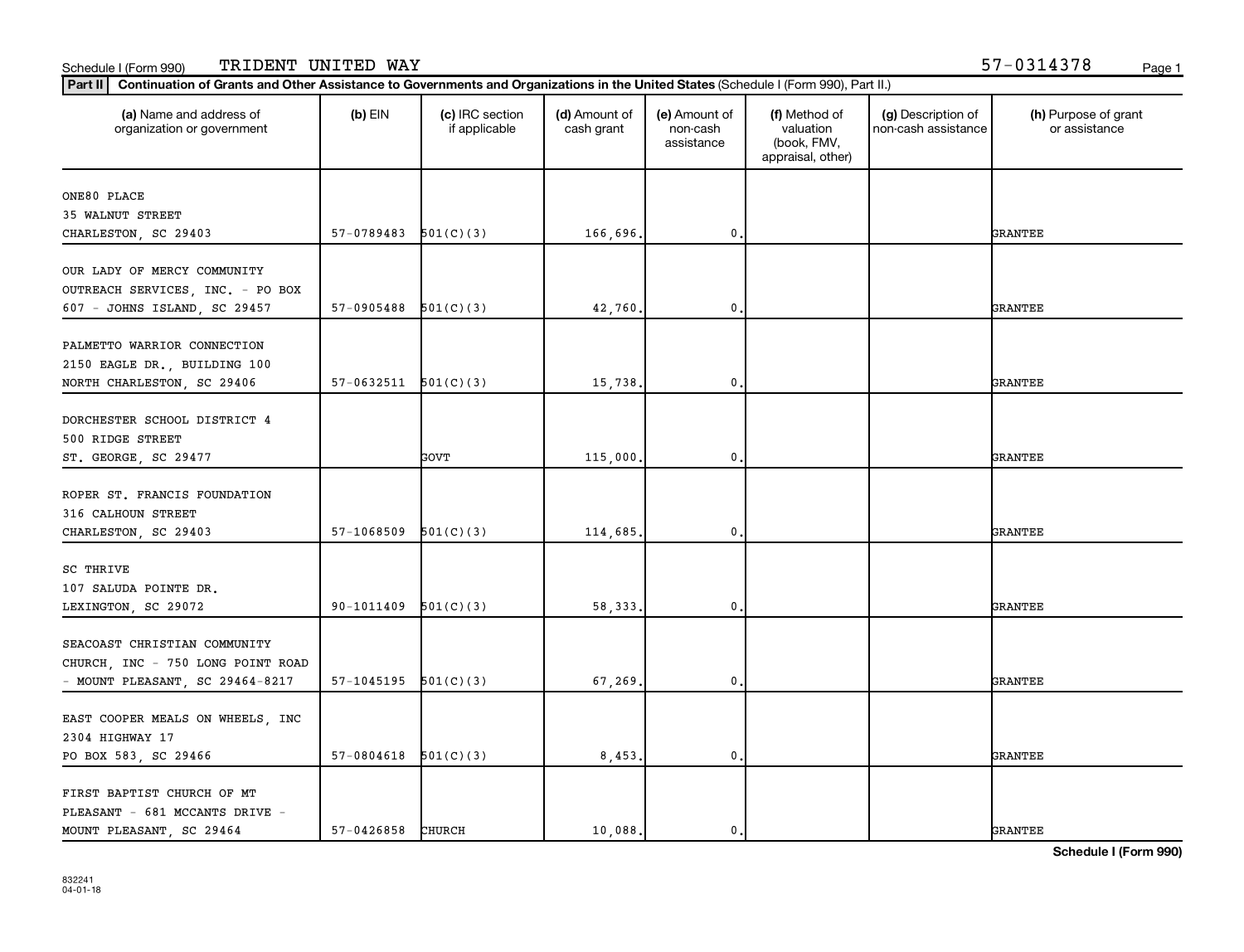Schedule I (Form 990) TRIDENT UNITED WAY 57-0314378

**Part II** **Continuation of Grants and Other Assistance to Governments and Organizations in the United States** (Schedule I (Form 990), Part II.)

| (a) Name and address of organization or government | (b) EIN | (c) IRC section if applicable | (d) Amount of cash grant | (e) Amount of non-cash assistance | (f) Method of valuation (book, FMV, appraisal, other) | (g) Description of non-cash assistance | (h) Purpose of grant or assistance |
|---|---|---|---|---|---|---|---|
| ONE80 PLACE 35 WALNUT STREET CHARLESTON, SC 29403 | 57-0789483 | 501(C)(3) | 166,696. | 0. | | | GRANTEE |
| OUR LADY OF MERCY COMMUNITY OUTREACH SERVICES, INC. - PO BOX 607 - JOHNS ISLAND, SC 29457 | 57-0905488 | 501(C)(3) | 42,760. | 0. | | | GRANTEE |
| PALMETTO WARRIOR CONNECTION 2150 EAGLE DR., BUILDING 100 NORTH CHARLESTON, SC 29406 | 57-0632511 | 501(C)(3) | 15,738. | 0. | | | GRANTEE |
| DORCHESTER SCHOOL DISTRICT 4 500 RIDGE STREET ST. GEORGE, SC 29477 | | GOVT | 115,000. | 0. | | | GRANTEE |
| ROPER ST. FRANCIS FOUNDATION 316 CALHOUN STREET CHARLESTON, SC 29403 | 57-1068509 | 501(C)(3) | 114,685. | 0. | | | GRANTEE |
| SC THRIVE 107 SALUDA POINTE DR. LEXINGTON, SC 29072 | 90-1011409 | 501(C)(3) | 58,333. | 0. | | | GRANTEE |
| SEACOAST CHRISTIAN COMMUNITY CHURCH, INC - 750 LONG POINT ROAD - MOUNT PLEASANT, SC 29464-8217 | 57-1045195 | 501(C)(3) | 67,269. | 0. | | | GRANTEE |
| EAST COOPER MEALS ON WHEELS, INC 2304 HIGHWAY 17 PO BOX 583, SC 29466 | 57-0804618 | 501(C)(3) | 8,453. | 0. | | | GRANTEE |
| FIRST BAPTIST CHURCH OF MT PLEASANT - 681 MCCANTS DRIVE - MOUNT PLEASANT, SC 29464 | 57-0426858 | CHURCH | 10,088. | 0. | | | GRANTEE |

**Schedule I (Form 990)**

832241
04-01-18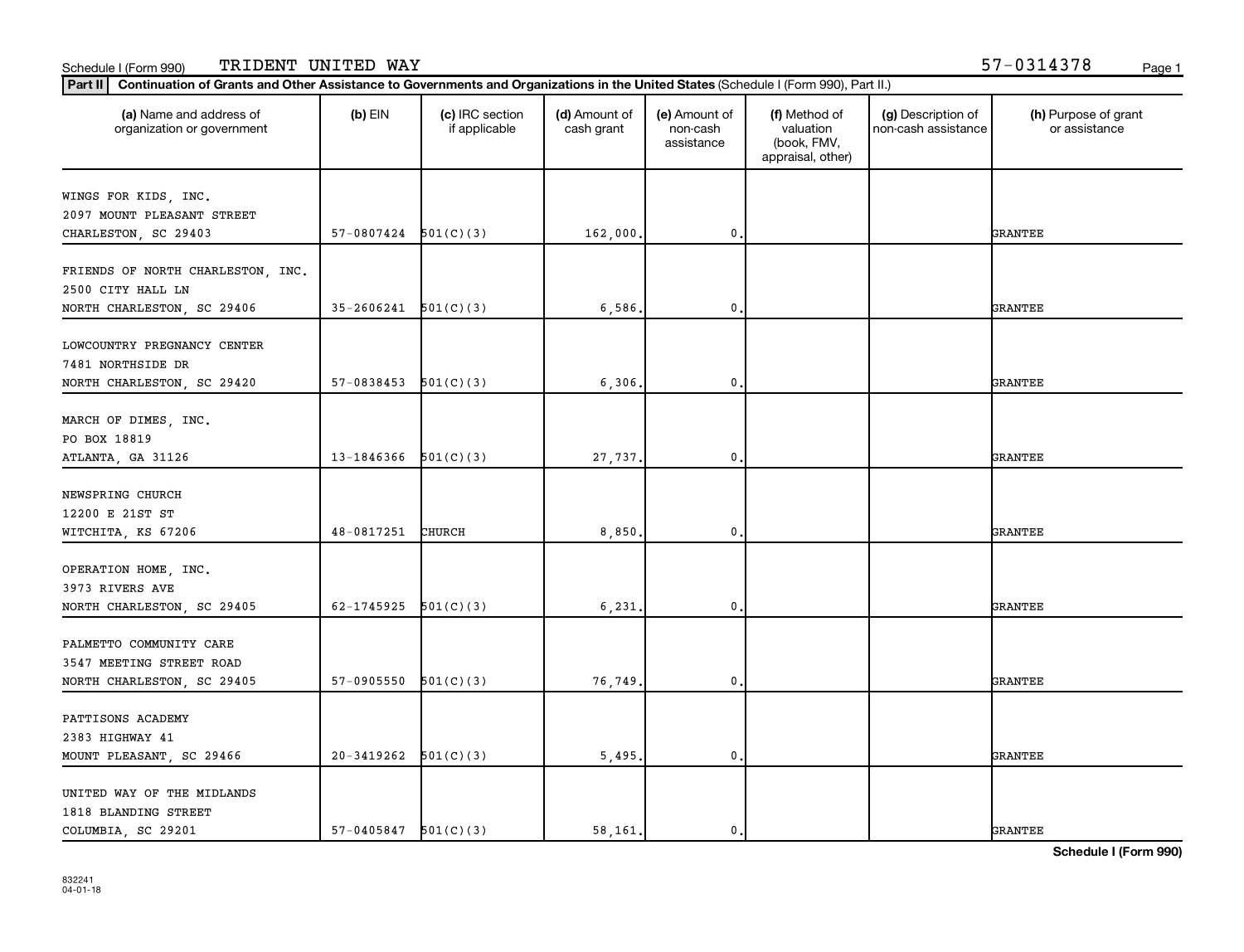Schedule I (Form 990) TRIDENT UNITED WAY 57-0314378

**Part II** **Continuation of Grants and Other Assistance to Governments and Organizations in the United States** (Schedule I (Form 990), Part II.)

| (a) Name and address of organization or government | (b) EIN | (c) IRC section if applicable | (d) Amount of cash grant | (e) Amount of non-cash assistance | (f) Method of valuation (book, FMV, appraisal, other) | (g) Description of non-cash assistance | (h) Purpose of grant or assistance |
|---|---|---|---|---|---|---|---|
| WINGS FOR KIDS, INC.<br>2097 MOUNT PLEASANT STREET<br>CHARLESTON, SC 29403 | 57-0807424 | 501(C)(3) | 162,000. | 0. | | | GRANTEE |
| FRIENDS OF NORTH CHARLESTON, INC.<br>2500 CITY HALL LN<br>NORTH CHARLESTON, SC 29406 | 35-2606241 | 501(C)(3) | 6,586. | 0. | | | GRANTEE |
| LOWCOUNTRY PREGNANCY CENTER<br>7481 NORTHSIDE DR<br>NORTH CHARLESTON, SC 29420 | 57-0838453 | 501(C)(3) | 6,306. | 0. | | | GRANTEE |
| MARCH OF DIMES, INC.<br>PO BOX 18819<br>ATLANTA, GA 31126 | 13-1846366 | 501(C)(3) | 27,737. | 0. | | | GRANTEE |
| NEWSPRING CHURCH<br>12200 E 21ST ST<br>WITCHITA, KS 67206 | 48-0817251 | CHURCH | 8,850. | 0. | | | GRANTEE |
| OPERATION HOME, INC.<br>3973 RIVERS AVE<br>NORTH CHARLESTON, SC 29405 | 62-1745925 | 501(C)(3) | 6,231. | 0. | | | GRANTEE |
| PALMETTO COMMUNITY CARE<br>3547 MEETING STREET ROAD<br>NORTH CHARLESTON, SC 29405 | 57-0905550 | 501(C)(3) | 76,749. | 0. | | | GRANTEE |
| PATTISONS ACADEMY<br>2383 HIGHWAY 41<br>MOUNT PLEASANT, SC 29466 | 20-3419262 | 501(C)(3) | 5,495. | 0. | | | GRANTEE |
| UNITED WAY OF THE MIDLANDS<br>1818 BLANDING STREET<br>COLUMBIA, SC 29201 | 57-0405847 | 501(C)(3) | 58,161. | 0. | | | GRANTEE |

**Schedule I (Form 990)**

832241
04-01-18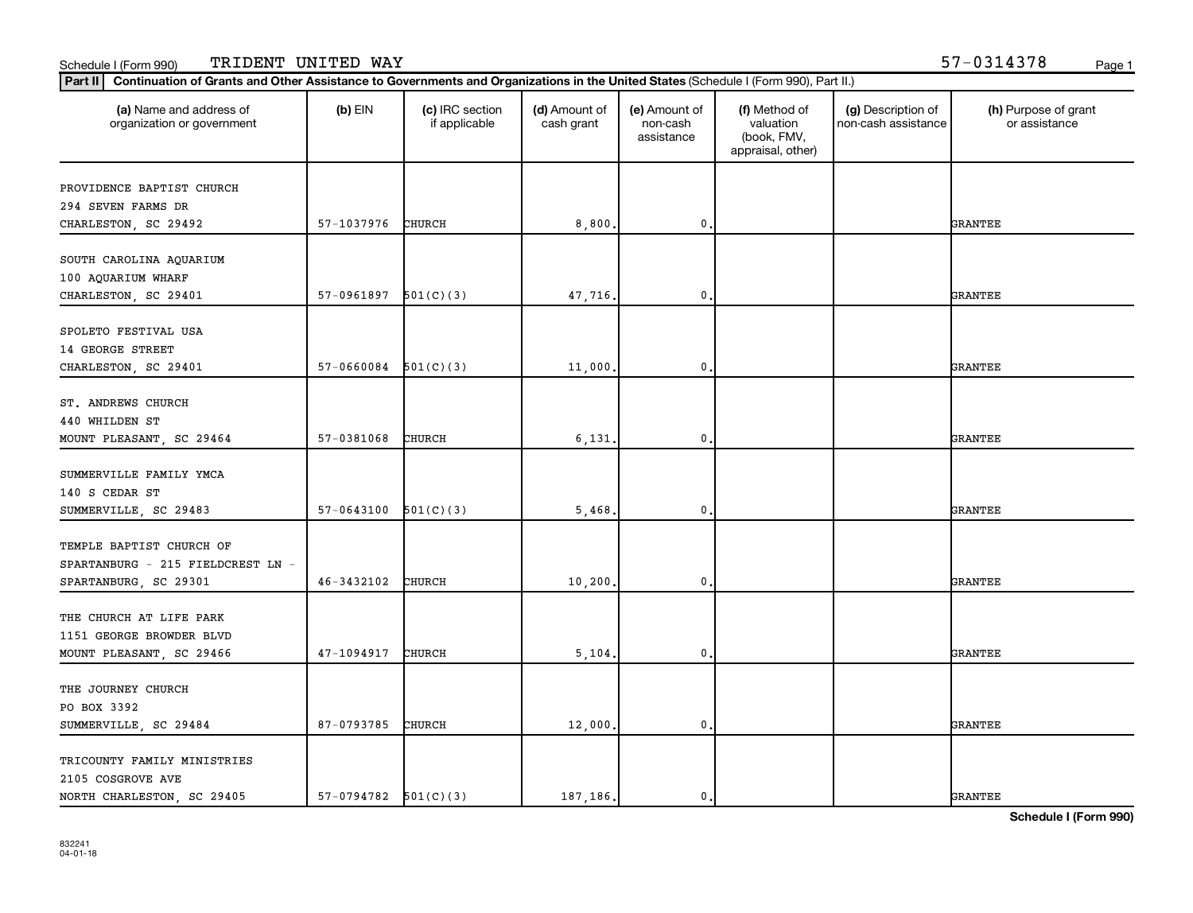Schedule I (Form 990) TRIDENT UNITED WAY 57-0314378

**Part II** **Continuation of Grants and Other Assistance to Governments and Organizations in the United States** (Schedule I (Form 990), Part II.)

| (a) Name and address of organization or government | (b) EIN | (c) IRC section if applicable | (d) Amount of cash grant | (e) Amount of non-cash assistance | (f) Method of valuation (book, FMV, appraisal, other) | (g) Description of non-cash assistance | (h) Purpose of grant or assistance |
|---|---|---|---|---|---|---|---|
| PROVIDENCE BAPTIST CHURCH<br>294 SEVEN FARMS DR<br>CHARLESTON, SC 29492 | 57-1037976 | CHURCH | 8,800. | 0. | | | GRANTEE |
| SOUTH CAROLINA AQUARIUM<br>100 AQUARIUM WHARF<br>CHARLESTON, SC 29401 | 57-0961897 | 501(C)(3) | 47,716. | 0. | | | GRANTEE |
| SPOLETO FESTIVAL USA<br>14 GEORGE STREET<br>CHARLESTON, SC 29401 | 57-0660084 | 501(C)(3) | 11,000. | 0. | | | GRANTEE |
| ST. ANDREWS CHURCH<br>440 WHILDEN ST<br>MOUNT PLEASANT, SC 29464 | 57-0381068 | CHURCH | 6,131. | 0. | | | GRANTEE |
| SUMMERVILLE FAMILY YMCA<br>140 S CEDAR ST<br>SUMMERVILLE, SC 29483 | 57-0643100 | 501(C)(3) | 5,468. | 0. | | | GRANTEE |
| TEMPLE BAPTIST CHURCH OF<br>SPARTANBURG - 215 FIELDCREST LN -<br>SPARTANBURG, SC 29301 | 46-3432102 | CHURCH | 10,200. | 0. | | | GRANTEE |
| THE CHURCH AT LIFE PARK<br>1151 GEORGE BROWDER BLVD<br>MOUNT PLEASANT, SC 29466 | 47-1094917 | CHURCH | 5,104. | 0. | | | GRANTEE |
| THE JOURNEY CHURCH<br>PO BOX 3392<br>SUMMERVILLE, SC 29484 | 87-0793785 | CHURCH | 12,000. | 0. | | | GRANTEE |
| TRICOUNTY FAMILY MINISTRIES<br>2105 COSGROVE AVE<br>NORTH CHARLESTON, SC 29405 | 57-0794782 | 501(C)(3) | 187,186. | 0. | | | GRANTEE |

**Schedule I (Form 990)**

832241
04-01-18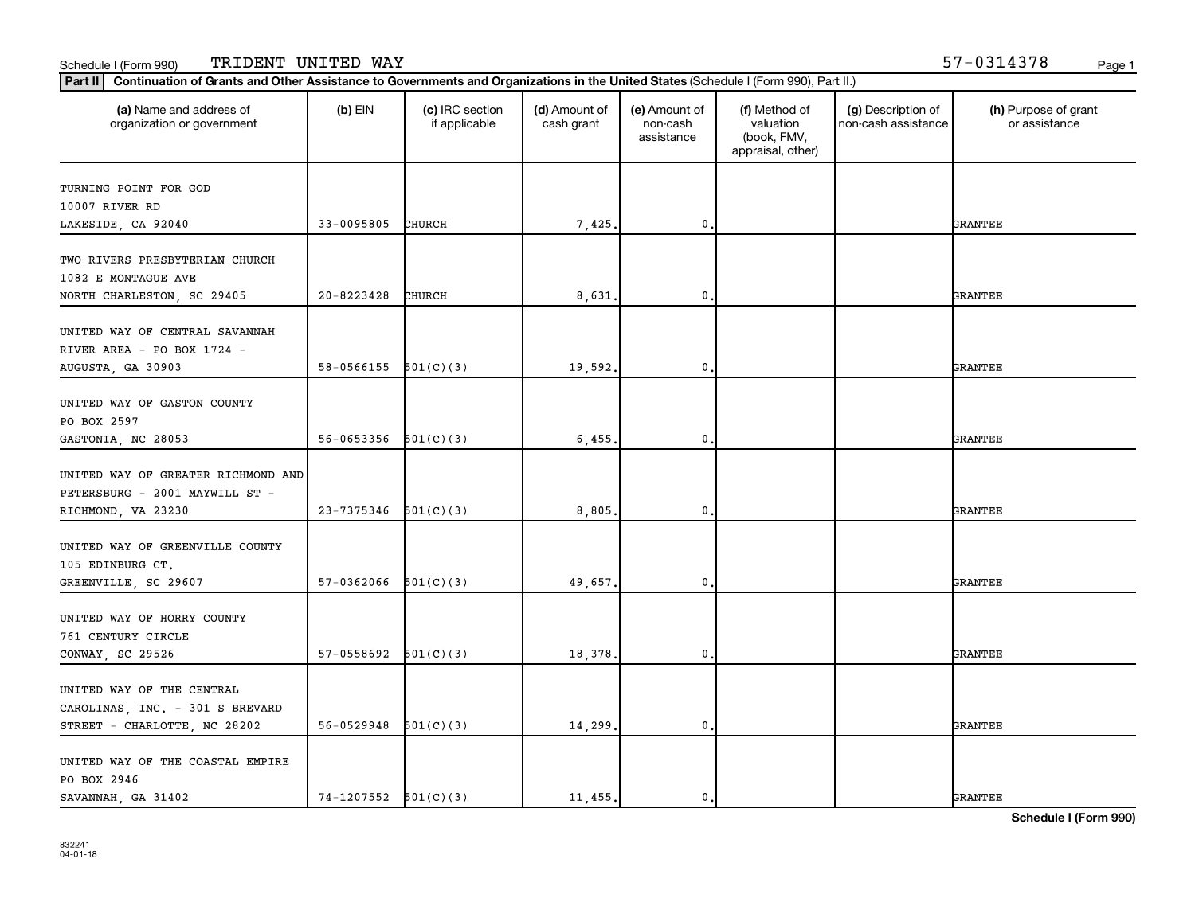Schedule I (Form 990) TRIDENT UNITED WAY 57-0314378

**Part II** **Continuation of Grants and Other Assistance to Governments and Organizations in the United States** (Schedule I (Form 990), Part II.)

| (a) Name and address of organization or government | (b) EIN | (c) IRC section if applicable | (d) Amount of cash grant | (e) Amount of non-cash assistance | (f) Method of valuation (book, FMV, appraisal, other) | (g) Description of non-cash assistance | (h) Purpose of grant or assistance |
|---|---|---|---|---|---|---|---|
| TURNING POINT FOR GOD<br>10007 RIVER RD<br>LAKESIDE, CA 92040 | 33-0095805 | CHURCH | 7,425. | 0. | | | GRANTEE |
| TWO RIVERS PRESBYTERIAN CHURCH<br>1082 E MONTAGUE AVE<br>NORTH CHARLESTON, SC 29405 | 20-8223428 | CHURCH | 8,631. | 0. | | | GRANTEE |
| UNITED WAY OF CENTRAL SAVANNAH RIVER AREA - PO BOX 1724 -<br>AUGUSTA, GA 30903 | 58-0566155 | 501(C)(3) | 19,592. | 0. | | | GRANTEE |
| UNITED WAY OF GASTON COUNTY<br>PO BOX 2597<br>GASTONIA, NC 28053 | 56-0653356 | 501(C)(3) | 6,455. | 0. | | | GRANTEE |
| UNITED WAY OF GREATER RICHMOND AND PETERSBURG - 2001 MAYWILL ST -<br>RICHMOND, VA 23230 | 23-7375346 | 501(C)(3) | 8,805. | 0. | | | GRANTEE |
| UNITED WAY OF GREENVILLE COUNTY<br>105 EDINBURG CT.<br>GREENVILLE, SC 29607 | 57-0362066 | 501(C)(3) | 49,657. | 0. | | | GRANTEE |
| UNITED WAY OF HORRY COUNTY<br>761 CENTURY CIRCLE<br>CONWAY, SC 29526 | 57-0558692 | 501(C)(3) | 18,378. | 0. | | | GRANTEE |
| UNITED WAY OF THE CENTRAL CAROLINAS, INC. - 301 S BREVARD STREET - CHARLOTTE, NC 28202 | 56-0529948 | 501(C)(3) | 14,299. | 0. | | | GRANTEE |
| UNITED WAY OF THE COASTAL EMPIRE<br>PO BOX 2946<br>SAVANNAH, GA 31402 | 74-1207552 | 501(C)(3) | 11,455. | 0. | | | GRANTEE |

**Schedule I (Form 990)**

832241
04-01-18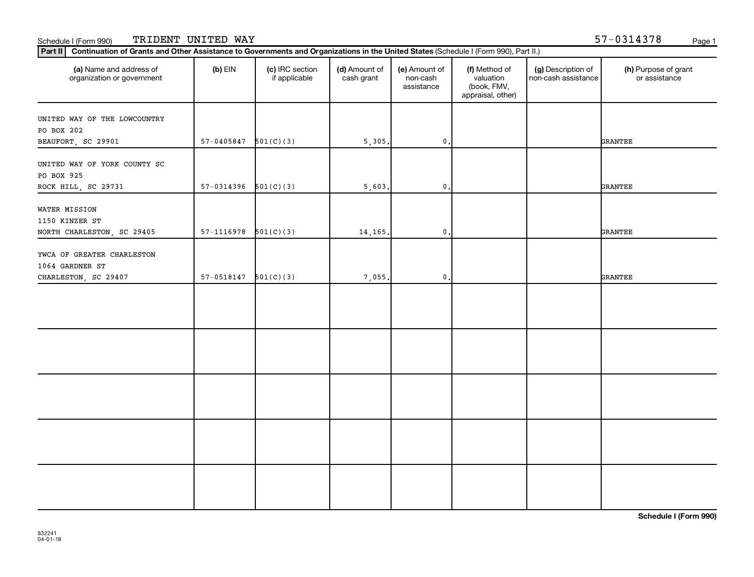Schedule I (Form 990) TRIDENT UNITED WAY 57-0314378

**Part II** **Continuation of Grants and Other Assistance to Governments and Organizations in the United States** (Schedule I (Form 990), Part II.)

| (a) Name and address of organization or government | (b) EIN | (c) IRC section if applicable | (d) Amount of cash grant | (e) Amount of non-cash assistance | (f) Method of valuation (book, FMV, appraisal, other) | (g) Description of non-cash assistance | (h) Purpose of grant or assistance |
|---|---|---|---|---|---|---|---|
| UNITED WAY OF THE LOWCOUNTRY<br>PO BOX 202<br>BEAUFORT, SC 29901 | 57-0405847 | 501(C)(3) | 5,305. | 0. | | | GRANTEE |
| UNITED WAY OF YORK COUNTY SC<br>PO BOX 925<br>ROCK HILL, SC 29731 | 57-0314396 | 501(C)(3) | 5,603. | 0. | | | GRANTEE |
| WATER MISSION<br>1150 KINZER ST<br>NORTH CHARLESTON, SC 29405 | 57-1116978 | 501(C)(3) | 14,165. | 0. | | | GRANTEE |
| YWCA OF GREATER CHARLESTON<br>1064 GARDNER ST<br>CHARLESTON, SC 29407 | 57-0518147 | 501(C)(3) | 7,055. | 0. | | | GRANTEE |
| | | | | | | | |
| | | | | | | | |
| | | | | | | | |
| | | | | | | | |
| | | | | | | | |

**Schedule I (Form 990)**

832241
04-01-18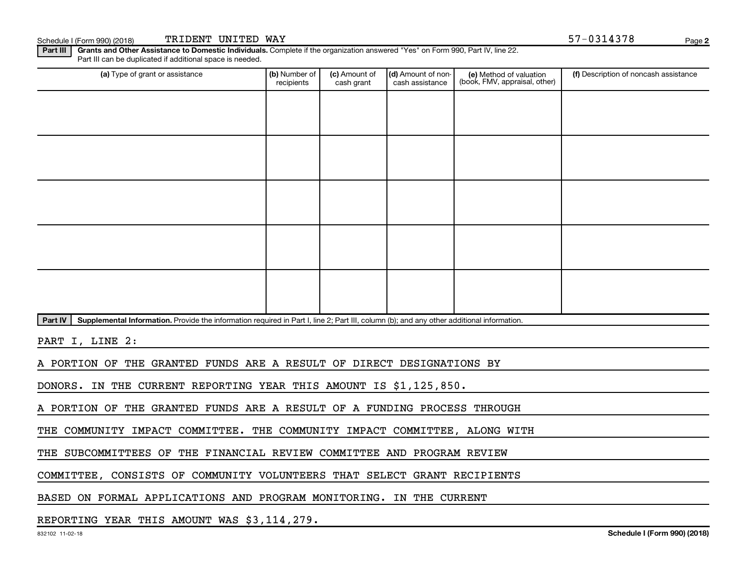Schedule I (Form 990) (2018) TRIDENT UNITED WAY 57-0314378

**Part III** **Grants and Other Assistance to Domestic Individuals.** Complete if the organization answered "Yes" on Form 990, Part IV, line 22. Part III can be duplicated if additional space is needed.

| (a) Type of grant or assistance | (b) Number of recipients | (c) Amount of cash grant | (d) Amount of non-cash assistance | (e) Method of valuation (book, FMV, appraisal, other) | (f) Description of noncash assistance |
|---|---|---|---|---|---|
| | | | | | |
| | | | | | |
| | | | | | |
| | | | | | |
| | | | | | |

**Part IV** **Supplemental Information.** Provide the information required in Part I, line 2; Part III, column (b); and any other additional information.

PART I, LINE 2:

A PORTION OF THE GRANTED FUNDS ARE A RESULT OF DIRECT DESIGNATIONS BY DONORS. IN THE CURRENT REPORTING YEAR THIS AMOUNT IS $1,125,850.

A PORTION OF THE GRANTED FUNDS ARE A RESULT OF A FUNDING PROCESS THROUGH THE COMMUNITY IMPACT COMMITTEE. THE COMMUNITY IMPACT COMMITTEE, ALONG WITH THE SUBCOMMITTEES OF THE FINANCIAL REVIEW COMMITTEE AND PROGRAM REVIEW COMMITTEE, CONSISTS OF COMMUNITY VOLUNTEERS THAT SELECT GRANT RECIPIENTS BASED ON FORMAL APPLICATIONS AND PROGRAM MONITORING. IN THE CURRENT REPORTING YEAR THIS AMOUNT WAS $3,114,279.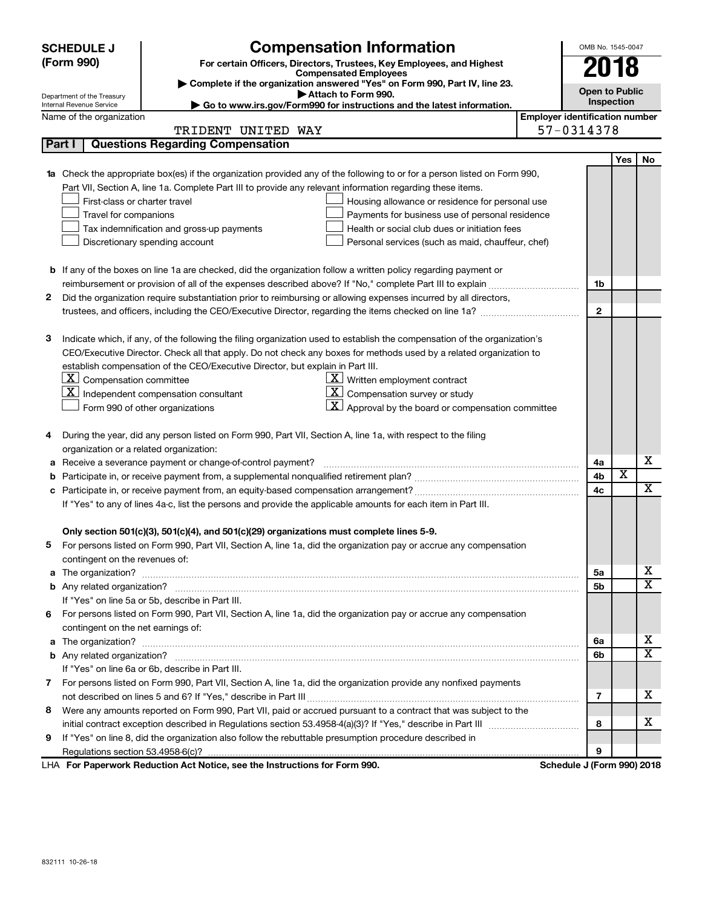# SCHEDULE J (Form 990)

## Compensation Information

**For certain Officers, Directors, Trustees, Key Employees, and Highest Compensated Employees**

▶ Complete if the organization answered "Yes" on Form 990, Part IV, line 23.

▶ Attach to Form 990.

▶ Go to www.irs.gov/Form990 for instructions and the latest information.

OMB No. 1545-0047

**2018**

**Open to Public Inspection**

Department of the Treasury
Internal Revenue Service

Name of the organization: TRIDENT UNITED WAY

Employer identification number: 57-0314378

## Part I — Questions Regarding Compensation

| | | | Yes | No |
|---|---|---|---|---|
| **1a** | Check the appropriate box(es) if the organization provided any of the following to or for a person listed on Form 990, Part VII, Section A, line 1a. Complete Part III to provide any relevant information regarding these items.<br>☐ First-class or charter travel<br>☐ Travel for companions<br>☐ Tax indemnification and gross-up payments<br>☐ Discretionary spending account<br>☐ Housing allowance or residence for personal use<br>☐ Payments for business use of personal residence<br>☐ Health or social club dues or initiation fees<br>☐ Personal services (such as maid, chauffeur, chef) | | | |
| **b** | If any of the boxes on line 1a are checked, did the organization follow a written policy regarding payment or reimbursement or provision of all of the expenses described above? If "No," complete Part III to explain | 1b | | |
| **2** | Did the organization require substantiation prior to reimbursing or allowing expenses incurred by all directors, trustees, and officers, including the CEO/Executive Director, regarding the items checked on line 1a? | 2 | | |
| **3** | Indicate which, if any, of the following the filing organization used to establish the compensation of the organization's CEO/Executive Director. Check all that apply. Do not check any boxes for methods used by a related organization to establish compensation of the CEO/Executive Director, but explain in Part III.<br>☒ Compensation committee<br>☒ Independent compensation consultant<br>☐ Form 990 of other organizations<br>☒ Written employment contract<br>☒ Compensation survey or study<br>☒ Approval by the board or compensation committee | | | |
| **4** | During the year, did any person listed on Form 990, Part VII, Section A, line 1a, with respect to the filing organization or a related organization: | | | |
| **a** | Receive a severance payment or change-of-control payment? | 4a | | X |
| **b** | Participate in, or receive payment from, a supplemental nonqualified retirement plan? | 4b | X | |
| **c** | Participate in, or receive payment from, an equity-based compensation arrangement? | 4c | | X |
| | If "Yes" to any of lines 4a-c, list the persons and provide the applicable amounts for each item in Part III. | | | |
| | **Only section 501(c)(3), 501(c)(4), and 501(c)(29) organizations must complete lines 5-9.** | | | |
| **5** | For persons listed on Form 990, Part VII, Section A, line 1a, did the organization pay or accrue any compensation contingent on the revenues of: | | | |
| **a** | The organization? | 5a | | X |
| **b** | Any related organization? | 5b | | X |
| | If "Yes" on line 5a or 5b, describe in Part III. | | | |
| **6** | For persons listed on Form 990, Part VII, Section A, line 1a, did the organization pay or accrue any compensation contingent on the net earnings of: | | | |
| **a** | The organization? | 6a | | X |
| **b** | Any related organization? | 6b | | X |
| | If "Yes" on line 6a or 6b, describe in Part III. | | | |
| **7** | For persons listed on Form 990, Part VII, Section A, line 1a, did the organization provide any nonfixed payments not described on lines 5 and 6? If "Yes," describe in Part III | 7 | | X |
| **8** | Were any amounts reported on Form 990, Part VII, paid or accrued pursuant to a contract that was subject to the initial contract exception described in Regulations section 53.4958-4(a)(3)? If "Yes," describe in Part III | 8 | | X |
| **9** | If "Yes" on line 8, did the organization also follow the rebuttable presumption procedure described in Regulations section 53.4958-6(c)? | 9 | | |

LHA **For Paperwork Reduction Act Notice, see the Instructions for Form 990.** **Schedule J (Form 990) 2018**

832111 10-26-18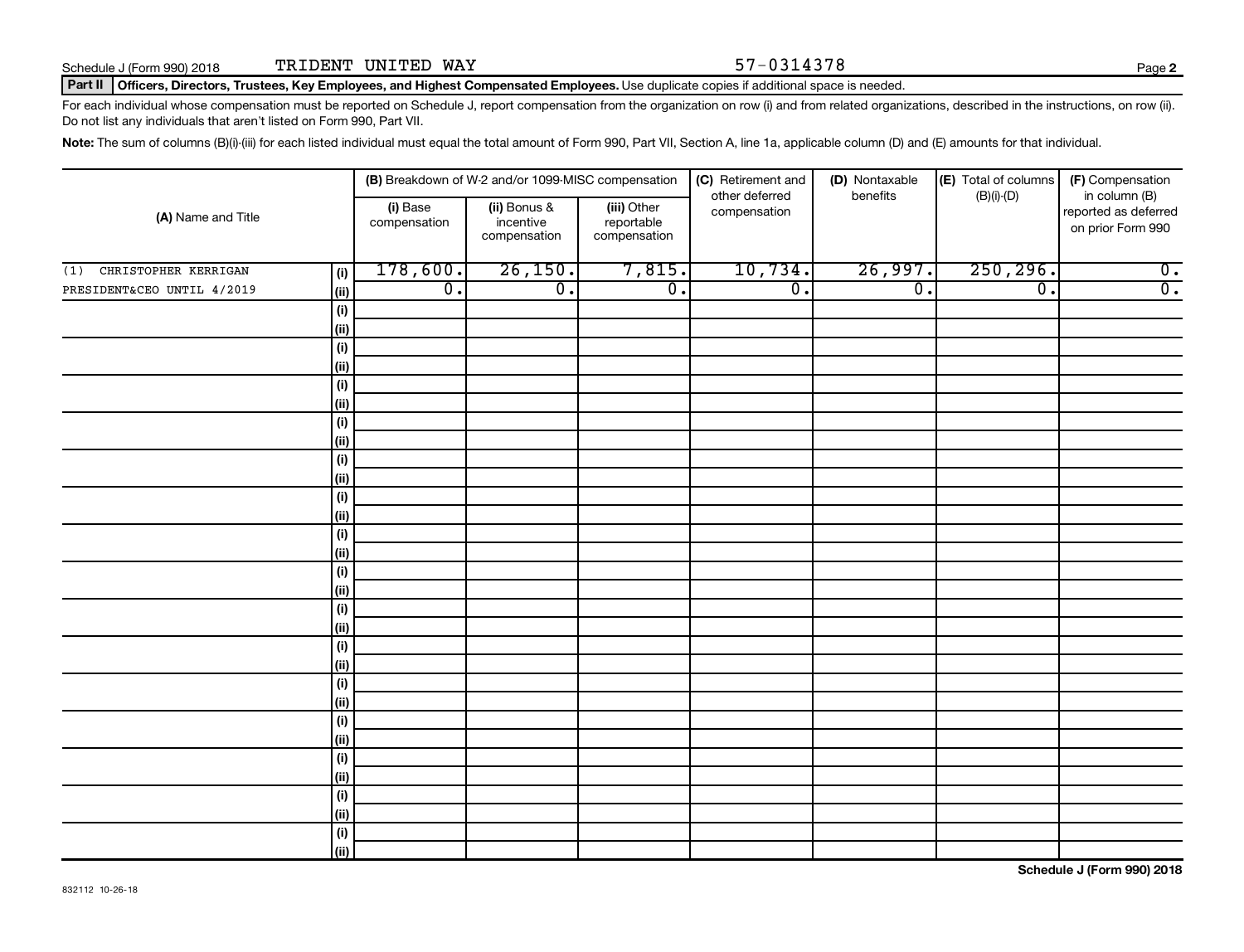Schedule J (Form 990) 2018 TRIDENT UNITED WAY 57-0314378

**Part II** **Officers, Directors, Trustees, Key Employees, and Highest Compensated Employees.** Use duplicate copies if additional space is needed.

For each individual whose compensation must be reported on Schedule J, report compensation from the organization on row (i) and from related organizations, described in the instructions, on row (ii). Do not list any individuals that aren't listed on Form 990, Part VII.

**Note:** The sum of columns (B)(i)-(iii) for each listed individual must equal the total amount of Form 990, Part VII, Section A, line 1a, applicable column (D) and (E) amounts for that individual.

| (A) Name and Title | | (B) Breakdown of W-2 and/or 1099-MISC compensation | | | (C) Retirement and other deferred compensation | (D) Nontaxable benefits | (E) Total of columns (B)(i)-(D) | (F) Compensation in column (B) reported as deferred on prior Form 990 |
|---|---|---|---|---|---|---|---|---|
| | | (i) Base compensation | (ii) Bonus & incentive compensation | (iii) Other reportable compensation | | | | |
| (1) CHRISTOPHER KERRIGAN | (i) | 178,600. | 26,150. | 7,815. | 10,734. | 26,997. | 250,296. | 0. |
| PRESIDENT&CEO UNTIL 4/2019 | (ii) | 0. | 0. | 0. | 0. | 0. | 0. | 0. |
| | (i) | | | | | | | |
| | (ii) | | | | | | | |
| | (i) | | | | | | | |
| | (ii) | | | | | | | |
| | (i) | | | | | | | |
| | (ii) | | | | | | | |
| | (i) | | | | | | | |
| | (ii) | | | | | | | |
| | (i) | | | | | | | |
| | (ii) | | | | | | | |
| | (i) | | | | | | | |
| | (ii) | | | | | | | |
| | (i) | | | | | | | |
| | (ii) | | | | | | | |
| | (i) | | | | | | | |
| | (ii) | | | | | | | |
| | (i) | | | | | | | |
| | (ii) | | | | | | | |
| | (i) | | | | | | | |
| | (ii) | | | | | | | |
| | (i) | | | | | | | |
| | (ii) | | | | | | | |
| | (i) | | | | | | | |
| | (ii) | | | | | | | |
| | (i) | | | | | | | |
| | (ii) | | | | | | | |
| | (i) | | | | | | | |
| | (ii) | | | | | | | |
| | (i) | | | | | | | |
| | (ii) | | | | | | | |

Schedule J (Form 990) 2018

832112 10-26-18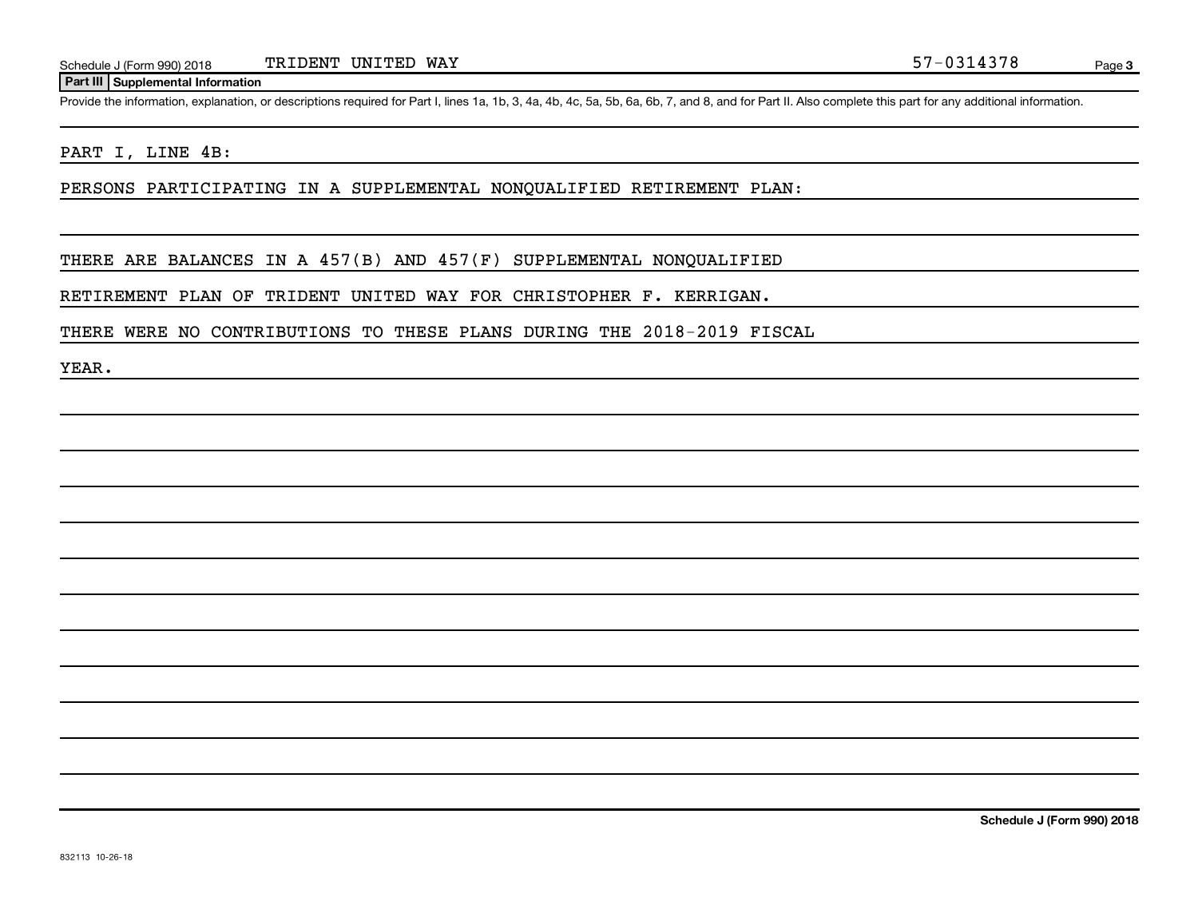Schedule J (Form 990) 2018 TRIDENT UNITED WAY 57-0314378

## Part III Supplemental Information

Provide the information, explanation, or descriptions required for Part I, lines 1a, 1b, 3, 4a, 4b, 4c, 5a, 5b, 6a, 6b, 7, and 8, and for Part II. Also complete this part for any additional information.

PART I, LINE 4B:

PERSONS PARTICIPATING IN A SUPPLEMENTAL NONQUALIFIED RETIREMENT PLAN:

THERE ARE BALANCES IN A 457(B) AND 457(F) SUPPLEMENTAL NONQUALIFIED RETIREMENT PLAN OF TRIDENT UNITED WAY FOR CHRISTOPHER F. KERRIGAN.

THERE WERE NO CONTRIBUTIONS TO THESE PLANS DURING THE 2018-2019 FISCAL YEAR.

Schedule J (Form 990) 2018

832113 10-26-18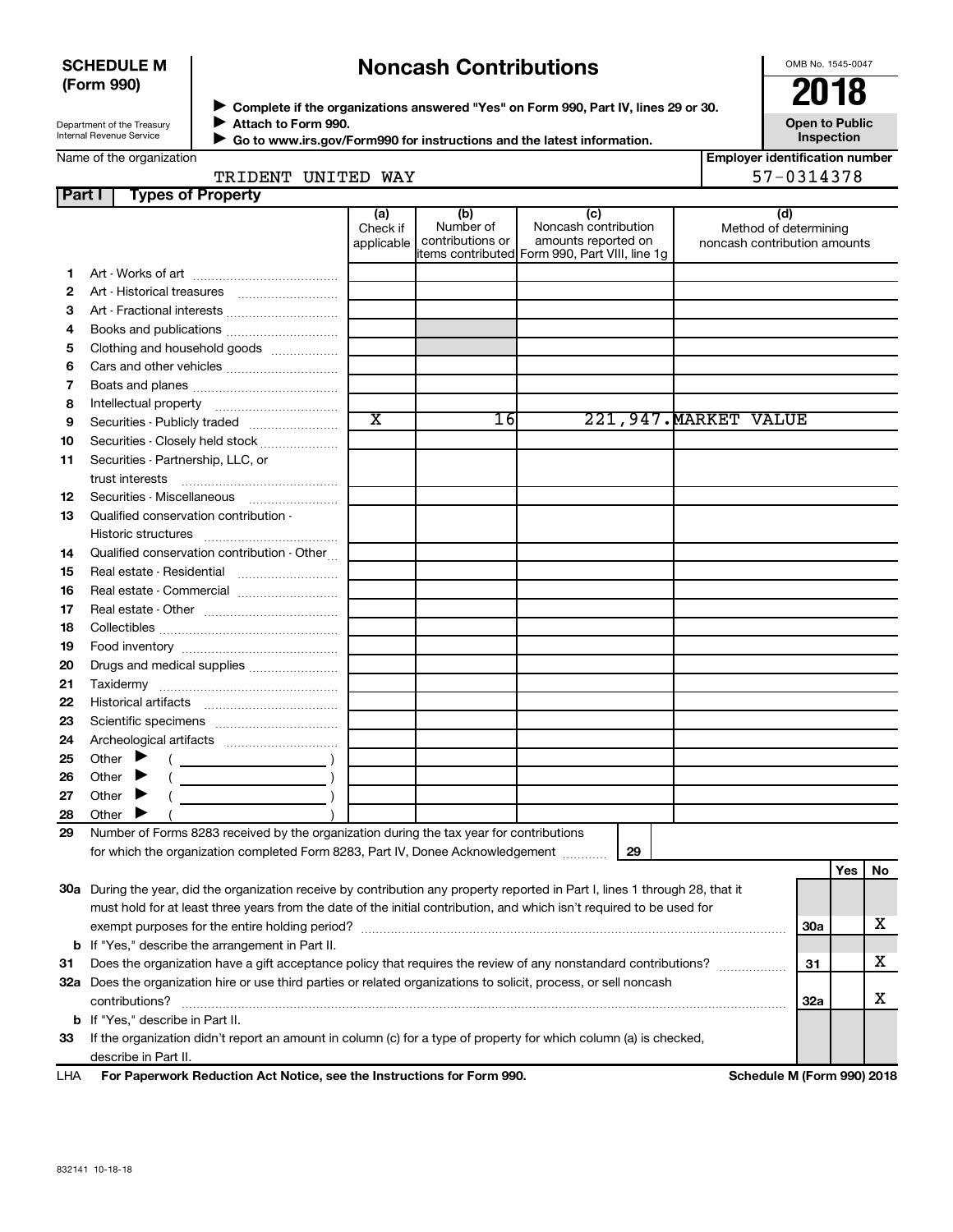**SCHEDULE M (Form 990)**

Department of the Treasury
Internal Revenue Service

# Noncash Contributions

▶ Complete if the organizations answered "Yes" on Form 990, Part IV, lines 29 or 30.
▶ Attach to Form 990.
▶ Go to www.irs.gov/Form990 for instructions and the latest information.

OMB No. 1545-0047

**2018**

**Open to Public Inspection**

Name of the organization: TRIDENT UNITED WAY

Employer identification number: 57-0314378

## Part I Types of Property

| | | (a) Check if applicable | (b) Number of contributions or items contributed | (c) Noncash contribution amounts reported on Form 990, Part VIII, line 1g | (d) Method of determining noncash contribution amounts |
|---|---|---|---|---|---|
| 1 | Art - Works of art | | | | |
| 2 | Art - Historical treasures | | | | |
| 3 | Art - Fractional interests | | | | |
| 4 | Books and publications | | | | |
| 5 | Clothing and household goods | | | | |
| 6 | Cars and other vehicles | | | | |
| 7 | Boats and planes | | | | |
| 8 | Intellectual property | | | | |
| 9 | Securities - Publicly traded | X | 16 | 221,947. | MARKET VALUE |
| 10 | Securities - Closely held stock | | | | |
| 11 | Securities - Partnership, LLC, or trust interests | | | | |
| 12 | Securities - Miscellaneous | | | | |
| 13 | Qualified conservation contribution - Historic structures | | | | |
| 14 | Qualified conservation contribution - Other | | | | |
| 15 | Real estate - Residential | | | | |
| 16 | Real estate - Commercial | | | | |
| 17 | Real estate - Other | | | | |
| 18 | Collectibles | | | | |
| 19 | Food inventory | | | | |
| 20 | Drugs and medical supplies | | | | |
| 21 | Taxidermy | | | | |
| 22 | Historical artifacts | | | | |
| 23 | Scientific specimens | | | | |
| 24 | Archeological artifacts | | | | |
| 25 | Other ▶ ( ) | | | | |
| 26 | Other ▶ ( ) | | | | |
| 27 | Other ▶ ( ) | | | | |
| 28 | Other ▶ ( ) | | | | |

29 Number of Forms 8283 received by the organization during the tax year for contributions for which the organization completed Form 8283, Part IV, Donee Acknowledgement ....... 29

| | | | Yes | No |
|---|---|---|---|---|
| 30a | During the year, did the organization receive by contribution any property reported in Part I, lines 1 through 28, that it must hold for at least three years from the date of the initial contribution, and which isn't required to be used for exempt purposes for the entire holding period? | 30a | | X |
| b | If "Yes," describe the arrangement in Part II. | | | |
| 31 | Does the organization have a gift acceptance policy that requires the review of any nonstandard contributions? | 31 | | X |
| 32a | Does the organization hire or use third parties or related organizations to solicit, process, or sell noncash contributions? | 32a | | X |
| b | If "Yes," describe in Part II. | | | |
| 33 | If the organization didn't report an amount in column (c) for a type of property for which column (a) is checked, describe in Part II. | | | |

LHA For Paperwork Reduction Act Notice, see the Instructions for Form 990. Schedule M (Form 990) 2018

832141 10-18-18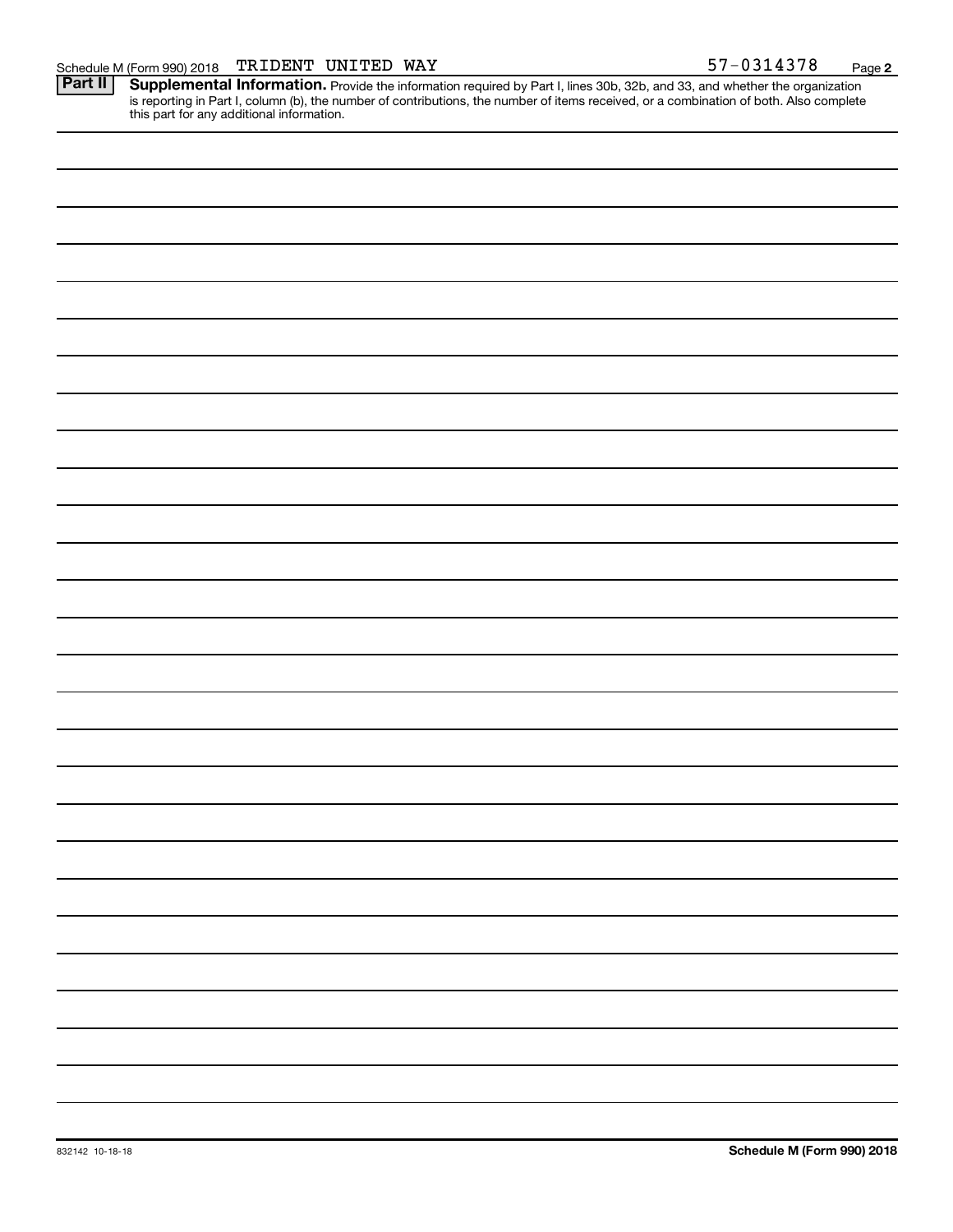Schedule M (Form 990) 2018 TRIDENT UNITED WAY 57-0314378

## Part II Supplemental Information.

Provide the information required by Part I, lines 30b, 32b, and 33, and whether the organization is reporting in Part I, column (b), the number of contributions, the number of items received, or a combination of both. Also complete this part for any additional information.

832142 10-18-18

Schedule M (Form 990) 2018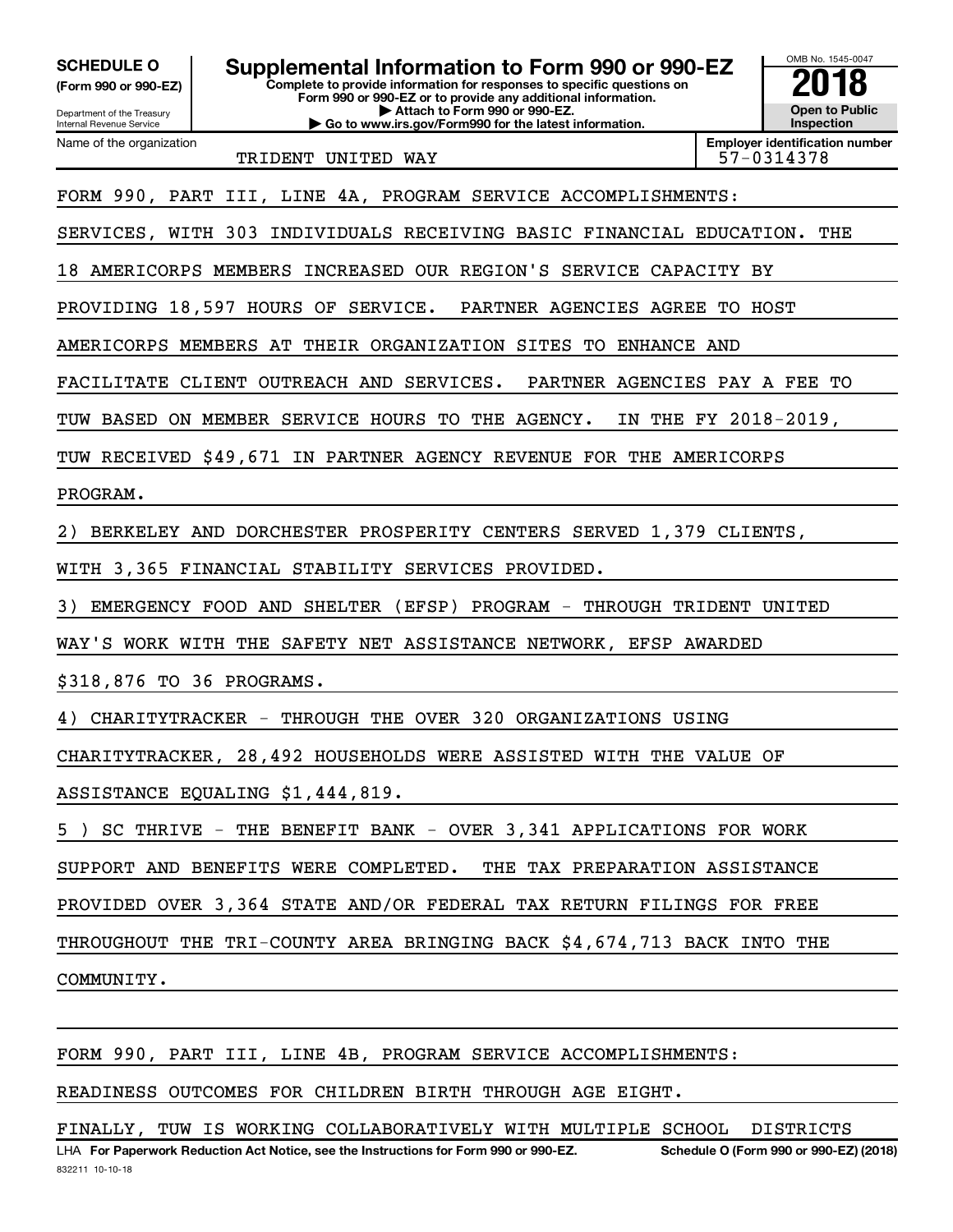**SCHEDULE O**
**(Form 990 or 990-EZ)**

Department of the Treasury
Internal Revenue Service

# Supplemental Information to Form 990 or 990-EZ

**Complete to provide information for responses to specific questions on Form 990 or 990-EZ or to provide any additional information.**
**▶ Attach to Form 990 or 990-EZ.**
**▶ Go to www.irs.gov/Form990 for the latest information.**

OMB No. 1545-0047
**2018**
**Open to Public Inspection**

Name of the organization: TRIDENT UNITED WAY
**Employer identification number**: 57-0314378

FORM 990, PART III, LINE 4A, PROGRAM SERVICE ACCOMPLISHMENTS:

SERVICES, WITH 303 INDIVIDUALS RECEIVING BASIC FINANCIAL EDUCATION. THE 18 AMERICORPS MEMBERS INCREASED OUR REGION'S SERVICE CAPACITY BY PROVIDING 18,597 HOURS OF SERVICE. PARTNER AGENCIES AGREE TO HOST AMERICORPS MEMBERS AT THEIR ORGANIZATION SITES TO ENHANCE AND FACILITATE CLIENT OUTREACH AND SERVICES. PARTNER AGENCIES PAY A FEE TO TUW BASED ON MEMBER SERVICE HOURS TO THE AGENCY. IN THE FY 2018-2019, TUW RECEIVED $49,671 IN PARTNER AGENCY REVENUE FOR THE AMERICORPS PROGRAM.

2) BERKELEY AND DORCHESTER PROSPERITY CENTERS SERVED 1,379 CLIENTS, WITH 3,365 FINANCIAL STABILITY SERVICES PROVIDED.

3) EMERGENCY FOOD AND SHELTER (EFSP) PROGRAM - THROUGH TRIDENT UNITED WAY'S WORK WITH THE SAFETY NET ASSISTANCE NETWORK, EFSP AWARDED $318,876 TO 36 PROGRAMS.

4) CHARITYTRACKER - THROUGH THE OVER 320 ORGANIZATIONS USING CHARITYTRACKER, 28,492 HOUSEHOLDS WERE ASSISTED WITH THE VALUE OF ASSISTANCE EQUALING $1,444,819.

5 ) SC THRIVE - THE BENEFIT BANK - OVER 3,341 APPLICATIONS FOR WORK SUPPORT AND BENEFITS WERE COMPLETED. THE TAX PREPARATION ASSISTANCE PROVIDED OVER 3,364 STATE AND/OR FEDERAL TAX RETURN FILINGS FOR FREE THROUGHOUT THE TRI-COUNTY AREA BRINGING BACK $4,674,713 BACK INTO THE COMMUNITY.

FORM 990, PART III, LINE 4B, PROGRAM SERVICE ACCOMPLISHMENTS:

READINESS OUTCOMES FOR CHILDREN BIRTH THROUGH AGE EIGHT.

FINALLY, TUW IS WORKING COLLABORATIVELY WITH MULTIPLE SCHOOL DISTRICTS

LHA **For Paperwork Reduction Act Notice, see the Instructions for Form 990 or 990-EZ.** **Schedule O (Form 990 or 990-EZ) (2018)**
832211 10-10-18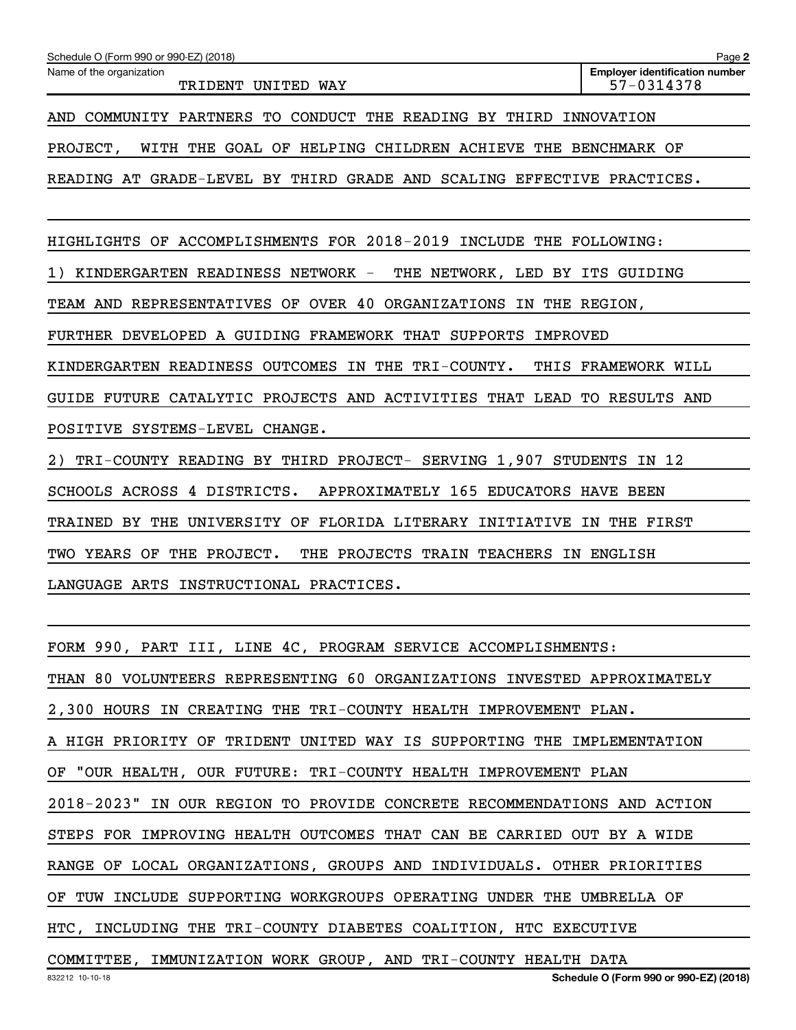Name of the organization: TRIDENT UNITED WAY

Employer identification number: 57-0314378

AND COMMUNITY PARTNERS TO CONDUCT THE READING BY THIRD INNOVATION PROJECT, WITH THE GOAL OF HELPING CHILDREN ACHIEVE THE BENCHMARK OF READING AT GRADE-LEVEL BY THIRD GRADE AND SCALING EFFECTIVE PRACTICES.

HIGHLIGHTS OF ACCOMPLISHMENTS FOR 2018-2019 INCLUDE THE FOLLOWING:

1) KINDERGARTEN READINESS NETWORK - THE NETWORK, LED BY ITS GUIDING TEAM AND REPRESENTATIVES OF OVER 40 ORGANIZATIONS IN THE REGION, FURTHER DEVELOPED A GUIDING FRAMEWORK THAT SUPPORTS IMPROVED KINDERGARTEN READINESS OUTCOMES IN THE TRI-COUNTY. THIS FRAMEWORK WILL GUIDE FUTURE CATALYTIC PROJECTS AND ACTIVITIES THAT LEAD TO RESULTS AND POSITIVE SYSTEMS-LEVEL CHANGE.

2) TRI-COUNTY READING BY THIRD PROJECT- SERVING 1,907 STUDENTS IN 12 SCHOOLS ACROSS 4 DISTRICTS. APPROXIMATELY 165 EDUCATORS HAVE BEEN TRAINED BY THE UNIVERSITY OF FLORIDA LITERARY INITIATIVE IN THE FIRST TWO YEARS OF THE PROJECT. THE PROJECTS TRAIN TEACHERS IN ENGLISH LANGUAGE ARTS INSTRUCTIONAL PRACTICES.

FORM 990, PART III, LINE 4C, PROGRAM SERVICE ACCOMPLISHMENTS:

THAN 80 VOLUNTEERS REPRESENTING 60 ORGANIZATIONS INVESTED APPROXIMATELY 2,300 HOURS IN CREATING THE TRI-COUNTY HEALTH IMPROVEMENT PLAN.

A HIGH PRIORITY OF TRIDENT UNITED WAY IS SUPPORTING THE IMPLEMENTATION OF "OUR HEALTH, OUR FUTURE: TRI-COUNTY HEALTH IMPROVEMENT PLAN 2018-2023" IN OUR REGION TO PROVIDE CONCRETE RECOMMENDATIONS AND ACTION STEPS FOR IMPROVING HEALTH OUTCOMES THAT CAN BE CARRIED OUT BY A WIDE RANGE OF LOCAL ORGANIZATIONS, GROUPS AND INDIVIDUALS. OTHER PRIORITIES OF TUW INCLUDE SUPPORTING WORKGROUPS OPERATING UNDER THE UMBRELLA OF HTC, INCLUDING THE TRI-COUNTY DIABETES COALITION, HTC EXECUTIVE COMMITTEE, IMMUNIZATION WORK GROUP, AND TRI-COUNTY HEALTH DATA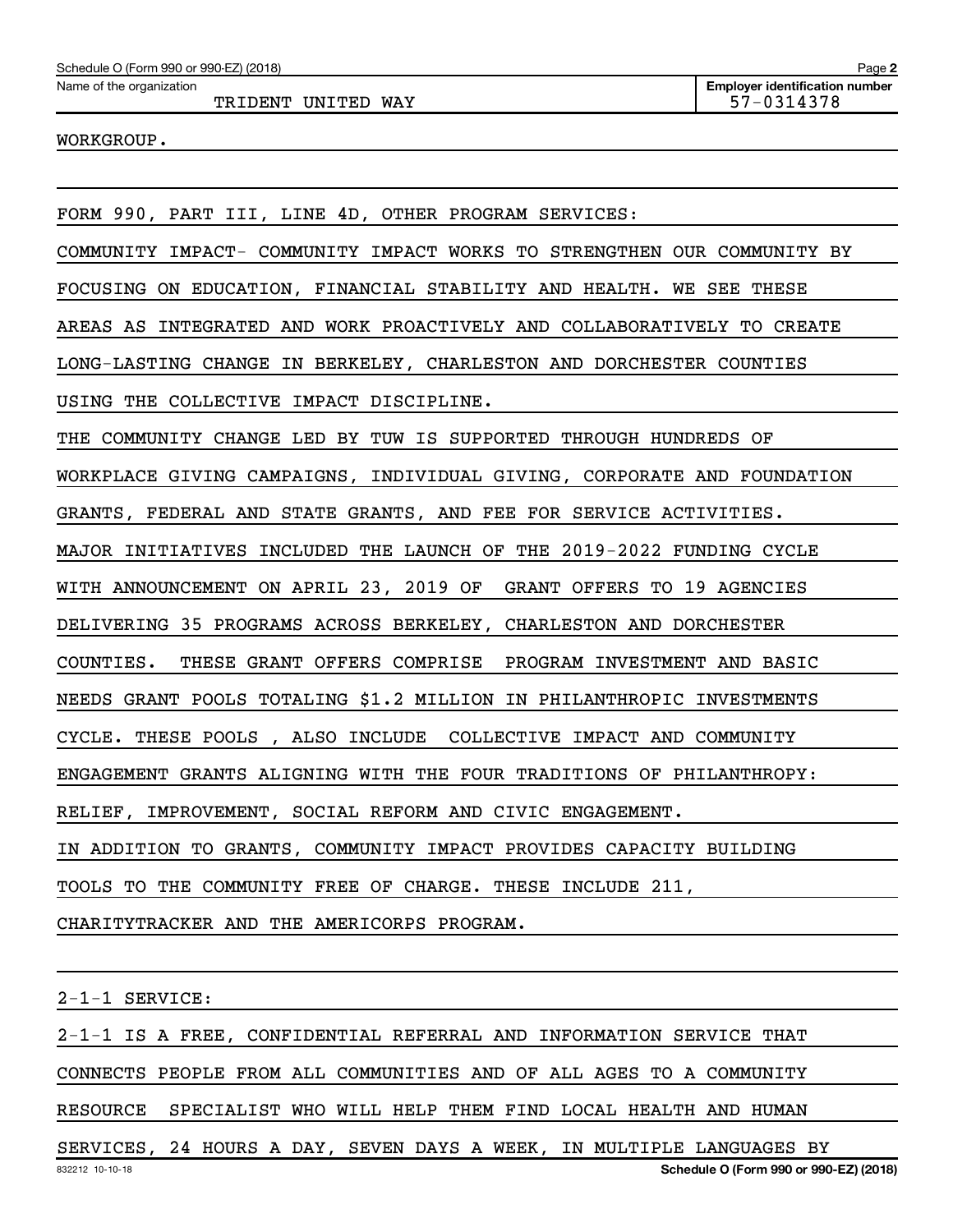WORKGROUP.

FORM 990, PART III, LINE 4D, OTHER PROGRAM SERVICES:

COMMUNITY IMPACT- COMMUNITY IMPACT WORKS TO STRENGTHEN OUR COMMUNITY BY FOCUSING ON EDUCATION, FINANCIAL STABILITY AND HEALTH. WE SEE THESE AREAS AS INTEGRATED AND WORK PROACTIVELY AND COLLABORATIVELY TO CREATE LONG-LASTING CHANGE IN BERKELEY, CHARLESTON AND DORCHESTER COUNTIES USING THE COLLECTIVE IMPACT DISCIPLINE.

THE COMMUNITY CHANGE LED BY TUW IS SUPPORTED THROUGH HUNDREDS OF WORKPLACE GIVING CAMPAIGNS, INDIVIDUAL GIVING, CORPORATE AND FOUNDATION GRANTS, FEDERAL AND STATE GRANTS, AND FEE FOR SERVICE ACTIVITIES.

MAJOR INITIATIVES INCLUDED THE LAUNCH OF THE 2019-2022 FUNDING CYCLE WITH ANNOUNCEMENT ON APRIL 23, 2019 OF GRANT OFFERS TO 19 AGENCIES DELIVERING 35 PROGRAMS ACROSS BERKELEY, CHARLESTON AND DORCHESTER COUNTIES. THESE GRANT OFFERS COMPRISE PROGRAM INVESTMENT AND BASIC NEEDS GRANT POOLS TOTALING $1.2 MILLION IN PHILANTHROPIC INVESTMENTS CYCLE. THESE POOLS , ALSO INCLUDE COLLECTIVE IMPACT AND COMMUNITY ENGAGEMENT GRANTS ALIGNING WITH THE FOUR TRADITIONS OF PHILANTHROPY: RELIEF, IMPROVEMENT, SOCIAL REFORM AND CIVIC ENGAGEMENT.

IN ADDITION TO GRANTS, COMMUNITY IMPACT PROVIDES CAPACITY BUILDING TOOLS TO THE COMMUNITY FREE OF CHARGE. THESE INCLUDE 211, CHARITYTRACKER AND THE AMERICORPS PROGRAM.

2-1-1 SERVICE:

2-1-1 IS A FREE, CONFIDENTIAL REFERRAL AND INFORMATION SERVICE THAT CONNECTS PEOPLE FROM ALL COMMUNITIES AND OF ALL AGES TO A COMMUNITY RESOURCE SPECIALIST WHO WILL HELP THEM FIND LOCAL HEALTH AND HUMAN SERVICES, 24 HOURS A DAY, SEVEN DAYS A WEEK, IN MULTIPLE LANGUAGES BY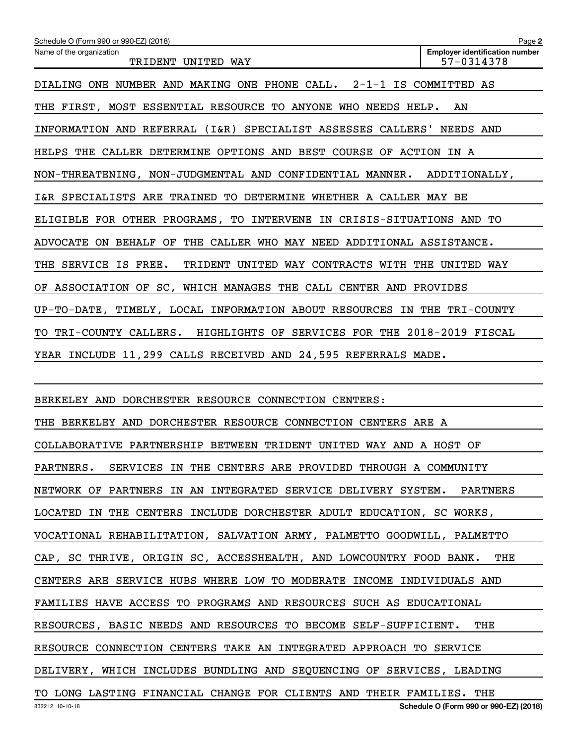Schedule O (Form 990 or 990-EZ) (2018)

| Name of the organization | Employer identification number |
|---|---|
| TRIDENT UNITED WAY | 57-0314378 |

DIALING ONE NUMBER AND MAKING ONE PHONE CALL. 2-1-1 IS COMMITTED AS THE FIRST, MOST ESSENTIAL RESOURCE TO ANYONE WHO NEEDS HELP. AN INFORMATION AND REFERRAL (I&R) SPECIALIST ASSESSES CALLERS' NEEDS AND HELPS THE CALLER DETERMINE OPTIONS AND BEST COURSE OF ACTION IN A NON-THREATENING, NON-JUDGMENTAL AND CONFIDENTIAL MANNER. ADDITIONALLY, I&R SPECIALISTS ARE TRAINED TO DETERMINE WHETHER A CALLER MAY BE ELIGIBLE FOR OTHER PROGRAMS, TO INTERVENE IN CRISIS-SITUATIONS AND TO ADVOCATE ON BEHALF OF THE CALLER WHO MAY NEED ADDITIONAL ASSISTANCE. THE SERVICE IS FREE. TRIDENT UNITED WAY CONTRACTS WITH THE UNITED WAY OF ASSOCIATION OF SC, WHICH MANAGES THE CALL CENTER AND PROVIDES UP-TO-DATE, TIMELY, LOCAL INFORMATION ABOUT RESOURCES IN THE TRI-COUNTY TO TRI-COUNTY CALLERS. HIGHLIGHTS OF SERVICES FOR THE 2018-2019 FISCAL YEAR INCLUDE 11,299 CALLS RECEIVED AND 24,595 REFERRALS MADE.

BERKELEY AND DORCHESTER RESOURCE CONNECTION CENTERS:

THE BERKELEY AND DORCHESTER RESOURCE CONNECTION CENTERS ARE A COLLABORATIVE PARTNERSHIP BETWEEN TRIDENT UNITED WAY AND A HOST OF PARTNERS. SERVICES IN THE CENTERS ARE PROVIDED THROUGH A COMMUNITY NETWORK OF PARTNERS IN AN INTEGRATED SERVICE DELIVERY SYSTEM. PARTNERS LOCATED IN THE CENTERS INCLUDE DORCHESTER ADULT EDUCATION, SC WORKS, VOCATIONAL REHABILITATION, SALVATION ARMY, PALMETTO GOODWILL, PALMETTO CAP, SC THRIVE, ORIGIN SC, ACCESSHEALTH, AND LOWCOUNTRY FOOD BANK. THE CENTERS ARE SERVICE HUBS WHERE LOW TO MODERATE INCOME INDIVIDUALS AND FAMILIES HAVE ACCESS TO PROGRAMS AND RESOURCES SUCH AS EDUCATIONAL RESOURCES, BASIC NEEDS AND RESOURCES TO BECOME SELF-SUFFICIENT. THE RESOURCE CONNECTION CENTERS TAKE AN INTEGRATED APPROACH TO SERVICE DELIVERY, WHICH INCLUDES BUNDLING AND SEQUENCING OF SERVICES, LEADING TO LONG LASTING FINANCIAL CHANGE FOR CLIENTS AND THEIR FAMILIES. THE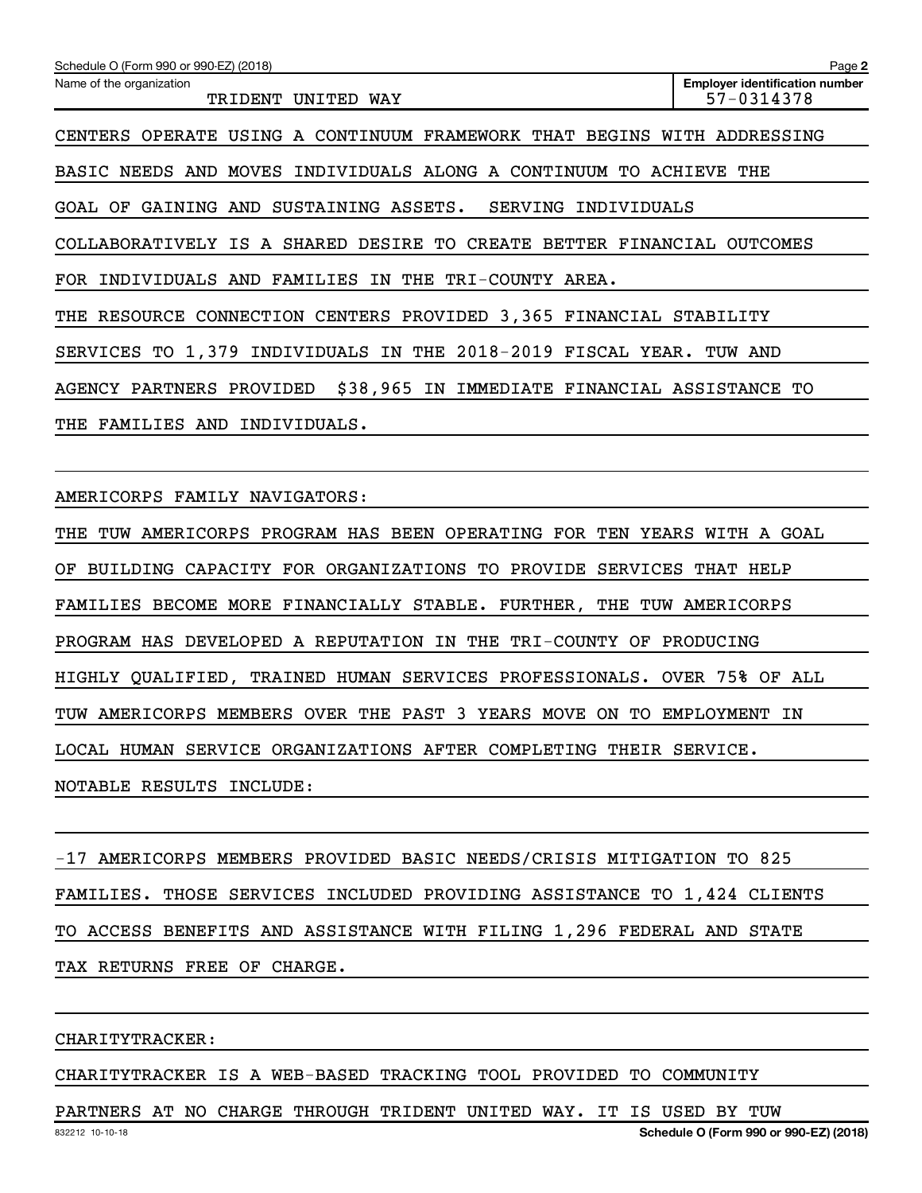CENTERS OPERATE USING A CONTINUUM FRAMEWORK THAT BEGINS WITH ADDRESSING BASIC NEEDS AND MOVES INDIVIDUALS ALONG A CONTINUUM TO ACHIEVE THE GOAL OF GAINING AND SUSTAINING ASSETS. SERVING INDIVIDUALS COLLABORATIVELY IS A SHARED DESIRE TO CREATE BETTER FINANCIAL OUTCOMES FOR INDIVIDUALS AND FAMILIES IN THE TRI-COUNTY AREA.

THE RESOURCE CONNECTION CENTERS PROVIDED 3,365 FINANCIAL STABILITY SERVICES TO 1,379 INDIVIDUALS IN THE 2018-2019 FISCAL YEAR. TUW AND AGENCY PARTNERS PROVIDED $38,965 IN IMMEDIATE FINANCIAL ASSISTANCE TO THE FAMILIES AND INDIVIDUALS.

AMERICORPS FAMILY NAVIGATORS:

THE TUW AMERICORPS PROGRAM HAS BEEN OPERATING FOR TEN YEARS WITH A GOAL OF BUILDING CAPACITY FOR ORGANIZATIONS TO PROVIDE SERVICES THAT HELP FAMILIES BECOME MORE FINANCIALLY STABLE. FURTHER, THE TUW AMERICORPS PROGRAM HAS DEVELOPED A REPUTATION IN THE TRI-COUNTY OF PRODUCING HIGHLY QUALIFIED, TRAINED HUMAN SERVICES PROFESSIONALS. OVER 75% OF ALL TUW AMERICORPS MEMBERS OVER THE PAST 3 YEARS MOVE ON TO EMPLOYMENT IN LOCAL HUMAN SERVICE ORGANIZATIONS AFTER COMPLETING THEIR SERVICE.

NOTABLE RESULTS INCLUDE:

-17 AMERICORPS MEMBERS PROVIDED BASIC NEEDS/CRISIS MITIGATION TO 825 FAMILIES. THOSE SERVICES INCLUDED PROVIDING ASSISTANCE TO 1,424 CLIENTS TO ACCESS BENEFITS AND ASSISTANCE WITH FILING 1,296 FEDERAL AND STATE TAX RETURNS FREE OF CHARGE.

CHARITYTRACKER:

CHARITYTRACKER IS A WEB-BASED TRACKING TOOL PROVIDED TO COMMUNITY PARTNERS AT NO CHARGE THROUGH TRIDENT UNITED WAY. IT IS USED BY TUW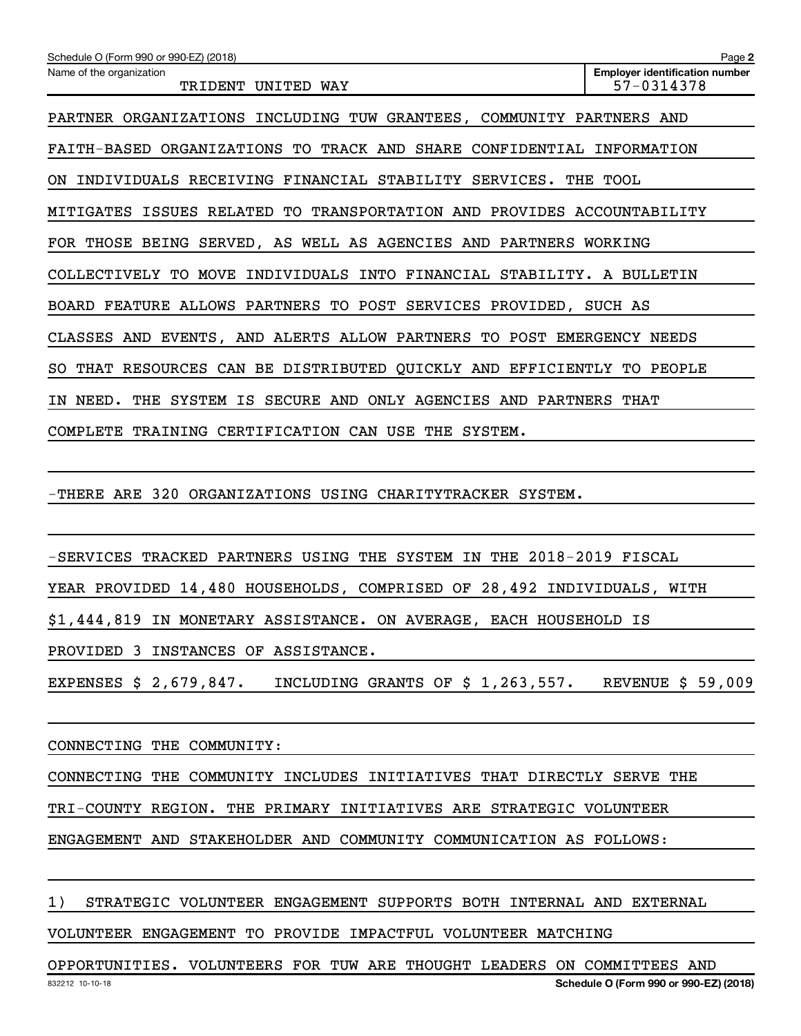PARTNER ORGANIZATIONS INCLUDING TUW GRANTEES, COMMUNITY PARTNERS AND FAITH-BASED ORGANIZATIONS TO TRACK AND SHARE CONFIDENTIAL INFORMATION ON INDIVIDUALS RECEIVING FINANCIAL STABILITY SERVICES. THE TOOL MITIGATES ISSUES RELATED TO TRANSPORTATION AND PROVIDES ACCOUNTABILITY FOR THOSE BEING SERVED, AS WELL AS AGENCIES AND PARTNERS WORKING COLLECTIVELY TO MOVE INDIVIDUALS INTO FINANCIAL STABILITY. A BULLETIN BOARD FEATURE ALLOWS PARTNERS TO POST SERVICES PROVIDED, SUCH AS CLASSES AND EVENTS, AND ALERTS ALLOW PARTNERS TO POST EMERGENCY NEEDS SO THAT RESOURCES CAN BE DISTRIBUTED QUICKLY AND EFFICIENTLY TO PEOPLE IN NEED. THE SYSTEM IS SECURE AND ONLY AGENCIES AND PARTNERS THAT COMPLETE TRAINING CERTIFICATION CAN USE THE SYSTEM.

-THERE ARE 320 ORGANIZATIONS USING CHARITYTRACKER SYSTEM.

-SERVICES TRACKED PARTNERS USING THE SYSTEM IN THE 2018-2019 FISCAL YEAR PROVIDED 14,480 HOUSEHOLDS, COMPRISED OF 28,492 INDIVIDUALS, WITH $1,444,819 IN MONETARY ASSISTANCE. ON AVERAGE, EACH HOUSEHOLD IS PROVIDED 3 INSTANCES OF ASSISTANCE.

EXPENSES $ 2,679,847. INCLUDING GRANTS OF $ 1,263,557. REVENUE $ 59,009

CONNECTING THE COMMUNITY:

CONNECTING THE COMMUNITY INCLUDES INITIATIVES THAT DIRECTLY SERVE THE TRI-COUNTY REGION. THE PRIMARY INITIATIVES ARE STRATEGIC VOLUNTEER ENGAGEMENT AND STAKEHOLDER AND COMMUNITY COMMUNICATION AS FOLLOWS:

1) STRATEGIC VOLUNTEER ENGAGEMENT SUPPORTS BOTH INTERNAL AND EXTERNAL VOLUNTEER ENGAGEMENT TO PROVIDE IMPACTFUL VOLUNTEER MATCHING OPPORTUNITIES. VOLUNTEERS FOR TUW ARE THOUGHT LEADERS ON COMMITTEES AND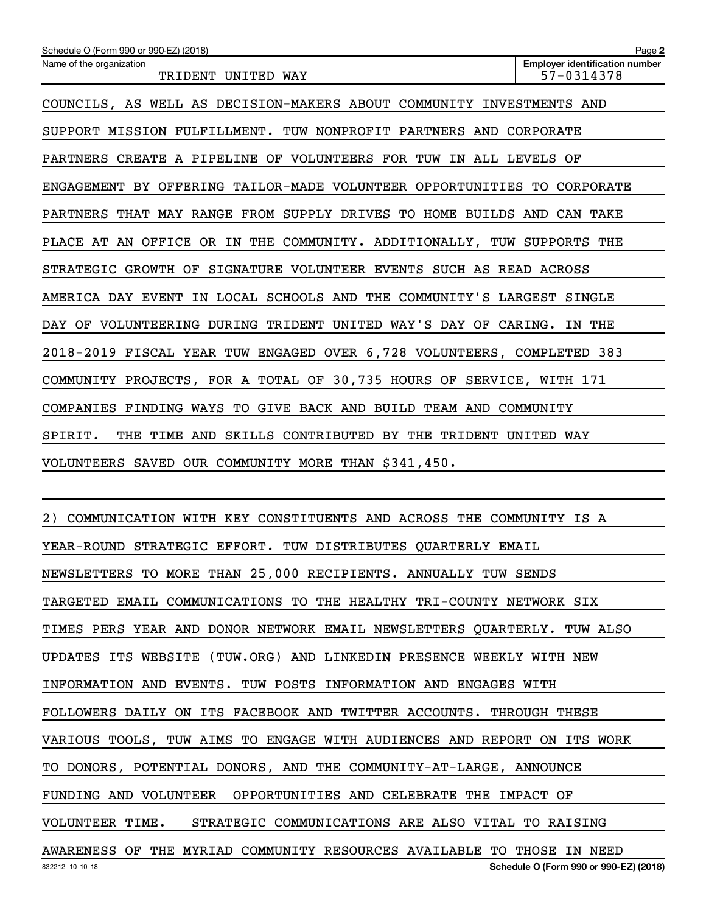Schedule O (Form 990 or 990-EZ) (2018)

Name of the organization: TRIDENT UNITED WAY

Employer identification number: 57-0314378

COUNCILS, AS WELL AS DECISION-MAKERS ABOUT COMMUNITY INVESTMENTS AND SUPPORT MISSION FULFILLMENT. TUW NONPROFIT PARTNERS AND CORPORATE PARTNERS CREATE A PIPELINE OF VOLUNTEERS FOR TUW IN ALL LEVELS OF ENGAGEMENT BY OFFERING TAILOR-MADE VOLUNTEER OPPORTUNITIES TO CORPORATE PARTNERS THAT MAY RANGE FROM SUPPLY DRIVES TO HOME BUILDS AND CAN TAKE PLACE AT AN OFFICE OR IN THE COMMUNITY. ADDITIONALLY, TUW SUPPORTS THE STRATEGIC GROWTH OF SIGNATURE VOLUNTEER EVENTS SUCH AS READ ACROSS AMERICA DAY EVENT IN LOCAL SCHOOLS AND THE COMMUNITY'S LARGEST SINGLE DAY OF VOLUNTEERING DURING TRIDENT UNITED WAY'S DAY OF CARING. IN THE 2018-2019 FISCAL YEAR TUW ENGAGED OVER 6,728 VOLUNTEERS, COMPLETED 383 COMMUNITY PROJECTS, FOR A TOTAL OF 30,735 HOURS OF SERVICE, WITH 171 COMPANIES FINDING WAYS TO GIVE BACK AND BUILD TEAM AND COMMUNITY SPIRIT. THE TIME AND SKILLS CONTRIBUTED BY THE TRIDENT UNITED WAY VOLUNTEERS SAVED OUR COMMUNITY MORE THAN $341,450.

2) COMMUNICATION WITH KEY CONSTITUENTS AND ACROSS THE COMMUNITY IS A YEAR-ROUND STRATEGIC EFFORT. TUW DISTRIBUTES QUARTERLY EMAIL NEWSLETTERS TO MORE THAN 25,000 RECIPIENTS. ANNUALLY TUW SENDS TARGETED EMAIL COMMUNICATIONS TO THE HEALTHY TRI-COUNTY NETWORK SIX TIMES PERS YEAR AND DONOR NETWORK EMAIL NEWSLETTERS QUARTERLY. TUW ALSO UPDATES ITS WEBSITE (TUW.ORG) AND LINKEDIN PRESENCE WEEKLY WITH NEW INFORMATION AND EVENTS. TUW POSTS INFORMATION AND ENGAGES WITH FOLLOWERS DAILY ON ITS FACEBOOK AND TWITTER ACCOUNTS. THROUGH THESE VARIOUS TOOLS, TUW AIMS TO ENGAGE WITH AUDIENCES AND REPORT ON ITS WORK TO DONORS, POTENTIAL DONORS, AND THE COMMUNITY-AT-LARGE, ANNOUNCE FUNDING AND VOLUNTEER OPPORTUNITIES AND CELEBRATE THE IMPACT OF VOLUNTEER TIME. STRATEGIC COMMUNICATIONS ARE ALSO VITAL TO RAISING AWARENESS OF THE MYRIAD COMMUNITY RESOURCES AVAILABLE TO THOSE IN NEED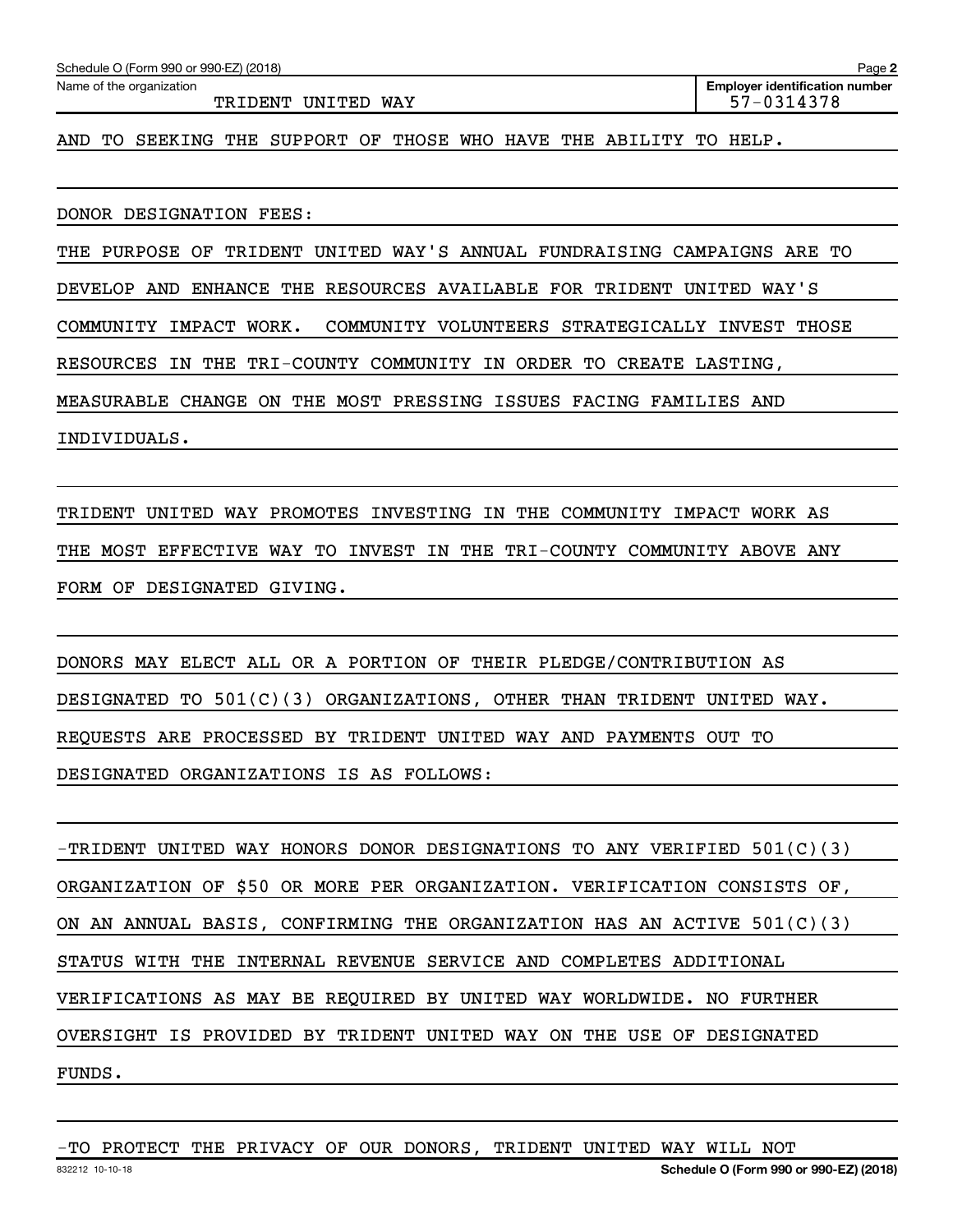Name of the organization: TRIDENT UNITED WAY

Employer identification number: 57-0314378

AND TO SEEKING THE SUPPORT OF THOSE WHO HAVE THE ABILITY TO HELP.

DONOR DESIGNATION FEES:

THE PURPOSE OF TRIDENT UNITED WAY'S ANNUAL FUNDRAISING CAMPAIGNS ARE TO DEVELOP AND ENHANCE THE RESOURCES AVAILABLE FOR TRIDENT UNITED WAY'S COMMUNITY IMPACT WORK. COMMUNITY VOLUNTEERS STRATEGICALLY INVEST THOSE RESOURCES IN THE TRI-COUNTY COMMUNITY IN ORDER TO CREATE LASTING, MEASURABLE CHANGE ON THE MOST PRESSING ISSUES FACING FAMILIES AND INDIVIDUALS.

TRIDENT UNITED WAY PROMOTES INVESTING IN THE COMMUNITY IMPACT WORK AS THE MOST EFFECTIVE WAY TO INVEST IN THE TRI-COUNTY COMMUNITY ABOVE ANY FORM OF DESIGNATED GIVING.

DONORS MAY ELECT ALL OR A PORTION OF THEIR PLEDGE/CONTRIBUTION AS DESIGNATED TO 501(C)(3) ORGANIZATIONS, OTHER THAN TRIDENT UNITED WAY. REQUESTS ARE PROCESSED BY TRIDENT UNITED WAY AND PAYMENTS OUT TO DESIGNATED ORGANIZATIONS IS AS FOLLOWS:

-TRIDENT UNITED WAY HONORS DONOR DESIGNATIONS TO ANY VERIFIED 501(C)(3) ORGANIZATION OF $50 OR MORE PER ORGANIZATION. VERIFICATION CONSISTS OF, ON AN ANNUAL BASIS, CONFIRMING THE ORGANIZATION HAS AN ACTIVE 501(C)(3) STATUS WITH THE INTERNAL REVENUE SERVICE AND COMPLETES ADDITIONAL VERIFICATIONS AS MAY BE REQUIRED BY UNITED WAY WORLDWIDE. NO FURTHER OVERSIGHT IS PROVIDED BY TRIDENT UNITED WAY ON THE USE OF DESIGNATED FUNDS.

-TO PROTECT THE PRIVACY OF OUR DONORS, TRIDENT UNITED WAY WILL NOT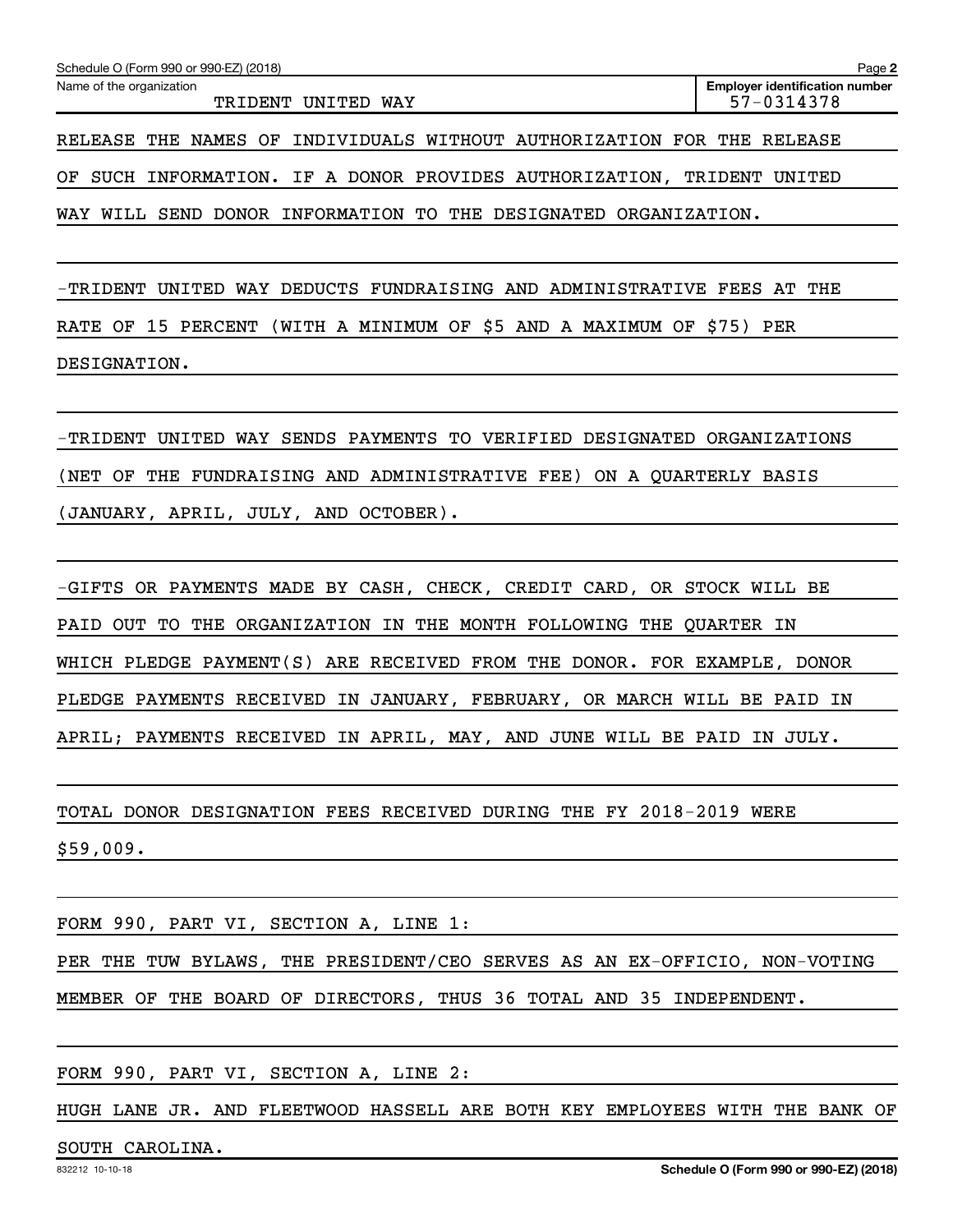Schedule O (Form 990 or 990-EZ) (2018)

Name of the organization: TRIDENT UNITED WAY

Employer identification number: 57-0314378

RELEASE THE NAMES OF INDIVIDUALS WITHOUT AUTHORIZATION FOR THE RELEASE OF SUCH INFORMATION. IF A DONOR PROVIDES AUTHORIZATION, TRIDENT UNITED WAY WILL SEND DONOR INFORMATION TO THE DESIGNATED ORGANIZATION.

-TRIDENT UNITED WAY DEDUCTS FUNDRAISING AND ADMINISTRATIVE FEES AT THE RATE OF 15 PERCENT (WITH A MINIMUM OF $5 AND A MAXIMUM OF $75) PER DESIGNATION.

-TRIDENT UNITED WAY SENDS PAYMENTS TO VERIFIED DESIGNATED ORGANIZATIONS (NET OF THE FUNDRAISING AND ADMINISTRATIVE FEE) ON A QUARTERLY BASIS (JANUARY, APRIL, JULY, AND OCTOBER).

-GIFTS OR PAYMENTS MADE BY CASH, CHECK, CREDIT CARD, OR STOCK WILL BE PAID OUT TO THE ORGANIZATION IN THE MONTH FOLLOWING THE QUARTER IN WHICH PLEDGE PAYMENT(S) ARE RECEIVED FROM THE DONOR. FOR EXAMPLE, DONOR PLEDGE PAYMENTS RECEIVED IN JANUARY, FEBRUARY, OR MARCH WILL BE PAID IN APRIL; PAYMENTS RECEIVED IN APRIL, MAY, AND JUNE WILL BE PAID IN JULY.

TOTAL DONOR DESIGNATION FEES RECEIVED DURING THE FY 2018-2019 WERE $59,009.

FORM 990, PART VI, SECTION A, LINE 1:

PER THE TUW BYLAWS, THE PRESIDENT/CEO SERVES AS AN EX-OFFICIO, NON-VOTING MEMBER OF THE BOARD OF DIRECTORS, THUS 36 TOTAL AND 35 INDEPENDENT.

FORM 990, PART VI, SECTION A, LINE 2:

HUGH LANE JR. AND FLEETWOOD HASSELL ARE BOTH KEY EMPLOYEES WITH THE BANK OF SOUTH CAROLINA.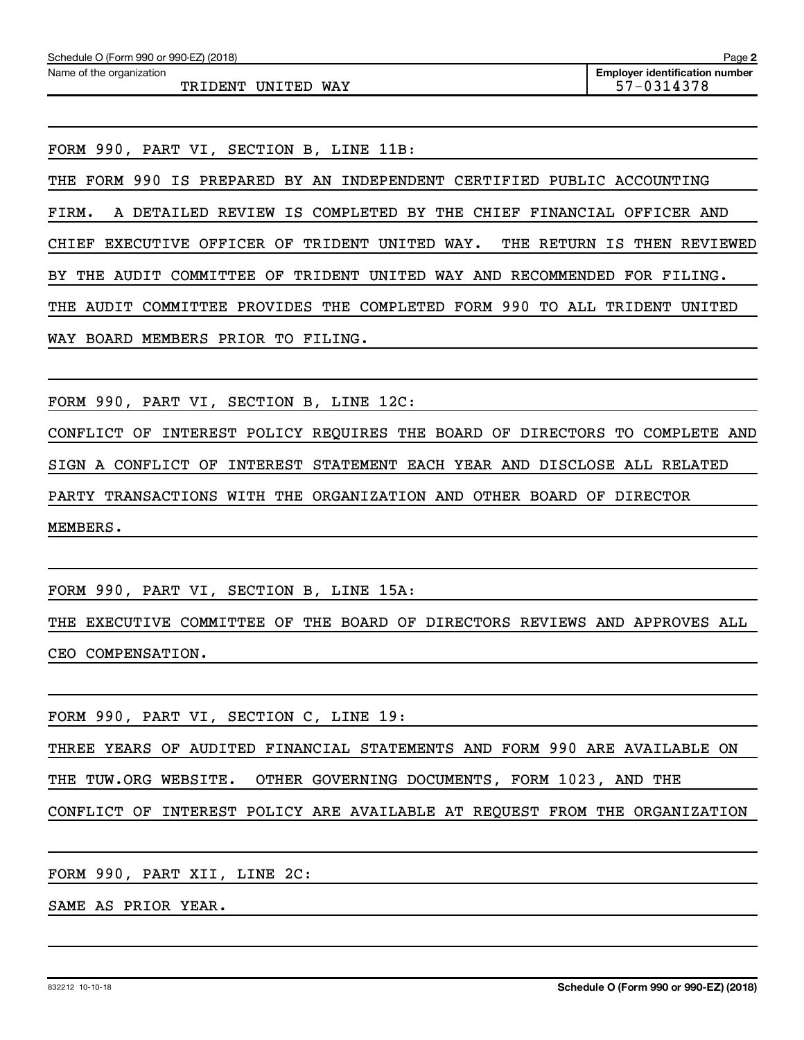Schedule O (Form 990 or 990-EZ) (2018) Page **2**

Name of the organization: TRIDENT UNITED WAY

**Employer identification number**: 57-0314378

FORM 990, PART VI, SECTION B, LINE 11B:

THE FORM 990 IS PREPARED BY AN INDEPENDENT CERTIFIED PUBLIC ACCOUNTING FIRM. A DETAILED REVIEW IS COMPLETED BY THE CHIEF FINANCIAL OFFICER AND CHIEF EXECUTIVE OFFICER OF TRIDENT UNITED WAY. THE RETURN IS THEN REVIEWED BY THE AUDIT COMMITTEE OF TRIDENT UNITED WAY AND RECOMMENDED FOR FILING. THE AUDIT COMMITTEE PROVIDES THE COMPLETED FORM 990 TO ALL TRIDENT UNITED WAY BOARD MEMBERS PRIOR TO FILING.

FORM 990, PART VI, SECTION B, LINE 12C:

CONFLICT OF INTEREST POLICY REQUIRES THE BOARD OF DIRECTORS TO COMPLETE AND SIGN A CONFLICT OF INTEREST STATEMENT EACH YEAR AND DISCLOSE ALL RELATED PARTY TRANSACTIONS WITH THE ORGANIZATION AND OTHER BOARD OF DIRECTOR MEMBERS.

FORM 990, PART VI, SECTION B, LINE 15A:

THE EXECUTIVE COMMITTEE OF THE BOARD OF DIRECTORS REVIEWS AND APPROVES ALL CEO COMPENSATION.

FORM 990, PART VI, SECTION C, LINE 19:

THREE YEARS OF AUDITED FINANCIAL STATEMENTS AND FORM 990 ARE AVAILABLE ON THE TUW.ORG WEBSITE. OTHER GOVERNING DOCUMENTS, FORM 1023, AND THE CONFLICT OF INTEREST POLICY ARE AVAILABLE AT REQUEST FROM THE ORGANIZATION

FORM 990, PART XII, LINE 2C:

SAME AS PRIOR YEAR.

832212 10-10-18 **Schedule O (Form 990 or 990-EZ) (2018)**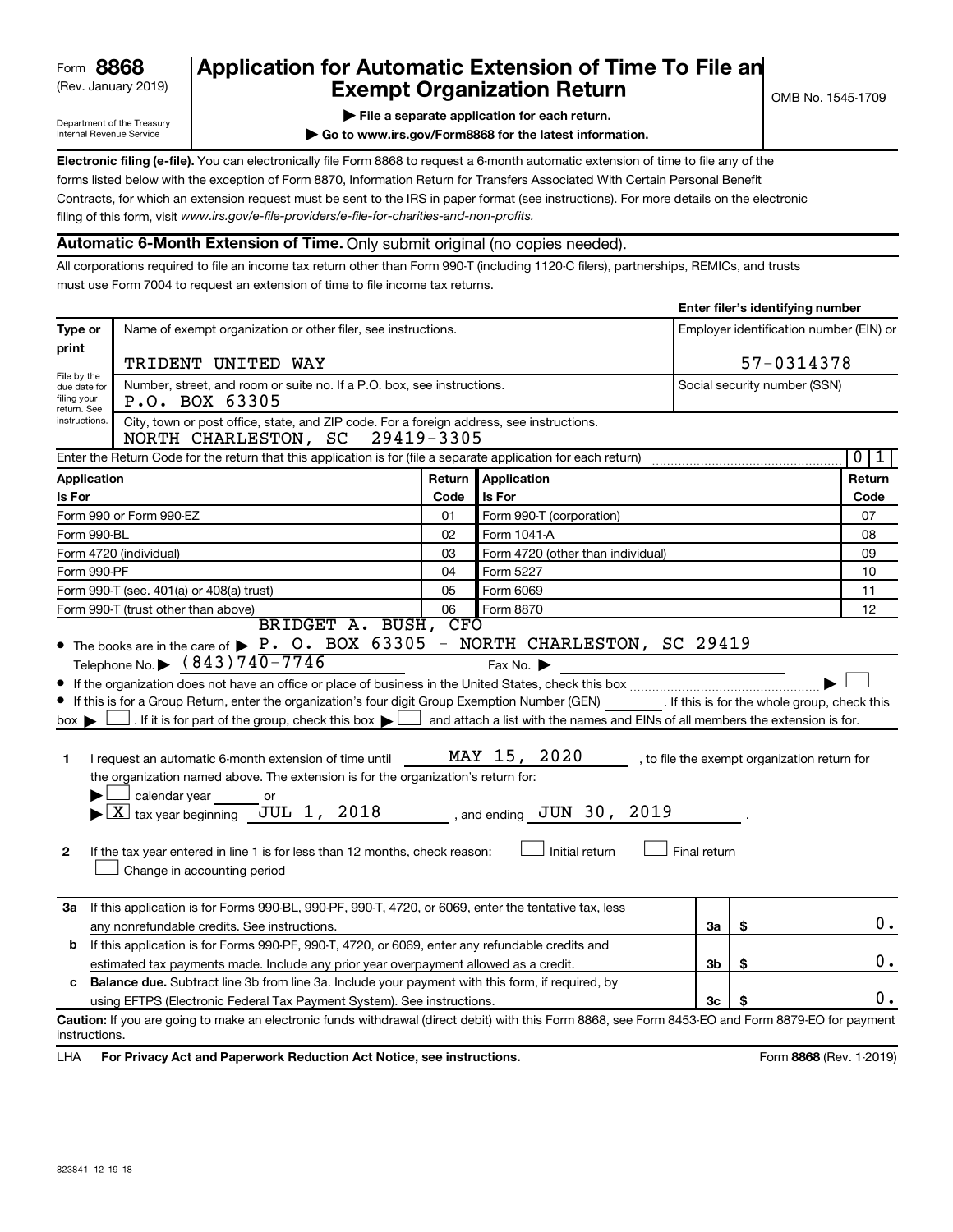Form **8868**
(Rev. January 2019)

Department of the Treasury
Internal Revenue Service

# Application for Automatic Extension of Time To File an Exempt Organization Return

▶ **File a separate application for each return.**

▶ **Go to www.irs.gov/Form8868 for the latest information.**

OMB No. 1545-1709

**Electronic filing (e-file).** You can electronically file Form 8868 to request a 6-month automatic extension of time to file any of the forms listed below with the exception of Form 8870, Information Return for Transfers Associated With Certain Personal Benefit Contracts, for which an extension request must be sent to the IRS in paper format (see instructions). For more details on the electronic filing of this form, visit *www.irs.gov/e-file-providers/e-file-for-charities-and-non-profits.*

## Automatic 6-Month Extension of Time. Only submit original (no copies needed).

All corporations required to file an income tax return other than Form 990-T (including 1120-C filers), partnerships, REMICs, and trusts must use Form 7004 to request an extension of time to file income tax returns.

**Enter filer's identifying number**

| **Type or print** | Name of exempt organization or other filer, see instructions. | Employer identification number (EIN) or |
|---|---|---|
| File by the due date for filing your return. See instructions. | TRIDENT UNITED WAY | 57-0314378 |
| | Number, street, and room or suite no. If a P.O. box, see instructions. P.O. BOX 63305 | Social security number (SSN) |
| | City, town or post office, state, and ZIP code. For a foreign address, see instructions. NORTH CHARLESTON, SC 29419-3305 | |

Enter the Return Code for the return that this application is for (file a separate application for each return) ........ 0 1

| **Application Is For** | **Return Code** | **Application Is For** | **Return Code** |
|---|---|---|---|
| Form 990 or Form 990-EZ | 01 | Form 990-T (corporation) | 07 |
| Form 990-BL | 02 | Form 1041-A | 08 |
| Form 4720 (individual) | 03 | Form 4720 (other than individual) | 09 |
| Form 990-PF | 04 | Form 5227 | 10 |
| Form 990-T (sec. 401(a) or 408(a) trust) | 05 | Form 6069 | 11 |
| Form 990-T (trust other than above) | 06 | Form 8870 | 12 |

- The books are in the care of ▶ BRIDGET A. BUSH, CFO P. O. BOX 63305 - NORTH CHARLESTON, SC 29419
  Telephone No. ▶ (843)740-7746 Fax No. ▶
- If the organization does not have an office or place of business in the United States, check this box ........ ▶ ☐
- If this is for a Group Return, enter the organization's four digit Group Exemption Number (GEN) ______ . If this is for the whole group, check this box ▶ ☐ . If it is for part of the group, check this box ▶ ☐ and attach a list with the names and EINs of all members the extension is for.

**1** I request an automatic 6-month extension of time until MAY 15, 2020 , to file the exempt organization return for the organization named above. The extension is for the organization's return for:
▶ ☐ calendar year ______ or
▶ ☒ tax year beginning JUL 1, 2018 , and ending JUN 30, 2019 .

**2** If the tax year entered in line 1 is for less than 12 months, check reason: ☐ Initial return ☐ Final return
☐ Change in accounting period

| | | | | |
|---|---|---|---|---|
| **3a** | If this application is for Forms 990-BL, 990-PF, 990-T, 4720, or 6069, enter the tentative tax, less any nonrefundable credits. See instructions. | 3a | $ | 0. |
| **b** | If this application is for Forms 990-PF, 990-T, 4720, or 6069, enter any refundable credits and estimated tax payments made. Include any prior year overpayment allowed as a credit. | 3b | $ | 0. |
| **c** | **Balance due.** Subtract line 3b from line 3a. Include your payment with this form, if required, by using EFTPS (Electronic Federal Tax Payment System). See instructions. | 3c | $ | 0. |

**Caution:** If you are going to make an electronic funds withdrawal (direct debit) with this Form 8868, see Form 8453-EO and Form 8879-EO for payment instructions.

LHA **For Privacy Act and Paperwork Reduction Act Notice, see instructions.** Form **8868** (Rev. 1-2019)

823841 12-19-18